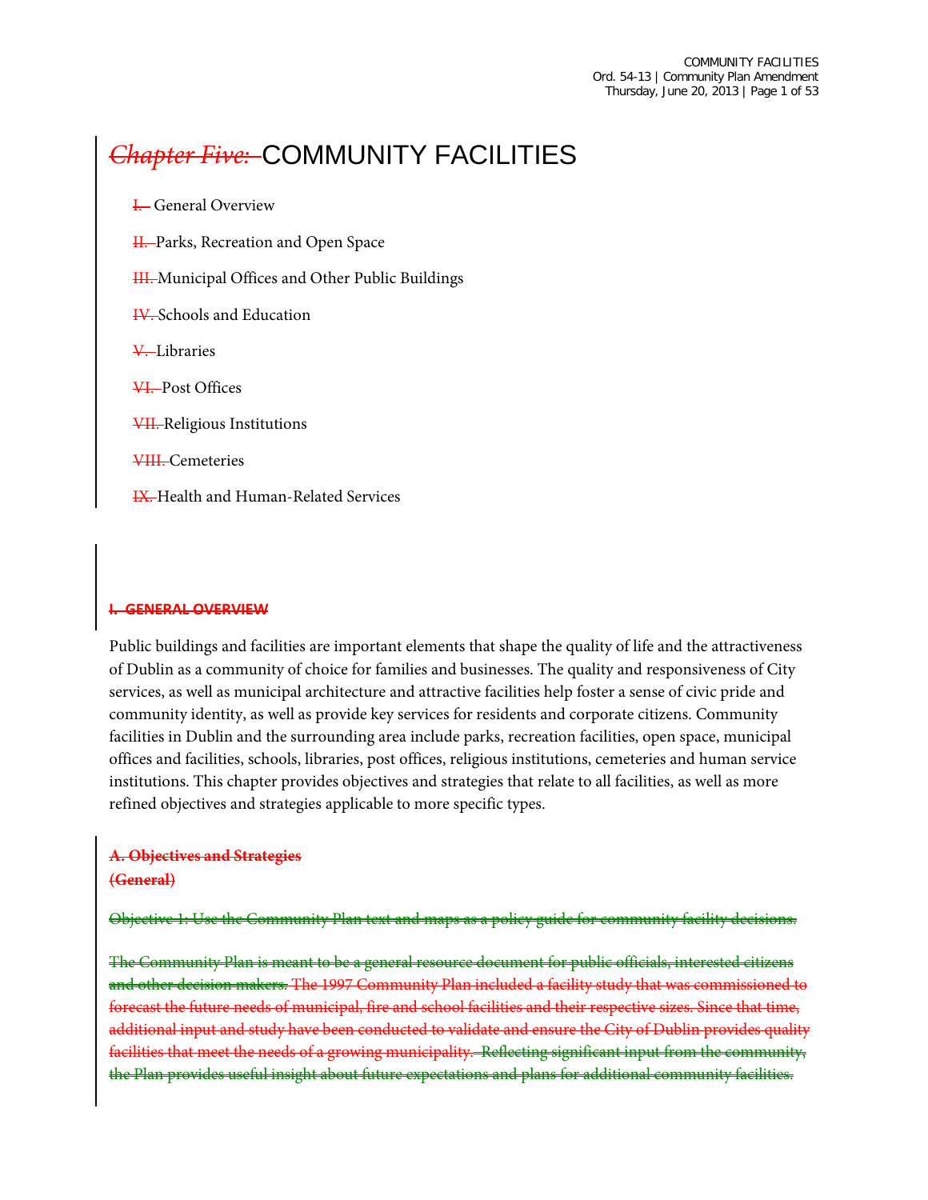# ~~Chapter Five:~~ COMMUNITY FACILITIES

~~I.~~ General Overview

~~II.~~ Parks, Recreation and Open Space

~~III.~~ Municipal Offices and Other Public Buildings

~~IV.~~ Schools and Education

~~V.~~ Libraries

~~VI.~~ Post Offices

~~VII.~~ Religious Institutions

~~VIII.~~ Cemeteries

~~IX.~~ Health and Human-Related Services

~~**I. GENERAL OVERVIEW**~~

Public buildings and facilities are important elements that shape the quality of life and the attractiveness of Dublin as a community of choice for families and businesses. The quality and responsiveness of City services, as well as municipal architecture and attractive facilities help foster a sense of civic pride and community identity, as well as provide key services for residents and corporate citizens. Community facilities in Dublin and the surrounding area include parks, recreation facilities, open space, municipal offices and facilities, schools, libraries, post offices, religious institutions, cemeteries and human service institutions. This chapter provides objectives and strategies that relate to all facilities, as well as more refined objectives and strategies applicable to more specific types.

~~**A. Objectives and Strategies**~~
~~**(General)**~~

~~Objective 1: Use the Community Plan text and maps as a policy guide for community facility decisions.~~

~~The Community Plan is meant to be a general resource document for public officials, interested citizens and other decision makers. The 1997 Community Plan included a facility study that was commissioned to forecast the future needs of municipal, fire and school facilities and their respective sizes. Since that time, additional input and study have been conducted to validate and ensure the City of Dublin provides quality facilities that meet the needs of a growing municipality. Reflecting significant input from the community, the Plan provides useful insight about future expectations and plans for additional community facilities.~~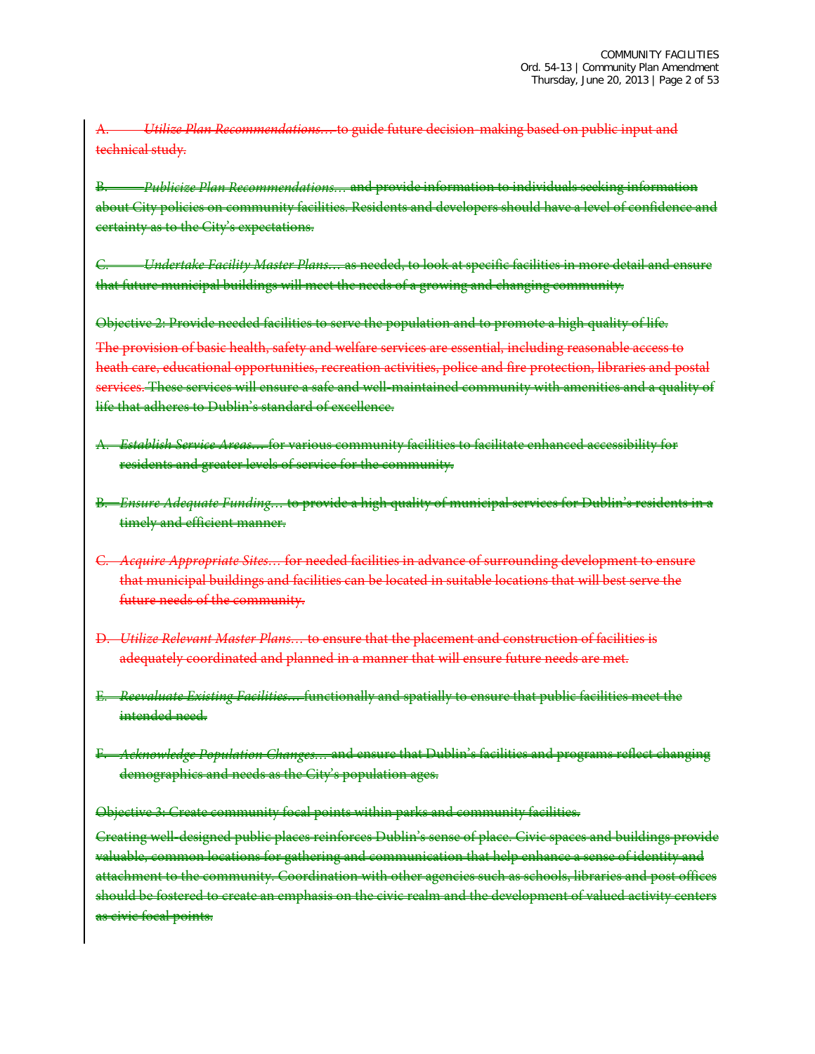~~A. *Utilize Plan Recommendations…* to guide future decision-making based on public input and technical study.~~

~~B. *Publicize Plan Recommendations…* and provide information to individuals seeking information about City policies on community facilities. Residents and developers should have a level of confidence and certainty as to the City's expectations.~~

~~C. *Undertake Facility Master Plans…* as needed, to look at specific facilities in more detail and ensure that future municipal buildings will meet the needs of a growing and changing community.~~

~~Objective 2: Provide needed facilities to serve the population and to promote a high quality of life.~~

~~The provision of basic health, safety and welfare services are essential, including reasonable access to heath care, educational opportunities, recreation activities, police and fire protection, libraries and postal services. These services will ensure a safe and well-maintained community with amenities and a quality of life that adheres to Dublin's standard of excellence.~~

~~A. *Establish Service Areas…* for various community facilities to facilitate enhanced accessibility for residents and greater levels of service for the community.~~

~~B. *Ensure Adequate Funding…* to provide a high quality of municipal services for Dublin's residents in a timely and efficient manner.~~

~~C. *Acquire Appropriate Sites…* for needed facilities in advance of surrounding development to ensure that municipal buildings and facilities can be located in suitable locations that will best serve the future needs of the community.~~

~~D. *Utilize Relevant Master Plans…* to ensure that the placement and construction of facilities is adequately coordinated and planned in a manner that will ensure future needs are met.~~

~~E. *Reevaluate Existing Facilities…* functionally and spatially to ensure that public facilities meet the intended need.~~

~~F. *Acknowledge Population Changes…* and ensure that Dublin's facilities and programs reflect changing demographics and needs as the City's population ages.~~

~~Objective 3: Create community focal points within parks and community facilities.~~

~~Creating well-designed public places reinforces Dublin's sense of place. Civic spaces and buildings provide valuable, common locations for gathering and communication that help enhance a sense of identity and attachment to the community. Coordination with other agencies such as schools, libraries and post offices should be fostered to create an emphasis on the civic realm and the development of valued activity centers as civic focal points.~~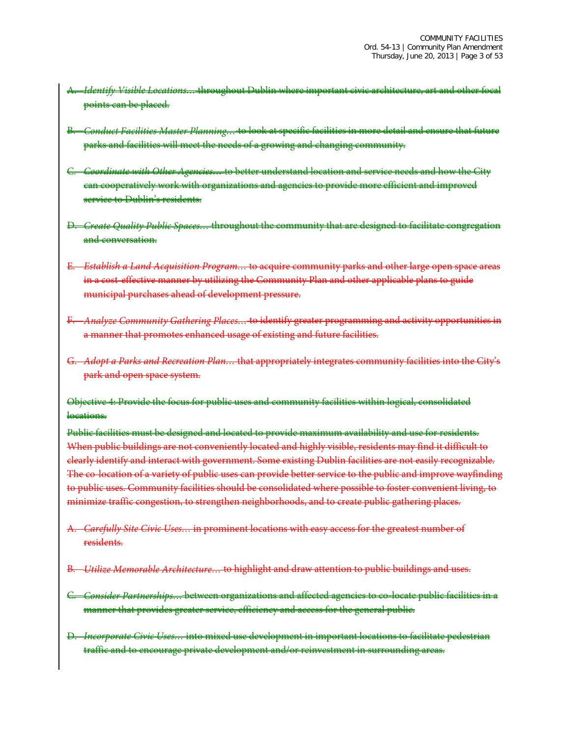~~A. *Identify Visible Locations…* throughout Dublin where important civic architecture, art and other focal points can be placed.~~

~~B. *Conduct Facilities Master Planning…* to look at specific facilities in more detail and ensure that future parks and facilities will meet the needs of a growing and changing community.~~

~~C. *Coordinate with Other Agencies…* to better understand location and service needs and how the City can cooperatively work with organizations and agencies to provide more efficient and improved service to Dublin's residents.~~

~~D. *Create Quality Public Spaces…* throughout the community that are designed to facilitate congregation and conversation.~~

~~E. *Establish a Land Acquisition Program…* to acquire community parks and other large open space areas in a cost-effective manner by utilizing the Community Plan and other applicable plans to guide municipal purchases ahead of development pressure.~~

~~F. *Analyze Community Gathering Places…* to identify greater programming and activity opportunities in a manner that promotes enhanced usage of existing and future facilities.~~

~~G. *Adopt a Parks and Recreation Plan…* that appropriately integrates community facilities into the City's park and open space system.~~

~~Objective 4: Provide the focus for public uses and community facilities within logical, consolidated locations.~~

~~Public facilities must be designed and located to provide maximum availability and use for residents. When public buildings are not conveniently located and highly visible, residents may find it difficult to clearly identify and interact with government. Some existing Dublin facilities are not easily recognizable. The co-location of a variety of public uses can provide better service to the public and improve wayfinding to public uses. Community facilities should be consolidated where possible to foster convenient living, to minimize traffic congestion, to strengthen neighborhoods, and to create public gathering places.~~

~~A. *Carefully Site Civic Uses…* in prominent locations with easy access for the greatest number of residents.~~

~~B. *Utilize Memorable Architecture…* to highlight and draw attention to public buildings and uses.~~

~~C. *Consider Partnerships…* between organizations and affected agencies to co-locate public facilities in a manner that provides greater service, efficiency and access for the general public.~~

~~D. *Incorporate Civic Uses…* into mixed use development in important locations to facilitate pedestrian traffic and to encourage private development and/or reinvestment in surrounding areas.~~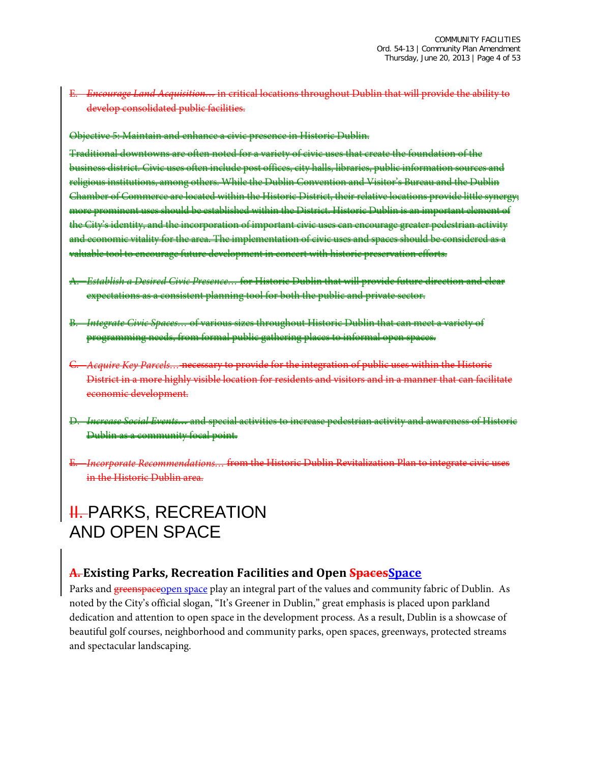~~E. *Encourage Land Acquisition…* in critical locations throughout Dublin that will provide the ability to develop consolidated public facilities.~~

~~Objective 5: Maintain and enhance a civic presence in Historic Dublin.~~

~~Traditional downtowns are often noted for a variety of civic uses that create the foundation of the business district. Civic uses often include post offices, city halls, libraries, public information sources and religious institutions, among others. While the Dublin Convention and Visitor's Bureau and the Dublin Chamber of Commerce are located within the Historic District, their relative locations provide little synergy; more prominent uses should be established within the District. Historic Dublin is an important element of the City's identity, and the incorporation of important civic uses can encourage greater pedestrian activity and economic vitality for the area. The implementation of civic uses and spaces should be considered as a valuable tool to encourage future development in concert with historic preservation efforts.~~

~~A. *Establish a Desired Civic Presence…* for Historic Dublin that will provide future direction and clear expectations as a consistent planning tool for both the public and private sector.~~

~~B. *Integrate Civic Spaces…* of various sizes throughout Historic Dublin that can meet a variety of programming needs, from formal public gathering places to informal open spaces.~~

~~C. *Acquire Key Parcels…* necessary to provide for the integration of public uses within the Historic District in a more highly visible location for residents and visitors and in a manner that can facilitate economic development.~~

~~D. *Increase Social Events…* and special activities to increase pedestrian activity and awareness of Historic Dublin as a community focal point.~~

~~E. *Incorporate Recommendations…* from the Historic Dublin Revitalization Plan to integrate civic uses in the Historic Dublin area.~~

# ~~II.~~ PARKS, RECREATION AND OPEN SPACE

## ~~A.~~ Existing Parks, Recreation Facilities and Open ~~Spaces~~Space

Parks and ~~greenspace~~open space play an integral part of the values and community fabric of Dublin. As noted by the City's official slogan, "It's Greener in Dublin," great emphasis is placed upon parkland dedication and attention to open space in the development process. As a result, Dublin is a showcase of beautiful golf courses, neighborhood and community parks, open spaces, greenways, protected streams and spectacular landscaping.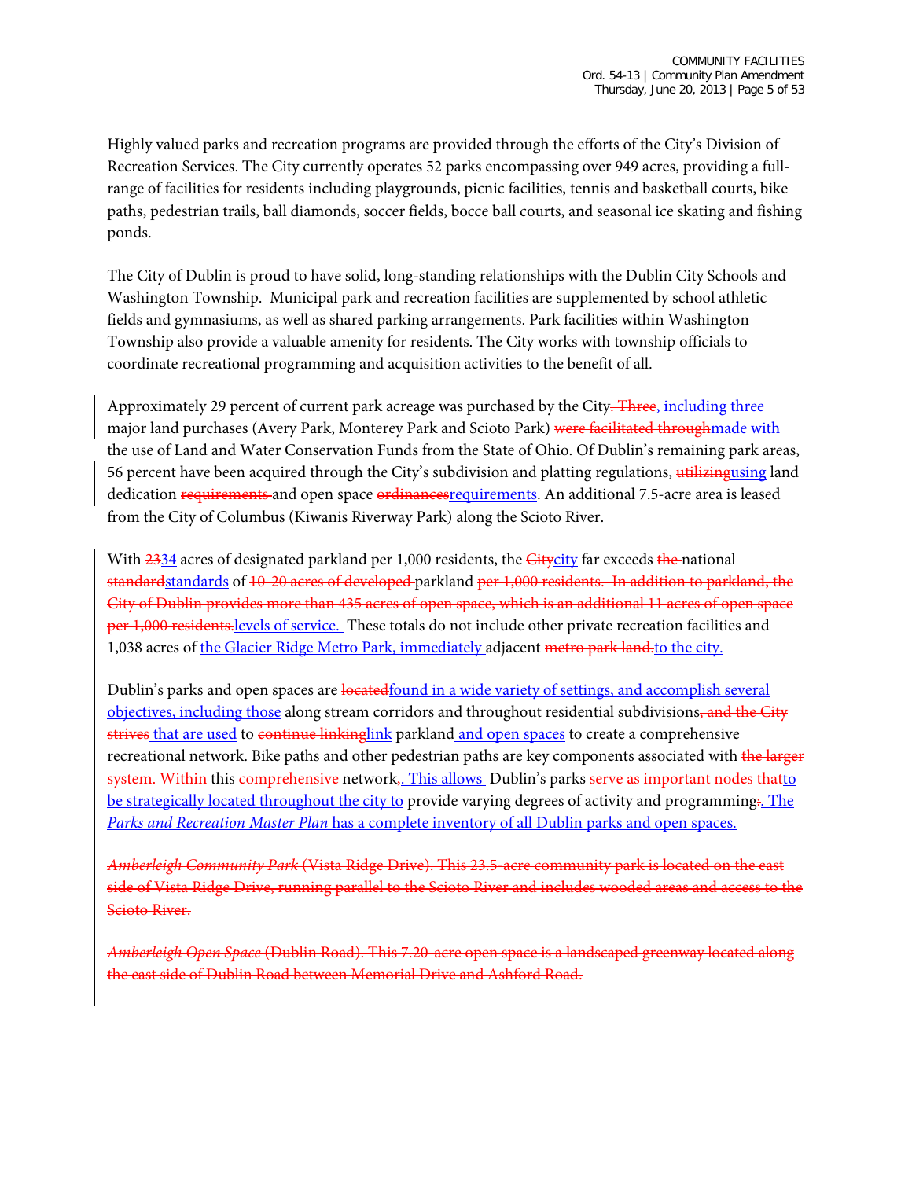Highly valued parks and recreation programs are provided through the efforts of the City's Division of Recreation Services. The City currently operates 52 parks encompassing over 949 acres, providing a full-range of facilities for residents including playgrounds, picnic facilities, tennis and basketball courts, bike paths, pedestrian trails, ball diamonds, soccer fields, bocce ball courts, and seasonal ice skating and fishing ponds.

The City of Dublin is proud to have solid, long-standing relationships with the Dublin City Schools and Washington Township. Municipal park and recreation facilities are supplemented by school athletic fields and gymnasiums, as well as shared parking arrangements. Park facilities within Washington Township also provide a valuable amenity for residents. The City works with township officials to coordinate recreational programming and acquisition activities to the benefit of all.

Approximately 29 percent of current park acreage was purchased by the City~~. Three~~<u>, including three</u> major land purchases (Avery Park, Monterey Park and Scioto Park) ~~were facilitated through~~<u>made with</u> the use of Land and Water Conservation Funds from the State of Ohio. Of Dublin's remaining park areas, 56 percent have been acquired through the City's subdivision and platting regulations, ~~utilizing~~<u>using</u> land dedication ~~requirements~~ and open space ~~ordinances~~<u>requirements</u>. An additional 7.5-acre area is leased from the City of Columbus (Kiwanis Riverway Park) along the Scioto River.

With ~~23~~<u>34</u> acres of designated parkland per 1,000 residents, the ~~City~~<u>city</u> far exceeds ~~the~~ national ~~standard~~<u>standards</u> of ~~10-20 acres of developed~~ parkland ~~per 1,000 residents. In addition to parkland, the City of Dublin provides more than 435 acres of open space, which is an additional 11 acres of open space per 1,000 residents.~~<u>levels of service.</u> These totals do not include other private recreation facilities and 1,038 acres of <u>the Glacier Ridge Metro Park, immediately</u> adjacent ~~metro park land.~~<u>to the city.</u>

Dublin's parks and open spaces are ~~located~~<u>found in a wide variety of settings, and accomplish several objectives, including those</u> along stream corridors and throughout residential subdivisions~~, and the City strives~~<u> that are used</u> to ~~continue linking~~<u>link</u> parkland<u> and open spaces</u> to create a comprehensive recreational network. Bike paths and other pedestrian paths are key components associated with ~~the larger system. Within~~ this ~~comprehensive~~ network~~,~~<u>. This allows</u> Dublin's parks ~~serve as important nodes that~~<u>to be strategically located throughout the city to</u> provide varying degrees of activity and programming~~:~~<u>. The *Parks and Recreation Master Plan* has a complete inventory of all Dublin parks and open spaces.</u>

~~*Amberleigh Community Park* (Vista Ridge Drive). This 23.5-acre community park is located on the east side of Vista Ridge Drive, running parallel to the Scioto River and includes wooded areas and access to the Scioto River.~~

~~*Amberleigh Open Space* (Dublin Road). This 7.20-acre open space is a landscaped greenway located along the east side of Dublin Road between Memorial Drive and Ashford Road.~~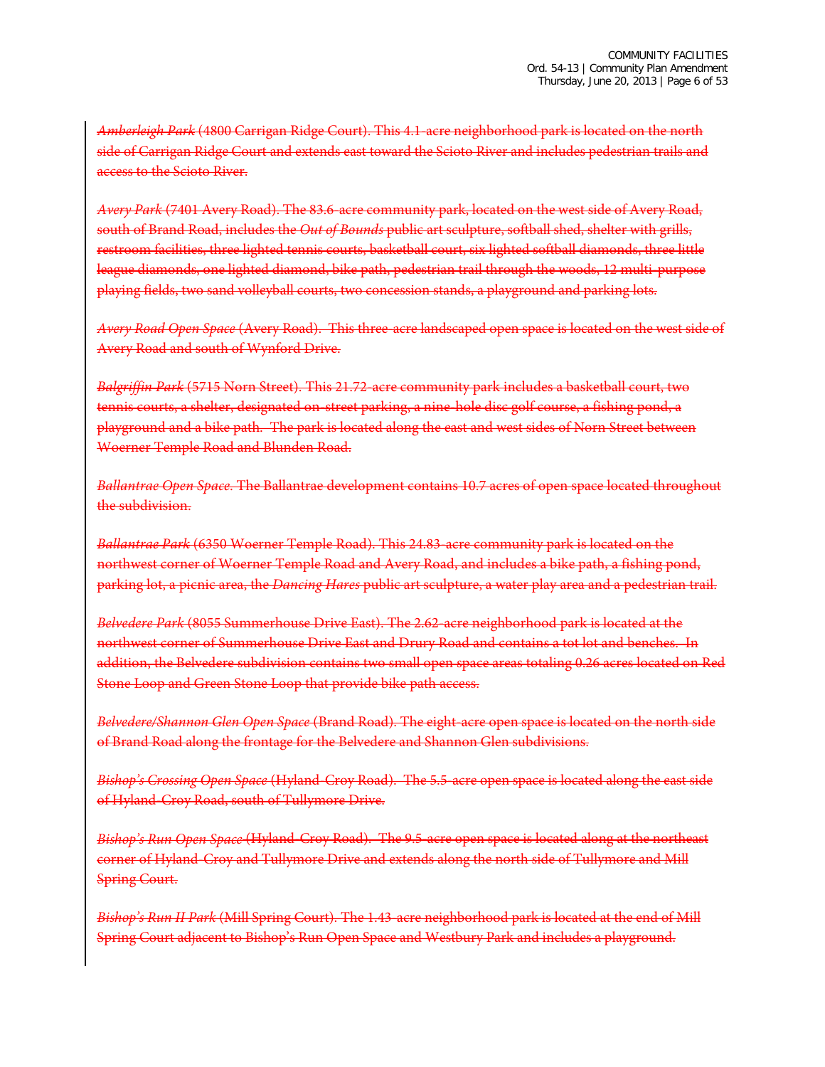~~*Amberleigh Park* (4800 Carrigan Ridge Court). This 4.1-acre neighborhood park is located on the north side of Carrigan Ridge Court and extends east toward the Scioto River and includes pedestrian trails and access to the Scioto River.~~

~~*Avery Park* (7401 Avery Road). The 83.6-acre community park, located on the west side of Avery Road, south of Brand Road, includes the *Out of Bounds* public art sculpture, softball shed, shelter with grills, restroom facilities, three lighted tennis courts, basketball court, six lighted softball diamonds, three little league diamonds, one lighted diamond, bike path, pedestrian trail through the woods, 12 multi-purpose playing fields, two sand volleyball courts, two concession stands, a playground and parking lots.~~

~~*Avery Road Open Space* (Avery Road). This three-acre landscaped open space is located on the west side of Avery Road and south of Wynford Drive.~~

~~*Balgriffin Park* (5715 Norn Street). This 21.72-acre community park includes a basketball court, two tennis courts, a shelter, designated on-street parking, a nine-hole disc golf course, a fishing pond, a playground and a bike path. The park is located along the east and west sides of Norn Street between Woerner-Temple Road and Blunden Road.~~

~~*Ballantrae Open Space*. The Ballantrae development contains 10.7 acres of open space located throughout the subdivision.~~

~~*Ballantrae Park* (6350 Woerner-Temple Road). This 24.83-acre community park is located on the northwest corner of Woerner-Temple Road and Avery Road, and includes a bike path, a fishing pond, parking lot, a picnic area, the *Dancing Hares* public art sculpture, a water play area and a pedestrian trail.~~

~~*Belvedere Park* (8055 Summerhouse Drive East). The 2.62-acre neighborhood park is located at the northwest corner of Summerhouse Drive East and Drury Road and contains a tot lot and benches. In addition, the Belvedere subdivision contains two small open space areas totaling 0.26 acres located on Red Stone Loop and Green Stone Loop that provide bike path access.~~

~~*Belvedere/Shannon Glen Open Space* (Brand Road). The eight-acre open space is located on the north side of Brand Road along the frontage for the Belvedere and Shannon Glen subdivisions.~~

~~*Bishop's Crossing Open Space* (Hyland-Croy Road). The 5.5-acre open space is located along the east side of Hyland-Croy Road, south of Tullymore Drive.~~

~~*Bishop's Run Open Space* (Hyland-Croy Road). The 9.5-acre open space is located along at the northeast corner of Hyland-Croy and Tullymore Drive and extends along the north side of Tullymore and Mill Spring Court.~~

~~*Bishop's Run II Park* (Mill Spring Court). The 1.43-acre neighborhood park is located at the end of Mill Spring Court adjacent to Bishop's Run Open Space and Westbury Park and includes a playground.~~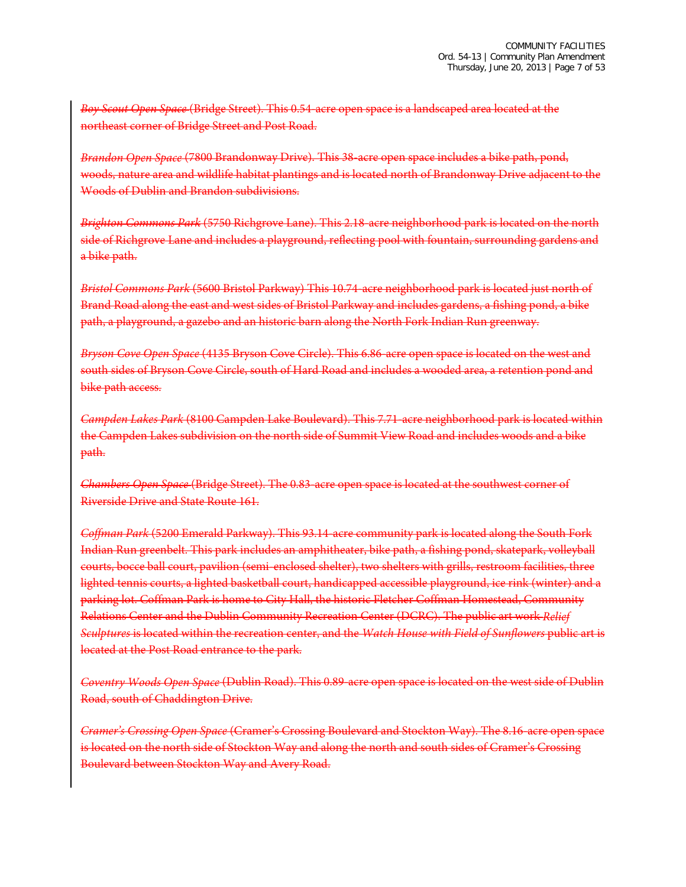~~*Boy Scout Open Space* (Bridge Street). This 0.54-acre open space is a landscaped area located at the northeast corner of Bridge Street and Post Road.~~

~~*Brandon Open Space* (7800 Brandonway Drive). This 38-acre open space includes a bike path, pond, woods, nature area and wildlife habitat plantings and is located north of Brandonway Drive adjacent to the Woods of Dublin and Brandon subdivisions.~~

~~*Brighton Commons Park* (5750 Richgrove Lane). This 2.18-acre neighborhood park is located on the north side of Richgrove Lane and includes a playground, reflecting pool with fountain, surrounding gardens and a bike path.~~

~~*Bristol Commons Park* (5600 Bristol Parkway) This 10.74-acre neighborhood park is located just north of Brand Road along the east and west sides of Bristol Parkway and includes gardens, a fishing pond, a bike path, a playground, a gazebo and an historic barn along the North Fork Indian Run greenway.~~

~~*Bryson Cove Open Space* (4135 Bryson Cove Circle). This 6.86-acre open space is located on the west and south sides of Bryson Cove Circle, south of Hard Road and includes a wooded area, a retention pond and bike path access.~~

~~*Campden Lakes Park* (8100 Campden Lake Boulevard). This 7.71-acre neighborhood park is located within the Campden Lakes subdivision on the north side of Summit View Road and includes woods and a bike path.~~

~~*Chambers Open Space* (Bridge Street). The 0.83-acre open space is located at the southwest corner of Riverside Drive and State Route 161.~~

~~*Coffman Park* (5200 Emerald Parkway). This 93.14-acre community park is located along the South Fork Indian Run greenbelt. This park includes an amphitheater, bike path, a fishing pond, skatepark, volleyball courts, bocce ball court, pavilion (semi-enclosed shelter), two shelters with grills, restroom facilities, three lighted tennis courts, a lighted basketball court, handicapped accessible playground, ice rink (winter) and a parking lot. Coffman Park is home to City Hall, the historic Fletcher Coffman Homestead, Community Relations Center and the Dublin Community Recreation Center (DCRC). The public art work *Relief Sculptures* is located within the recreation center, and the *Watch House with Field of Sunflowers* public art is located at the Post Road entrance to the park.~~

~~*Coventry Woods Open Space* (Dublin Road). This 0.89-acre open space is located on the west side of Dublin Road, south of Chaddington Drive.~~

~~*Cramer's Crossing Open Space* (Cramer's Crossing Boulevard and Stockton Way). The 8.16-acre open space is located on the north side of Stockton Way and along the north and south sides of Cramer's Crossing Boulevard between Stockton Way and Avery Road.~~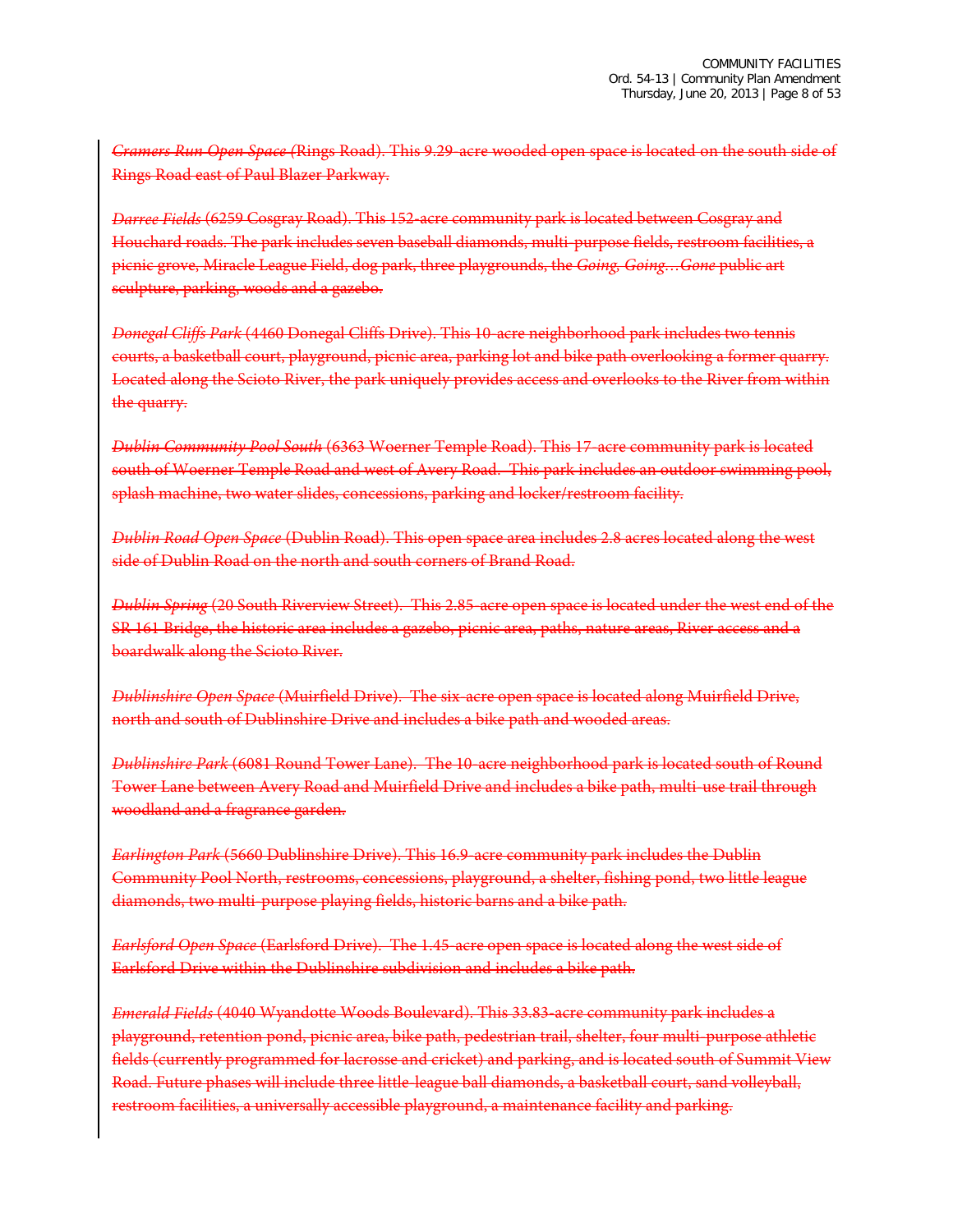~~*Cramers Run Open Space* (Rings Road). This 9.29-acre wooded open space is located on the south side of Rings Road east of Paul Blazer Parkway.~~

~~*Darree Fields* (6259 Cosgray Road). This 152-acre community park is located between Cosgray and Houchard roads. The park includes seven baseball diamonds, multi-purpose fields, restroom facilities, a picnic grove, Miracle League Field, dog park, three playgrounds, the *Going, Going…Gone* public art sculpture, parking, woods and a gazebo.~~

~~*Donegal Cliffs Park* (4460 Donegal Cliffs Drive). This 10-acre neighborhood park includes two tennis courts, a basketball court, playground, picnic area, parking lot and bike path overlooking a former quarry. Located along the Scioto River, the park uniquely provides access and overlooks to the River from within the quarry.~~

~~*Dublin Community Pool South* (6363 Woerner Temple Road). This 17-acre community park is located south of Woerner Temple Road and west of Avery Road. This park includes an outdoor swimming pool, splash machine, two water slides, concessions, parking and locker/restroom facility.~~

~~*Dublin Road Open Space* (Dublin Road). This open space area includes 2.8 acres located along the west side of Dublin Road on the north and south corners of Brand Road.~~

~~*Dublin Spring* (20 South Riverview Street). This 2.85-acre open space is located under the west end of the SR 161 Bridge, the historic area includes a gazebo, picnic area, paths, nature areas, River access and a boardwalk along the Scioto River.~~

~~*Dublinshire Open Space* (Muirfield Drive). The six-acre open space is located along Muirfield Drive, north and south of Dublinshire Drive and includes a bike path and wooded areas.~~

~~*Dublinshire Park* (6081 Round Tower Lane). The 10-acre neighborhood park is located south of Round Tower Lane between Avery Road and Muirfield Drive and includes a bike path, multi-use trail through woodland and a fragrance garden.~~

~~*Earlington Park* (5660 Dublinshire Drive). This 16.9-acre community park includes the Dublin Community Pool North, restrooms, concessions, playground, a shelter, fishing pond, two little league diamonds, two multi-purpose playing fields, historic barns and a bike path.~~

~~*Earlsford Open Space* (Earlsford Drive). The 1.45-acre open space is located along the west side of Earlsford Drive within the Dublinshire subdivision and includes a bike path.~~

~~*Emerald Fields* (4040 Wyandotte Woods Boulevard). This 33.83-acre community park includes a playground, retention pond, picnic area, bike path, pedestrian trail, shelter, four multi-purpose athletic fields (currently programmed for lacrosse and cricket) and parking, and is located south of Summit View Road. Future phases will include three little-league ball diamonds, a basketball court, sand volleyball, restroom facilities, a universally accessible playground, a maintenance facility and parking.~~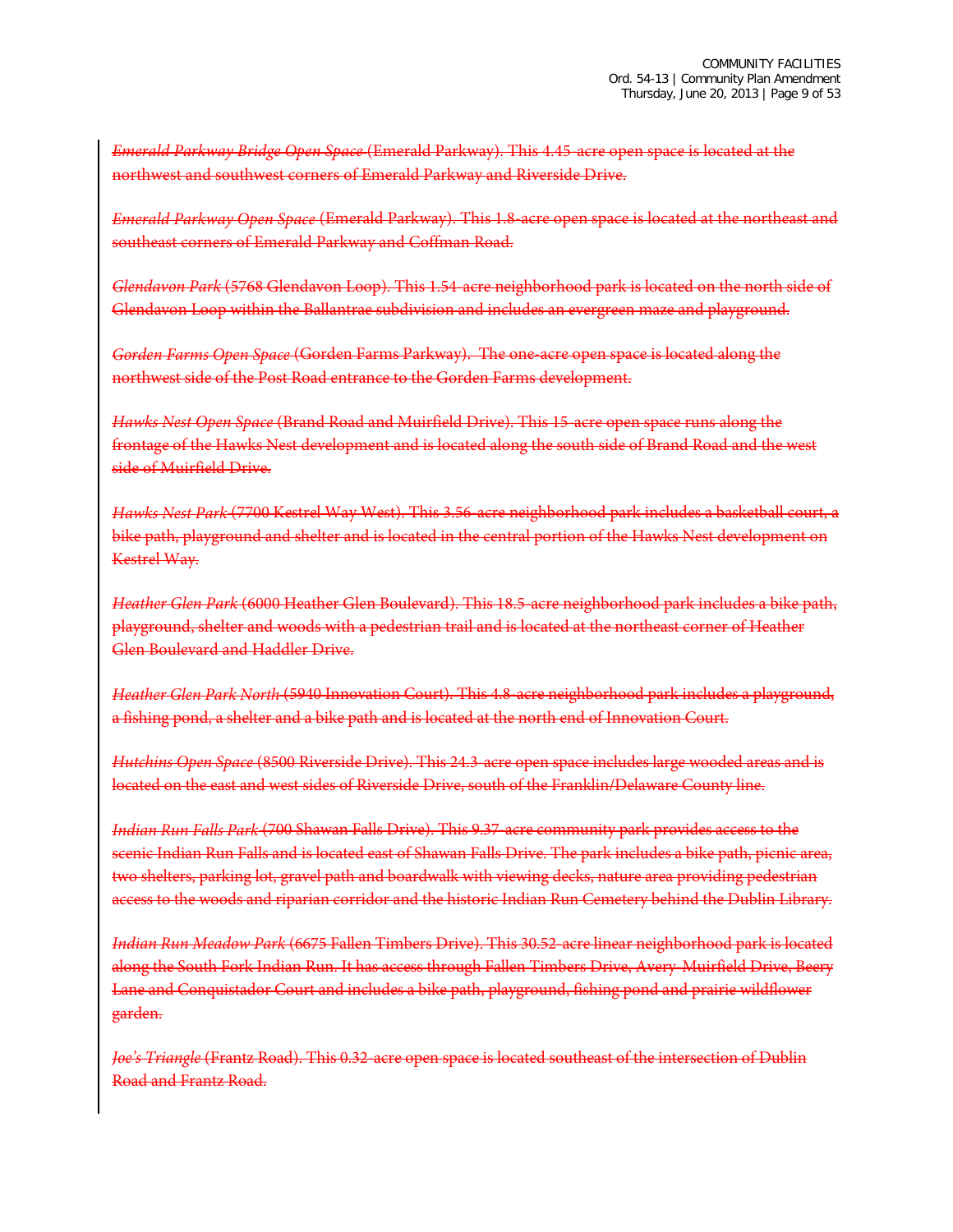~~*Emerald Parkway Bridge Open Space* (Emerald Parkway). This 4.45-acre open space is located at the northwest and southwest corners of Emerald Parkway and Riverside Drive.~~

~~*Emerald Parkway Open Space* (Emerald Parkway). This 1.8-acre open space is located at the northeast and southeast corners of Emerald Parkway and Coffman Road.~~

~~*Glendavon Park* (5768 Glendavon Loop). This 1.54-acre neighborhood park is located on the north side of Glendavon Loop within the Ballantrae subdivision and includes an evergreen maze and playground.~~

~~*Gorden Farms Open Space* (Gorden Farms Parkway). The one-acre open space is located along the northwest side of the Post Road entrance to the Gorden Farms development.~~

~~*Hawks Nest Open Space* (Brand Road and Muirfield Drive). This 15-acre open space runs along the frontage of the Hawks Nest development and is located along the south side of Brand Road and the west side of Muirfield Drive.~~

~~*Hawks Nest Park* (7700 Kestrel Way West). This 3.56-acre neighborhood park includes a basketball court, a bike path, playground and shelter and is located in the central portion of the Hawks Nest development on Kestrel Way.~~

~~*Heather Glen Park* (6000 Heather Glen Boulevard). This 18.5-acre neighborhood park includes a bike path, playground, shelter and woods with a pedestrian trail and is located at the northeast corner of Heather Glen Boulevard and Haddler Drive.~~

~~*Heather Glen Park North* (5940 Innovation Court). This 4.8-acre neighborhood park includes a playground, a fishing pond, a shelter and a bike path and is located at the north end of Innovation Court.~~

~~*Hutchins Open Space* (8500 Riverside Drive). This 24.3-acre open space includes large wooded areas and is located on the east and west sides of Riverside Drive, south of the Franklin/Delaware County line.~~

~~*Indian Run Falls Park* (700 Shawan Falls Drive). This 9.37-acre community park provides access to the scenic Indian Run Falls and is located east of Shawan Falls Drive. The park includes a bike path, picnic area, two shelters, parking lot, gravel path and boardwalk with viewing decks, nature area providing pedestrian access to the woods and riparian corridor and the historic Indian Run Cemetery behind the Dublin Library.~~

~~*Indian Run Meadow Park* (6675 Fallen Timbers Drive). This 30.52-acre linear neighborhood park is located along the South Fork Indian Run. It has access through Fallen Timbers Drive, Avery-Muirfield Drive, Beery Lane and Conquistador Court and includes a bike path, playground, fishing pond and prairie wildflower garden.~~

~~*Joe's Triangle* (Frantz Road). This 0.32-acre open space is located southeast of the intersection of Dublin Road and Frantz Road.~~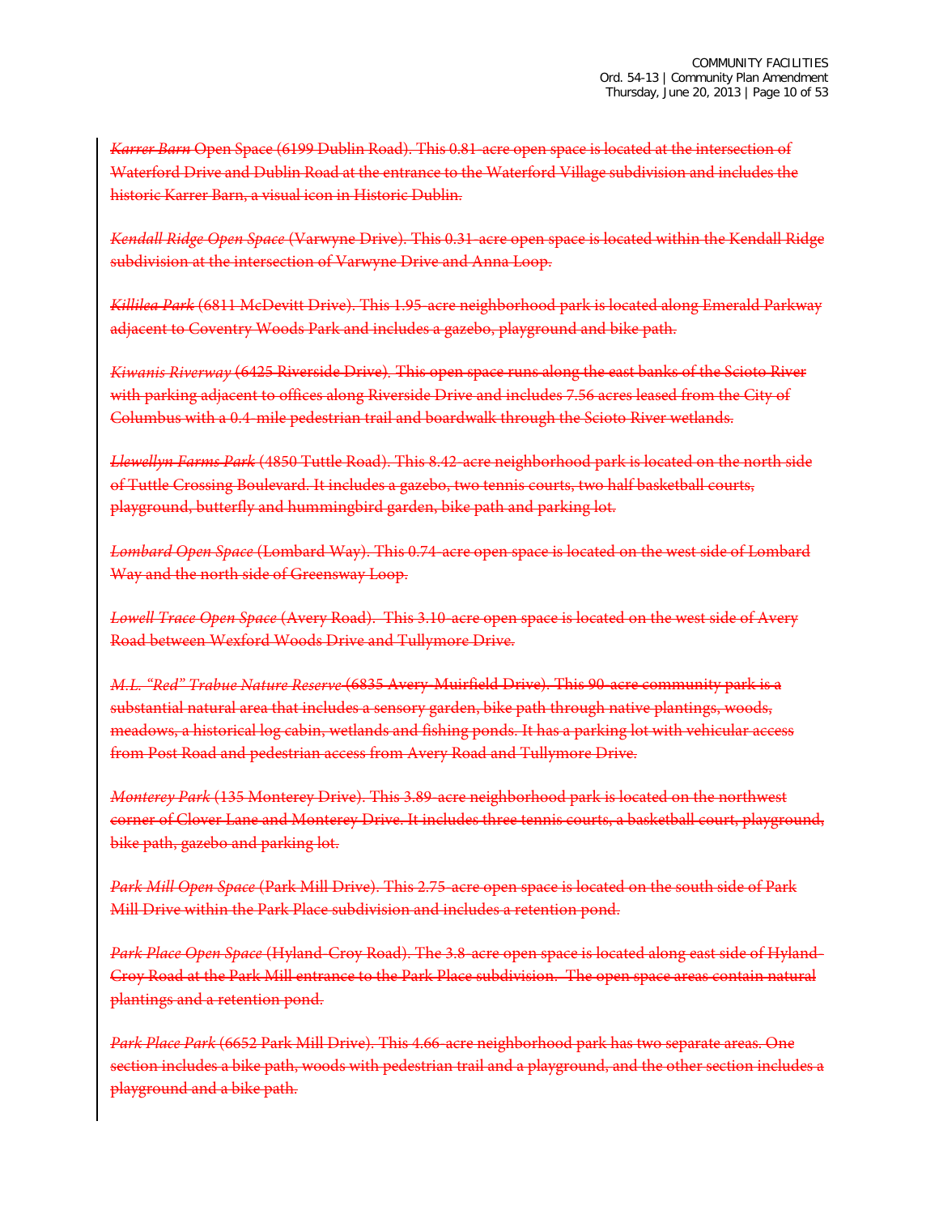~~*Karrer Barn* Open Space (6199 Dublin Road). This 0.81-acre open space is located at the intersection of Waterford Drive and Dublin Road at the entrance to the Waterford Village subdivision and includes the historic Karrer Barn, a visual icon in Historic Dublin.~~

~~*Kendall Ridge Open Space* (Varwyne Drive). This 0.31-acre open space is located within the Kendall Ridge subdivision at the intersection of Varwyne Drive and Anna Loop.~~

~~*Killilea Park* (6811 McDevitt Drive). This 1.95-acre neighborhood park is located along Emerald Parkway adjacent to Coventry Woods Park and includes a gazebo, playground and bike path.~~

~~*Kiwanis Riverway* (6425 Riverside Drive). This open space runs along the east banks of the Scioto River with parking adjacent to offices along Riverside Drive and includes 7.56 acres leased from the City of Columbus with a 0.4-mile pedestrian trail and boardwalk through the Scioto River wetlands.~~

~~*Llewellyn Farms Park* (4850 Tuttle Road). This 8.42-acre neighborhood park is located on the north side of Tuttle Crossing Boulevard. It includes a gazebo, two tennis courts, two half basketball courts, playground, butterfly and hummingbird garden, bike path and parking lot.~~

~~*Lombard Open Space* (Lombard Way). This 0.74-acre open space is located on the west side of Lombard Way and the north side of Greensway Loop.~~

~~*Lowell Trace Open Space* (Avery Road). This 3.10-acre open space is located on the west side of Avery Road between Wexford Woods Drive and Tullymore Drive.~~

~~*M.L. "Red" Trabue Nature Reserve* (6835 Avery-Muirfield Drive). This 90-acre community park is a substantial natural area that includes a sensory garden, bike path through native plantings, woods, meadows, a historical log cabin, wetlands and fishing ponds. It has a parking lot with vehicular access from Post Road and pedestrian access from Avery Road and Tullymore Drive.~~

~~*Monterey Park* (135 Monterey Drive). This 3.89-acre neighborhood park is located on the northwest corner of Clover Lane and Monterey Drive. It includes three tennis courts, a basketball court, playground, bike path, gazebo and parking lot.~~

~~*Park Mill Open Space* (Park Mill Drive). This 2.75-acre open space is located on the south side of Park Mill Drive within the Park Place subdivision and includes a retention pond.~~

~~*Park Place Open Space* (Hyland-Croy Road). The 3.8-acre open space is located along east side of Hyland-Croy Road at the Park Mill entrance to the Park Place subdivision. The open space areas contain natural plantings and a retention pond.~~

~~*Park Place Park* (6652 Park Mill Drive). This 4.66-acre neighborhood park has two separate areas. One section includes a bike path, woods with pedestrian trail and a playground, and the other section includes a playground and a bike path.~~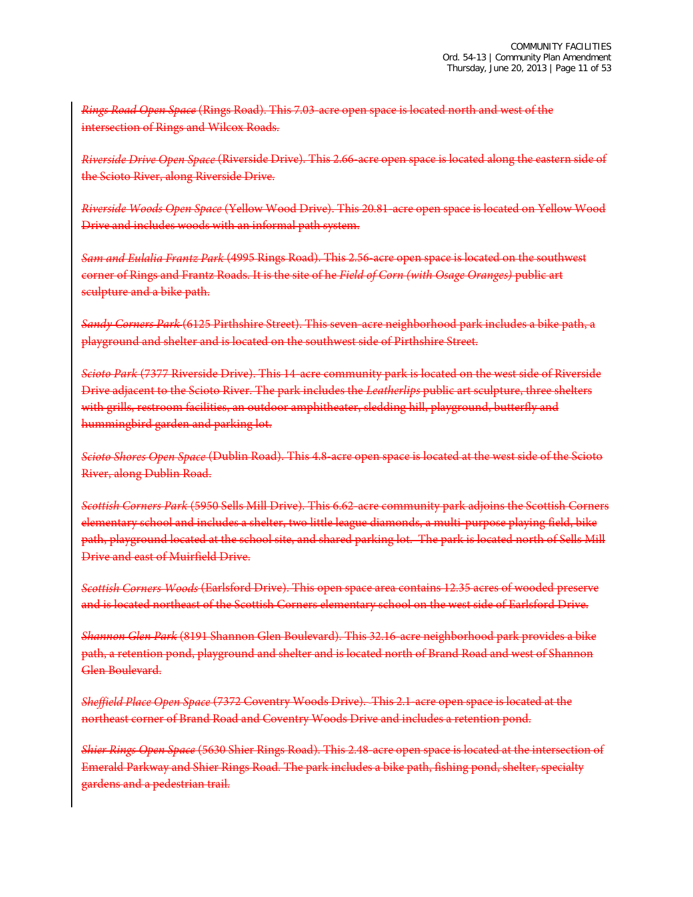~~*Rings Road Open Space* (Rings Road). This 7.03-acre open space is located north and west of the intersection of Rings and Wilcox Roads.~~

~~*Riverside Drive Open Space* (Riverside Drive). This 2.66-acre open space is located along the eastern side of the Scioto River, along Riverside Drive.~~

~~*Riverside Woods Open Space* (Yellow Wood Drive). This 20.81-acre open space is located on Yellow Wood Drive and includes woods with an informal path system.~~

~~*Sam and Eulalia Frantz Park* (4995 Rings Road). This 2.56-acre open space is located on the southwest corner of Rings and Frantz Roads. It is the site of he *Field of Corn (with Osage Oranges)* public art sculpture and a bike path.~~

~~*Sandy Corners Park* (6125 Pirthshire Street). This seven-acre neighborhood park includes a bike path, a playground and shelter and is located on the southwest side of Pirthshire Street.~~

~~*Scioto Park* (7377 Riverside Drive). This 14-acre community park is located on the west side of Riverside Drive adjacent to the Scioto River. The park includes the *Leatherlips* public art sculpture, three shelters with grills, restroom facilities, an outdoor amphitheater, sledding hill, playground, butterfly and hummingbird garden and parking lot.~~

~~*Scioto Shores Open Space* (Dublin Road). This 4.8-acre open space is located at the west side of the Scioto River, along Dublin Road.~~

~~*Scottish Corners Park* (5950 Sells Mill Drive). This 6.62-acre community park adjoins the Scottish Corners elementary school and includes a shelter, two little league diamonds, a multi-purpose playing field, bike path, playground located at the school site, and shared parking lot. The park is located north of Sells Mill Drive and east of Muirfield Drive.~~

~~*Scottish Corners Woods* (Earlsford Drive). This open space area contains 12.35 acres of wooded preserve and is located northeast of the Scottish Corners elementary school on the west side of Earlsford Drive.~~

~~*Shannon Glen Park* (8191 Shannon Glen Boulevard). This 32.16-acre neighborhood park provides a bike path, a retention pond, playground and shelter and is located north of Brand Road and west of Shannon Glen Boulevard.~~

~~*Sheffield Place Open Space* (7372 Coventry Woods Drive). This 2.1-acre open space is located at the northeast corner of Brand Road and Coventry Woods Drive and includes a retention pond.~~

~~*Shier Rings Open Space* (5630 Shier Rings Road). This 2.48-acre open space is located at the intersection of Emerald Parkway and Shier Rings Road. The park includes a bike path, fishing pond, shelter, specialty gardens and a pedestrian trail.~~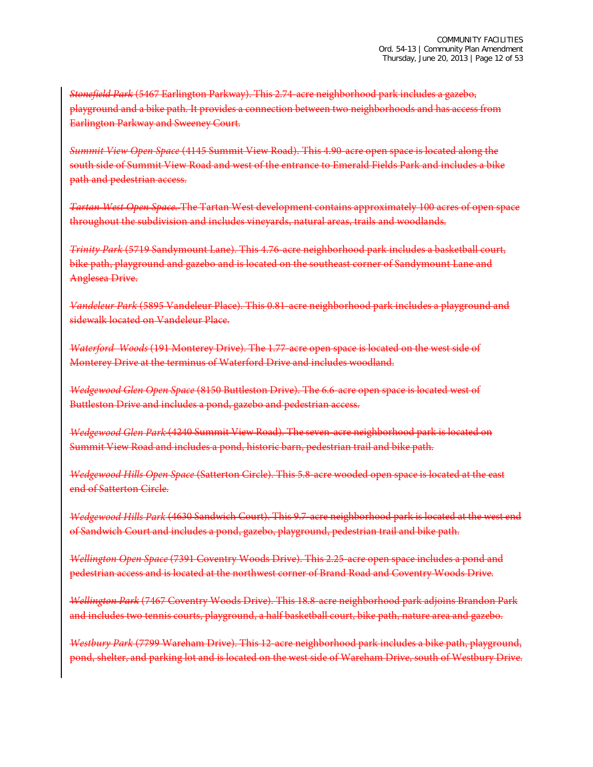~~*Stonefield Park* (5467 Earlington Parkway). This 2.74-acre neighborhood park includes a gazebo, playground and a bike path. It provides a connection between two neighborhoods and has access from Earlington Parkway and Sweeney Court.~~

~~*Summit View Open Space* (4145 Summit View Road). This 4.90-acre open space is located along the south side of Summit View Road and west of the entrance to Emerald Fields Park and includes a bike path and pedestrian access.~~

~~*Tartan West Open Space.* The Tartan West development contains approximately 100 acres of open space throughout the subdivision and includes vineyards, natural areas, trails and woodlands.~~

~~*Trinity Park* (5719 Sandymount Lane). This 4.76-acre neighborhood park includes a basketball court, bike path, playground and gazebo and is located on the southeast corner of Sandymount Lane and Anglesea Drive.~~

~~*Vandeleur Park* (5895 Vandeleur Place). This 0.81-acre neighborhood park includes a playground and sidewalk located on Vandeleur Place.~~

~~*Waterford Woods* (191 Monterey Drive). The 1.77-acre open space is located on the west side of Monterey Drive at the terminus of Waterford Drive and includes woodland.~~

~~*Wedgewood Glen Open Space* (8150 Buttleston Drive). The 6.6-acre open space is located west of Buttleston Drive and includes a pond, gazebo and pedestrian access.~~

~~*Wedgewood Glen Park* (4240 Summit View Road). The seven-acre neighborhood park is located on Summit View Road and includes a pond, historic barn, pedestrian trail and bike path.~~

~~*Wedgewood Hills Open Space* (Satterton Circle). This 5.8-acre wooded open space is located at the east end of Satterton Circle.~~

~~*Wedgewood Hills Park* (4630 Sandwich Court). This 9.7-acre neighborhood park is located at the west end of Sandwich Court and includes a pond, gazebo, playground, pedestrian trail and bike path.~~

~~*Wellington Open Space* (7391 Coventry Woods Drive). This 2.25-acre open space includes a pond and pedestrian access and is located at the northwest corner of Brand Road and Coventry Woods Drive.~~

~~*Wellington Park* (7467 Coventry Woods Drive). This 18.8-acre neighborhood park adjoins Brandon Park and includes two tennis courts, playground, a half basketball court, bike path, nature area and gazebo.~~

~~*Westbury Park* (7799 Wareham Drive). This 12-acre neighborhood park includes a bike path, playground, pond, shelter, and parking lot and is located on the west side of Wareham Drive, south of Westbury Drive.~~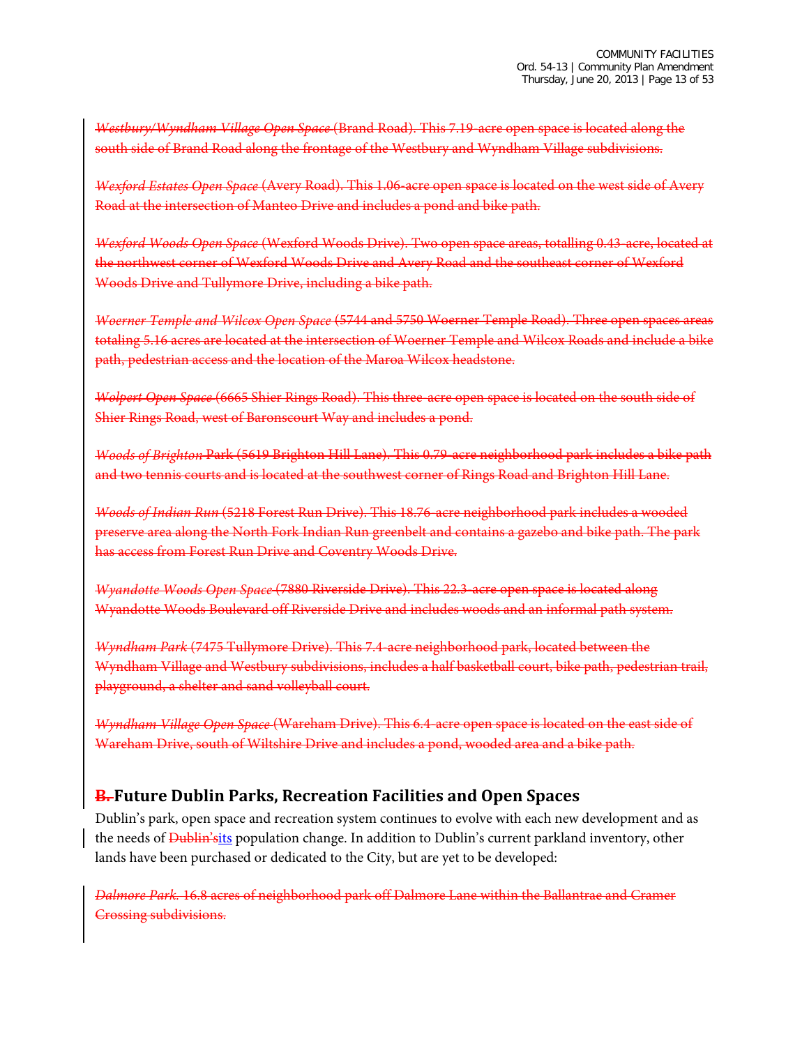~~*Westbury/Wyndham Village Open Space* (Brand Road). This 7.19-acre open space is located along the south side of Brand Road along the frontage of the Westbury and Wyndham Village subdivisions.~~

~~*Wexford Estates Open Space* (Avery Road). This 1.06-acre open space is located on the west side of Avery Road at the intersection of Manteo Drive and includes a pond and bike path.~~

~~*Wexford Woods Open Space* (Wexford Woods Drive). Two open space areas, totalling 0.43-acre, located at the northwest corner of Wexford Woods Drive and Avery Road and the southeast corner of Wexford Woods Drive and Tullymore Drive, including a bike path.~~

~~*Woerner Temple and Wilcox Open Space* (5744 and 5750 Woerner Temple Road). Three open spaces areas totaling 5.16 acres are located at the intersection of Woerner Temple and Wilcox Roads and include a bike path, pedestrian access and the location of the Maroa Wilcox headstone.~~

~~*Wolpert Open Space* (6665 Shier Rings Road). This three-acre open space is located on the south side of Shier Rings Road, west of Baronscourt Way and includes a pond.~~

~~*Woods of Brighton* Park (5619 Brighton Hill Lane). This 0.79-acre neighborhood park includes a bike path and two tennis courts and is located at the southwest corner of Rings Road and Brighton Hill Lane.~~

~~*Woods of Indian Run* (5218 Forest Run Drive). This 18.76-acre neighborhood park includes a wooded preserve area along the North Fork Indian Run greenbelt and contains a gazebo and bike path. The park has access from Forest Run Drive and Coventry Woods Drive.~~

~~*Wyandotte Woods Open Space* (7880 Riverside Drive). This 22.3-acre open space is located along Wyandotte Woods Boulevard off Riverside Drive and includes woods and an informal path system.~~

~~*Wyndham Park* (7475 Tullymore Drive). This 7.4-acre neighborhood park, located between the Wyndham Village and Westbury subdivisions, includes a half basketball court, bike path, pedestrian trail, playground, a shelter and sand volleyball court.~~

~~*Wyndham Village Open Space* (Wareham Drive). This 6.4-acre open space is located on the east side of Wareham Drive, south of Wiltshire Drive and includes a pond, wooded area and a bike path.~~

## ~~B.~~ Future Dublin Parks, Recreation Facilities and Open Spaces

Dublin's park, open space and recreation system continues to evolve with each new development and as the needs of ~~Dublin's~~ its population change. In addition to Dublin's current parkland inventory, other lands have been purchased or dedicated to the City, but are yet to be developed:

~~*Dalmore Park.* 16.8 acres of neighborhood park off Dalmore Lane within the Ballantrae and Cramer Crossing subdivisions.~~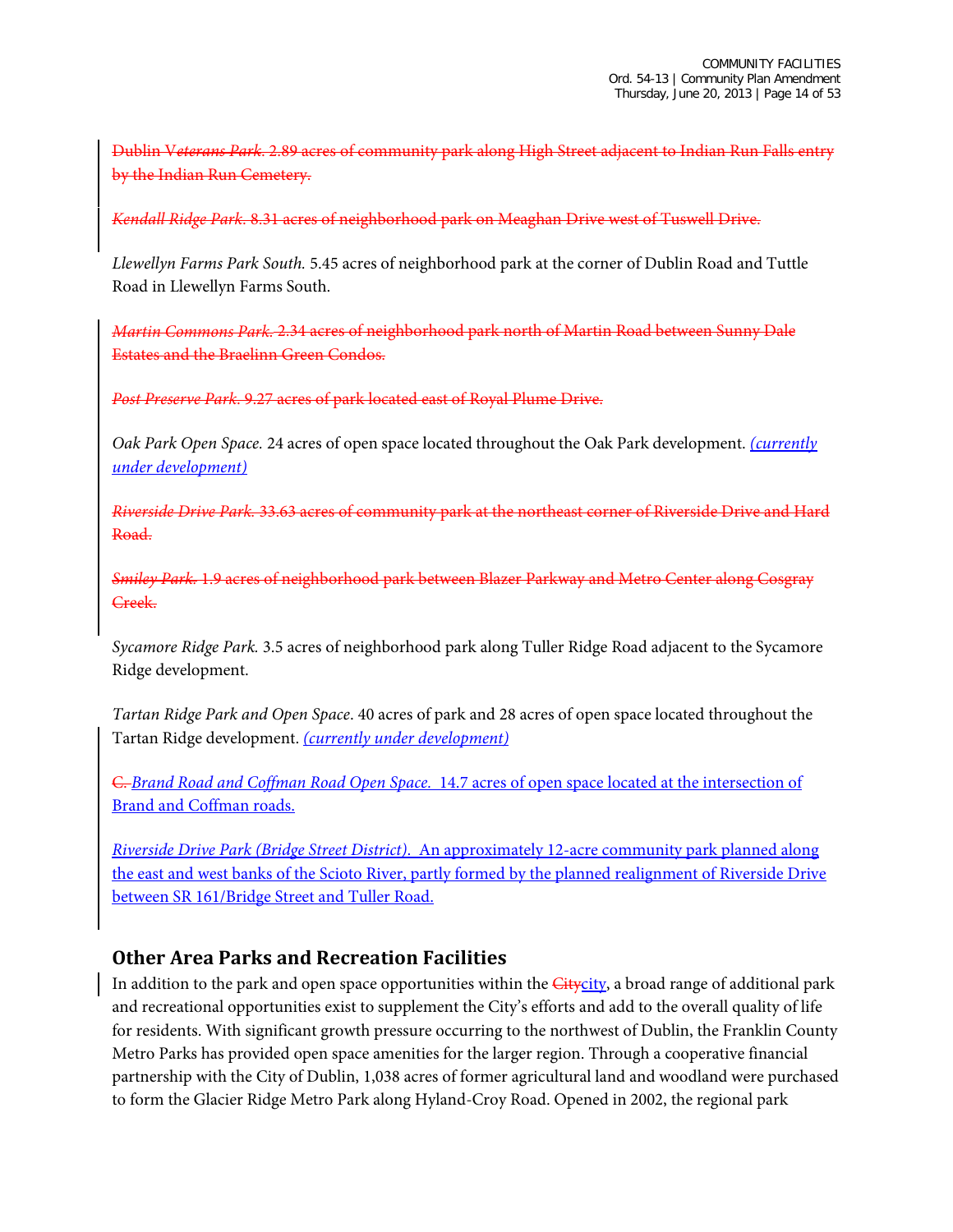~~Dublin V*eterans Park*. 2.89 acres of community park along High Street adjacent to Indian Run Falls entry by the Indian Run Cemetery.~~

~~*Kendall Ridge Park*. 8.31 acres of neighborhood park on Meaghan Drive west of Tuswell Drive.~~

*Llewellyn Farms Park South.* 5.45 acres of neighborhood park at the corner of Dublin Road and Tuttle Road in Llewellyn Farms South.

~~*Martin Commons Park*. 2.34 acres of neighborhood park north of Martin Road between Sunny Dale Estates and the Braelinn Green Condos.~~

~~*Post Preserve Park*. 9.27 acres of park located east of Royal Plume Drive.~~

*Oak Park Open Space.* 24 acres of open space located throughout the Oak Park development. <u>*(currently under development)*</u>

~~*Riverside Drive Park*. 33.63 acres of community park at the northeast corner of Riverside Drive and Hard Road.~~

~~*Smiley Park*. 1.9 acres of neighborhood park between Blazer Parkway and Metro Center along Cosgray Creek.~~

*Sycamore Ridge Park.* 3.5 acres of neighborhood park along Tuller Ridge Road adjacent to the Sycamore Ridge development.

*Tartan Ridge Park and Open Space*. 40 acres of park and 28 acres of open space located throughout the Tartan Ridge development. <u>*(currently under development)*</u>

~~C.~~ <u>*Brand Road and Coffman Road Open Space.* 14.7 acres of open space located at the intersection of Brand and Coffman roads.</u>

<u>*Riverside Drive Park (Bridge Street District)*. An approximately 12-acre community park planned along the east and west banks of the Scioto River, partly formed by the planned realignment of Riverside Drive between SR 161/Bridge Street and Tuller Road.</u>

## Other Area Parks and Recreation Facilities

In addition to the park and open space opportunities within the ~~City~~<u>city</u>, a broad range of additional park and recreational opportunities exist to supplement the City's efforts and add to the overall quality of life for residents. With significant growth pressure occurring to the northwest of Dublin, the Franklin County Metro Parks has provided open space amenities for the larger region. Through a cooperative financial partnership with the City of Dublin, 1,038 acres of former agricultural land and woodland were purchased to form the Glacier Ridge Metro Park along Hyland-Croy Road. Opened in 2002, the regional park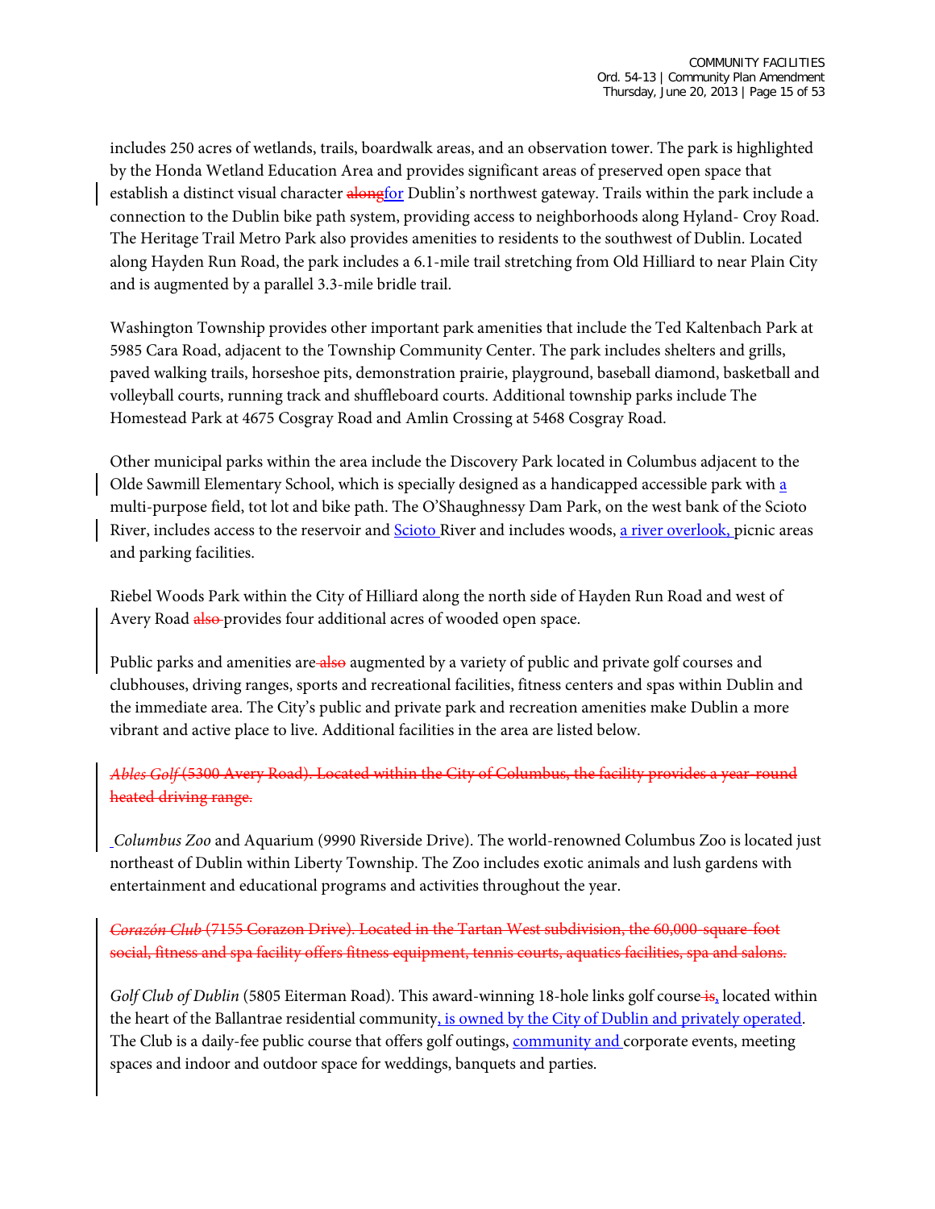includes 250 acres of wetlands, trails, boardwalk areas, and an observation tower. The park is highlighted by the Honda Wetland Education Area and provides significant areas of preserved open space that establish a distinct visual character ~~along~~<u>for</u> Dublin's northwest gateway. Trails within the park include a connection to the Dublin bike path system, providing access to neighborhoods along Hyland- Croy Road. The Heritage Trail Metro Park also provides amenities to residents to the southwest of Dublin. Located along Hayden Run Road, the park includes a 6.1-mile trail stretching from Old Hilliard to near Plain City and is augmented by a parallel 3.3-mile bridle trail.

Washington Township provides other important park amenities that include the Ted Kaltenbach Park at 5985 Cara Road, adjacent to the Township Community Center. The park includes shelters and grills, paved walking trails, horseshoe pits, demonstration prairie, playground, baseball diamond, basketball and volleyball courts, running track and shuffleboard courts. Additional township parks include The Homestead Park at 4675 Cosgray Road and Amlin Crossing at 5468 Cosgray Road.

Other municipal parks within the area include the Discovery Park located in Columbus adjacent to the Olde Sawmill Elementary School, which is specially designed as a handicapped accessible park with <u>a</u> multi-purpose field, tot lot and bike path. The O'Shaughnessy Dam Park, on the west bank of the Scioto River, includes access to the reservoir and <u>Scioto</u> River and includes woods, <u>a river overlook,</u> picnic areas and parking facilities.

Riebel Woods Park within the City of Hilliard along the north side of Hayden Run Road and west of Avery Road ~~also~~ provides four additional acres of wooded open space.

Public parks and amenities are ~~also~~ augmented by a variety of public and private golf courses and clubhouses, driving ranges, sports and recreational facilities, fitness centers and spas within Dublin and the immediate area. The City's public and private park and recreation amenities make Dublin a more vibrant and active place to live. Additional facilities in the area are listed below.

~~*Ables Golf* (5300 Avery Road). Located within the City of Columbus, the facility provides a year-round heated driving range.~~

*Columbus Zoo* and Aquarium (9990 Riverside Drive). The world-renowned Columbus Zoo is located just northeast of Dublin within Liberty Township. The Zoo includes exotic animals and lush gardens with entertainment and educational programs and activities throughout the year.

~~*Corazón Club* (7155 Corazon Drive). Located in the Tartan West subdivision, the 60,000-square-foot social, fitness and spa facility offers fitness equipment, tennis courts, aquatics facilities, spa and salons.~~

*Golf Club of Dublin* (5805 Eiterman Road). This award-winning 18-hole links golf course ~~is~~<u>,</u> located within the heart of the Ballantrae residential community<u>, is owned by the City of Dublin and privately operated</u>. The Club is a daily-fee public course that offers golf outings, <u>community and</u> corporate events, meeting spaces and indoor and outdoor space for weddings, banquets and parties.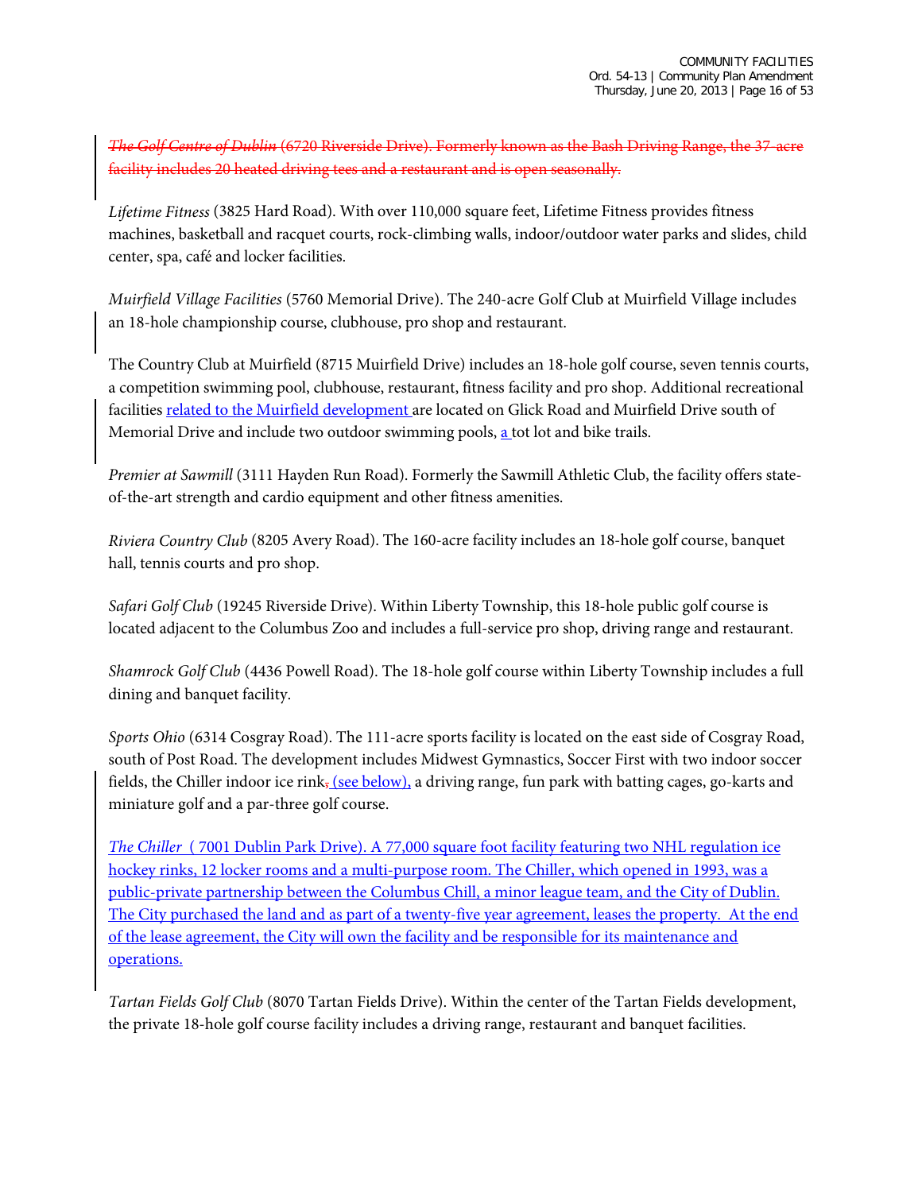~~*The Golf Centre of Dublin* (6720 Riverside Drive). Formerly known as the Bash Driving Range, the 37-acre facility includes 20 heated driving tees and a restaurant and is open seasonally.~~

*Lifetime Fitness* (3825 Hard Road). With over 110,000 square feet, Lifetime Fitness provides fitness machines, basketball and racquet courts, rock-climbing walls, indoor/outdoor water parks and slides, child center, spa, café and locker facilities.

*Muirfield Village Facilities* (5760 Memorial Drive). The 240-acre Golf Club at Muirfield Village includes an 18-hole championship course, clubhouse, pro shop and restaurant.

The Country Club at Muirfield (8715 Muirfield Drive) includes an 18-hole golf course, seven tennis courts, a competition swimming pool, clubhouse, restaurant, fitness facility and pro shop. Additional recreational facilities related to the Muirfield development are located on Glick Road and Muirfield Drive south of Memorial Drive and include two outdoor swimming pools, a tot lot and bike trails.

*Premier at Sawmill* (3111 Hayden Run Road). Formerly the Sawmill Athletic Club, the facility offers state-of-the-art strength and cardio equipment and other fitness amenities.

*Riviera Country Club* (8205 Avery Road). The 160-acre facility includes an 18-hole golf course, banquet hall, tennis courts and pro shop.

*Safari Golf Club* (19245 Riverside Drive). Within Liberty Township, this 18-hole public golf course is located adjacent to the Columbus Zoo and includes a full-service pro shop, driving range and restaurant.

*Shamrock Golf Club* (4436 Powell Road). The 18-hole golf course within Liberty Township includes a full dining and banquet facility.

*Sports Ohio* (6314 Cosgray Road). The 111-acre sports facility is located on the east side of Cosgray Road, south of Post Road. The development includes Midwest Gymnastics, Soccer First with two indoor soccer fields, the Chiller indoor ice rink~~,~~ (see below), a driving range, fun park with batting cages, go-karts and miniature golf and a par-three golf course.

*The Chiller* ( 7001 Dublin Park Drive). A 77,000 square foot facility featuring two NHL regulation ice hockey rinks, 12 locker rooms and a multi-purpose room. The Chiller, which opened in 1993, was a public-private partnership between the Columbus Chill, a minor league team, and the City of Dublin. The City purchased the land and as part of a twenty-five year agreement, leases the property. At the end of the lease agreement, the City will own the facility and be responsible for its maintenance and operations.

*Tartan Fields Golf Club* (8070 Tartan Fields Drive). Within the center of the Tartan Fields development, the private 18-hole golf course facility includes a driving range, restaurant and banquet facilities.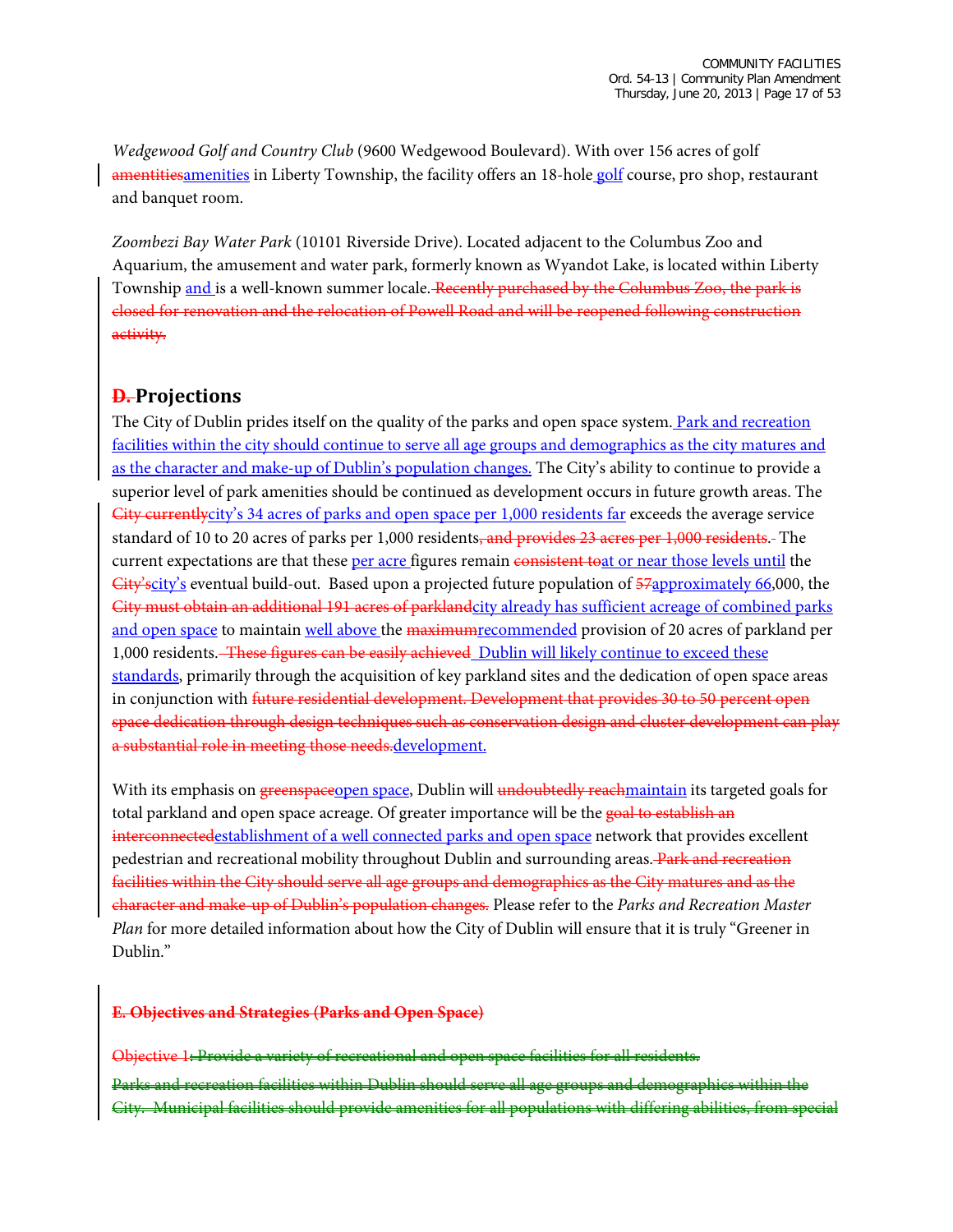*Wedgewood Golf and Country Club* (9600 Wedgewood Boulevard). With over 156 acres of golf ~~amentities~~<u>amenities</u> in Liberty Township, the facility offers an 18-hole<u> golf</u> course, pro shop, restaurant and banquet room.

*Zoombezi Bay Water Park* (10101 Riverside Drive). Located adjacent to the Columbus Zoo and Aquarium, the amusement and water park, formerly known as Wyandot Lake, is located within Liberty Township <u>and </u>is a well-known summer locale.~~ Recently purchased by the Columbus Zoo, the park is closed for renovation and the relocation of Powell Road and will be reopened following construction activity.~~

## ~~D.~~ Projections

The City of Dublin prides itself on the quality of the parks and open space system.<u> Park and recreation facilities within the city should continue to serve all age groups and demographics as the city matures and as the character and make-up of Dublin's population changes.</u> The City's ability to continue to provide a superior level of park amenities should be continued as development occurs in future growth areas. The ~~City currently~~<u>city's 34 acres of parks and open space per 1,000 residents far</u> exceeds the average service standard of 10 to 20 acres of parks per 1,000 residents~~, and provides 23 acres per 1,000 residents.~~ The current expectations are that these <u>per acre </u>figures remain ~~consistent to~~<u>at or near those levels until</u> the ~~City's~~<u>city's</u> eventual build-out. Based upon a projected future population of ~~57~~<u>approximately 66</u>,000, the ~~City must obtain an additional 191 acres of parkland~~<u>city already has sufficient acreage of combined parks and open space</u> to maintain <u>well above </u>the ~~maximum~~<u>recommended</u> provision of 20 acres of parkland per 1,000 residents.~~ These figures can be easily achieved~~<u> Dublin will likely continue to exceed these standards</u>, primarily through the acquisition of key parkland sites and the dedication of open space areas in conjunction with ~~future residential development. Development that provides 30 to 50 percent open space dedication through design techniques such as conservation design and cluster development can play a substantial role in meeting those needs.~~<u>development.</u>

With its emphasis on ~~greenspace~~<u>open space</u>, Dublin will ~~undoubtedly reach~~<u>maintain</u> its targeted goals for total parkland and open space acreage. Of greater importance will be the ~~goal to establish an interconnected~~<u>establishment of a well connected parks and open space</u> network that provides excellent pedestrian and recreational mobility throughout Dublin and surrounding areas.~~ Park and recreation facilities within the City should serve all age groups and demographics as the City matures and as the character and make-up of Dublin's population changes.~~ Please refer to the *Parks and Recreation Master Plan* for more detailed information about how the City of Dublin will ensure that it is truly "Greener in Dublin."

~~**E. Objectives and Strategies (Parks and Open Space)**~~

~~Objective 1: Provide a variety of recreational and open space facilities for all residents.~~

~~Parks and recreation facilities within Dublin should serve all age groups and demographics within the City. Municipal facilities should provide amenities for all populations with differing abilities, from special~~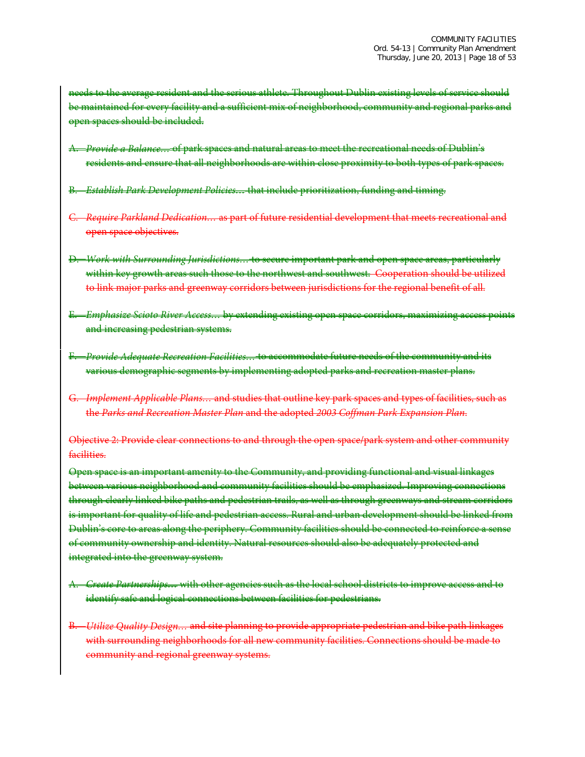needs to the average resident and the serious athlete. Throughout Dublin existing levels of service should be maintained for every facility and a sufficient mix of neighborhood, community and regional parks and open spaces should be included.

A. *Provide a Balance…* of park spaces and natural areas to meet the recreational needs of Dublin's residents and ensure that all neighborhoods are within close proximity to both types of park spaces.

B. *Establish Park Development Policies…* that include prioritization, funding and timing.

C. *Require Parkland Dedication…* as part of future residential development that meets recreational and open space objectives.

D. *Work with Surrounding Jurisdictions…* to secure important park and open space areas, particularly within key growth areas such those to the northwest and southwest. Cooperation should be utilized to link major parks and greenway corridors between jurisdictions for the regional benefit of all.

E. *Emphasize Scioto River Access…* by extending existing open space corridors, maximizing access points and increasing pedestrian systems.

F. *Provide Adequate Recreation Facilities…* to accommodate future needs of the community and its various demographic segments by implementing adopted parks and recreation master plans.

G. *Implement Applicable Plans…* and studies that outline key park spaces and types of facilities, such as the *Parks and Recreation Master Plan* and the adopted *2003 Coffman Park Expansion Plan*.

Objective 2: Provide clear connections to and through the open space/park system and other community facilities.

Open space is an important amenity to the Community, and providing functional and visual linkages between various neighborhood and community facilities should be emphasized. Improving connections through clearly linked bike paths and pedestrian trails, as well as through greenways and stream corridors is important for quality of life and pedestrian access. Rural and urban development should be linked from Dublin's core to areas along the periphery. Community facilities should be connected to reinforce a sense of community ownership and identity. Natural resources should also be adequately protected and integrated into the greenway system.

A. *Create Partnerships…* with other agencies such as the local school districts to improve access and to identify safe and logical connections between facilities for pedestrians.

B. *Utilize Quality Design…* and site planning to provide appropriate pedestrian and bike path linkages with surrounding neighborhoods for all new community facilities. Connections should be made to community and regional greenway systems.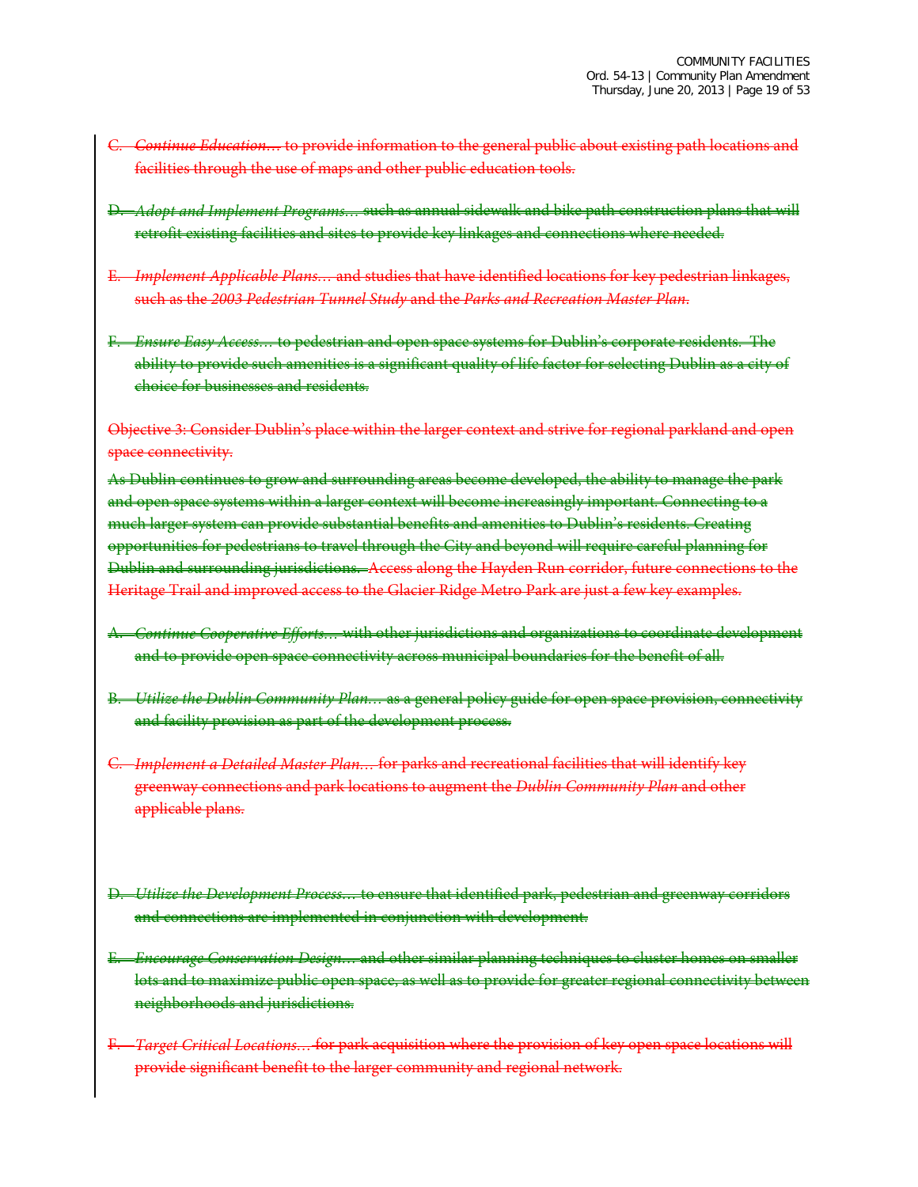C. *Continue Education…* to provide information to the general public about existing path locations and facilities through the use of maps and other public education tools.

D. *Adopt and Implement Programs…* such as annual sidewalk and bike path construction plans that will retrofit existing facilities and sites to provide key linkages and connections where needed.

E. *Implement Applicable Plans…* and studies that have identified locations for key pedestrian linkages, such as the *2003 Pedestrian Tunnel Study* and the *Parks and Recreation Master Plan.*

F. *Ensure Easy Access…* to pedestrian and open space systems for Dublin's corporate residents. The ability to provide such amenities is a significant quality of life factor for selecting Dublin as a city of choice for businesses and residents.

Objective 3: Consider Dublin's place within the larger context and strive for regional parkland and open space connectivity.

As Dublin continues to grow and surrounding areas become developed, the ability to manage the park and open space systems within a larger context will become increasingly important. Connecting to a much larger system can provide substantial benefits and amenities to Dublin's residents. Creating opportunities for pedestrians to travel through the City and beyond will require careful planning for Dublin and surrounding jurisdictions. Access along the Hayden Run corridor, future connections to the Heritage Trail and improved access to the Glacier Ridge Metro Park are just a few key examples.

A. *Continue Cooperative Efforts…* with other jurisdictions and organizations to coordinate development and to provide open space connectivity across municipal boundaries for the benefit of all.

B. *Utilize the Dublin Community Plan…* as a general policy guide for open space provision, connectivity and facility provision as part of the development process.

C. *Implement a Detailed Master Plan…* for parks and recreational facilities that will identify key greenway connections and park locations to augment the *Dublin Community Plan* and other applicable plans.

D. *Utilize the Development Process…* to ensure that identified park, pedestrian and greenway corridors and connections are implemented in conjunction with development.

E. *Encourage Conservation Design…* and other similar planning techniques to cluster homes on smaller lots and to maximize public open space, as well as to provide for greater regional connectivity between neighborhoods and jurisdictions.

F. *Target Critical Locations…* for park acquisition where the provision of key open space locations will provide significant benefit to the larger community and regional network.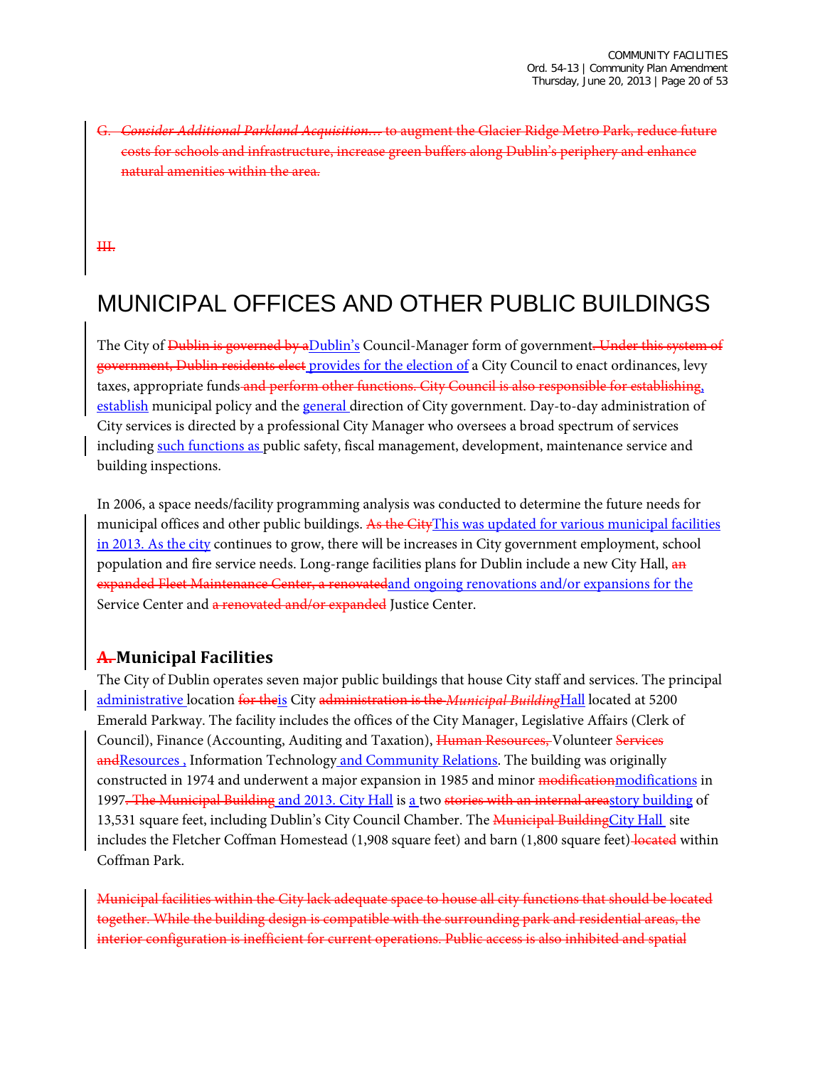~~G. *Consider Additional Parkland Acquisition…* to augment the Glacier Ridge Metro Park, reduce future costs for schools and infrastructure, increase green buffers along Dublin's periphery and enhance natural amenities within the area.~~

~~III.~~

# MUNICIPAL OFFICES AND OTHER PUBLIC BUILDINGS

The City of ~~Dublin is governed by a~~<u>Dublin's</u> Council-Manager form of government~~. Under this system of government, Dublin residents elect~~<u> provides for the election of</u> a City Council to enact ordinances, levy taxes, appropriate funds ~~and perform other functions. City Council is also responsible for establishing~~<u>, establish</u> municipal policy and the <u>general </u>direction of City government. Day-to-day administration of City services is directed by a professional City Manager who oversees a broad spectrum of services including <u>such functions as </u>public safety, fiscal management, development, maintenance service and building inspections.

In 2006, a space needs/facility programming analysis was conducted to determine the future needs for municipal offices and other public buildings. ~~As the City~~<u>This was updated for various municipal facilities in 2013. As the city</u> continues to grow, there will be increases in City government employment, school population and fire service needs. Long-range facilities plans for Dublin include a new City Hall, ~~an expanded Fleet Maintenance Center, a renovated~~<u>and ongoing renovations and/or expansions for the</u> Service Center and ~~a renovated and/or expanded~~ Justice Center.

## ~~A.~~ Municipal Facilities

The City of Dublin operates seven major public buildings that house City staff and services. The principal <u>administrative </u>location ~~for the~~<u>is</u> City ~~administration is the *Municipal Building*~~<u>Hall</u> located at 5200 Emerald Parkway. The facility includes the offices of the City Manager, Legislative Affairs (Clerk of Council), Finance (Accounting, Auditing and Taxation), ~~Human Resources,~~ Volunteer ~~Services and~~<u>Resources ,</u> Information Technology<u> and Community Relations</u>. The building was originally constructed in 1974 and underwent a major expansion in 1985 and minor ~~modification~~<u>modifications</u> in 1997~~. The Municipal Building~~<u> and 2013. City Hall</u> is <u>a </u>two ~~stories with an internal area~~<u>story building</u> of 13,531 square feet, including Dublin's City Council Chamber. The ~~Municipal Building~~<u>City Hall </u> site includes the Fletcher Coffman Homestead (1,908 square feet) and barn (1,800 square feet) ~~located~~ within Coffman Park.

~~Municipal facilities within the City lack adequate space to house all city functions that should be located together. While the building design is compatible with the surrounding park and residential areas, the interior configuration is inefficient for current operations. Public access is also inhibited and spatial~~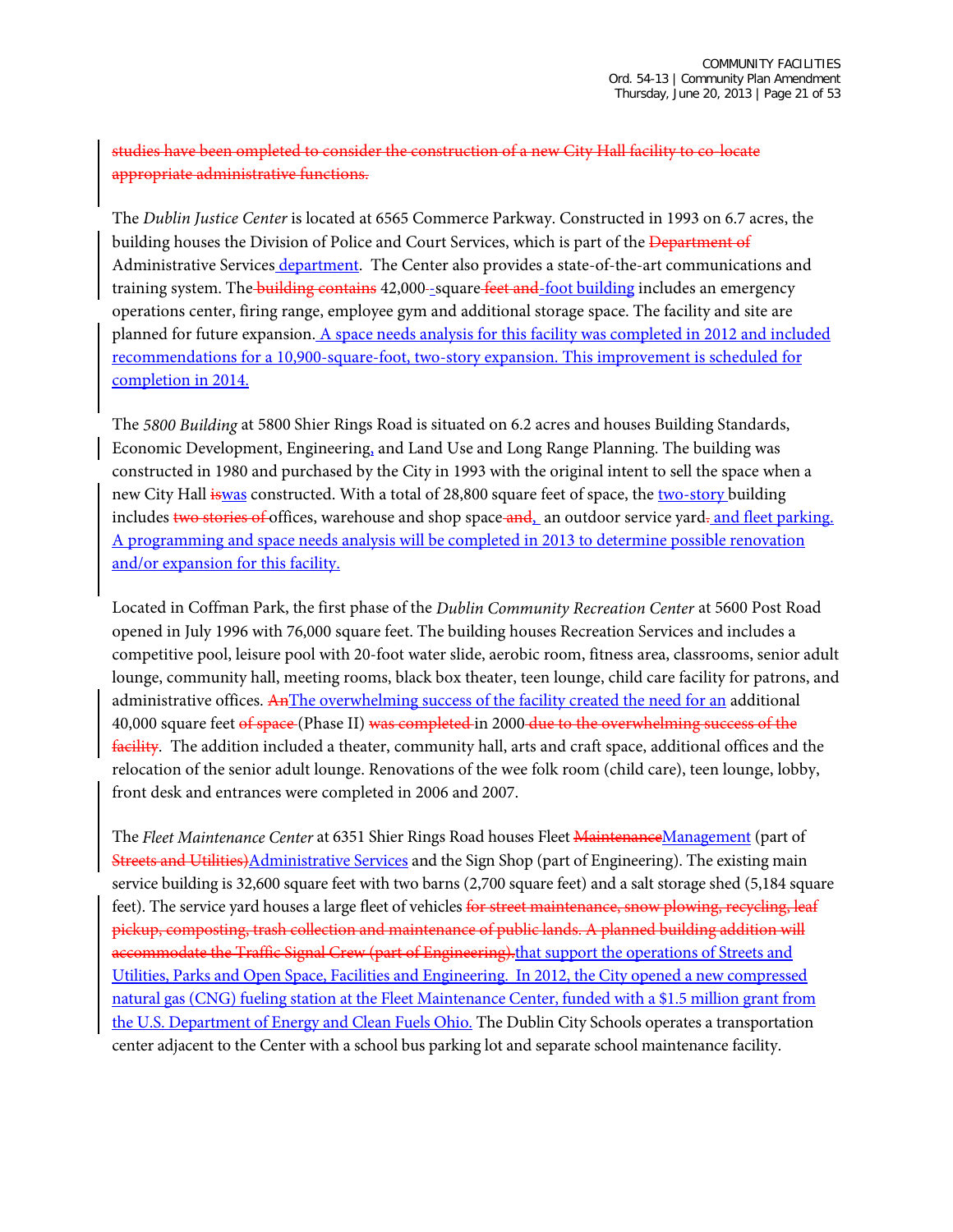~~studies have been ompleted to consider the construction of a new City Hall facility to co-locate appropriate administrative functions.~~

The *Dublin Justice Center* is located at 6565 Commerce Parkway. Constructed in 1993 on 6.7 acres, the building houses the Division of Police and Court Services, which is part of the ~~Department of~~ Administrative Services department. The Center also provides a state-of-the-art communications and training system. The ~~building contains~~ 42,000~~-~~-square ~~feet and~~-foot building includes an emergency operations center, firing range, employee gym and additional storage space. The facility and site are planned for future expansion. A space needs analysis for this facility was completed in 2012 and included recommendations for a 10,900-square-foot, two-story expansion. This improvement is scheduled for completion in 2014.

The *5800 Building* at 5800 Shier Rings Road is situated on 6.2 acres and houses Building Standards, Economic Development, Engineering, and Land Use and Long Range Planning. The building was constructed in 1980 and purchased by the City in 1993 with the original intent to sell the space when a new City Hall ~~is~~was constructed. With a total of 28,800 square feet of space, the two-story building includes ~~two stories of~~ offices, warehouse and shop space ~~and~~, an outdoor service yard~~.~~ and fleet parking. A programming and space needs analysis will be completed in 2013 to determine possible renovation and/or expansion for this facility.

Located in Coffman Park, the first phase of the *Dublin Community Recreation Center* at 5600 Post Road opened in July 1996 with 76,000 square feet. The building houses Recreation Services and includes a competitive pool, leisure pool with 20-foot water slide, aerobic room, fitness area, classrooms, senior adult lounge, community hall, meeting rooms, black box theater, teen lounge, child care facility for patrons, and administrative offices. ~~An~~The overwhelming success of the facility created the need for an additional 40,000 square feet ~~of space~~ (Phase II) ~~was completed~~ in 2000~~ due to the overwhelming success of the facility~~. The addition included a theater, community hall, arts and craft space, additional offices and the relocation of the senior adult lounge. Renovations of the wee folk room (child care), teen lounge, lobby, front desk and entrances were completed in 2006 and 2007.

The *Fleet Maintenance Center* at 6351 Shier Rings Road houses Fleet ~~Maintenance~~Management (part of ~~Streets and Utilities)~~Administrative Services and the Sign Shop (part of Engineering). The existing main service building is 32,600 square feet with two barns (2,700 square feet) and a salt storage shed (5,184 square feet). The service yard houses a large fleet of vehicles ~~for street maintenance, snow plowing, recycling, leaf pickup, composting, trash collection and maintenance of public lands. A planned building addition will accommodate the Traffic Signal Crew (part of Engineering).~~that support the operations of Streets and Utilities, Parks and Open Space, Facilities and Engineering. In 2012, the City opened a new compressed natural gas (CNG) fueling station at the Fleet Maintenance Center, funded with a $1.5 million grant from the U.S. Department of Energy and Clean Fuels Ohio. The Dublin City Schools operates a transportation center adjacent to the Center with a school bus parking lot and separate school maintenance facility.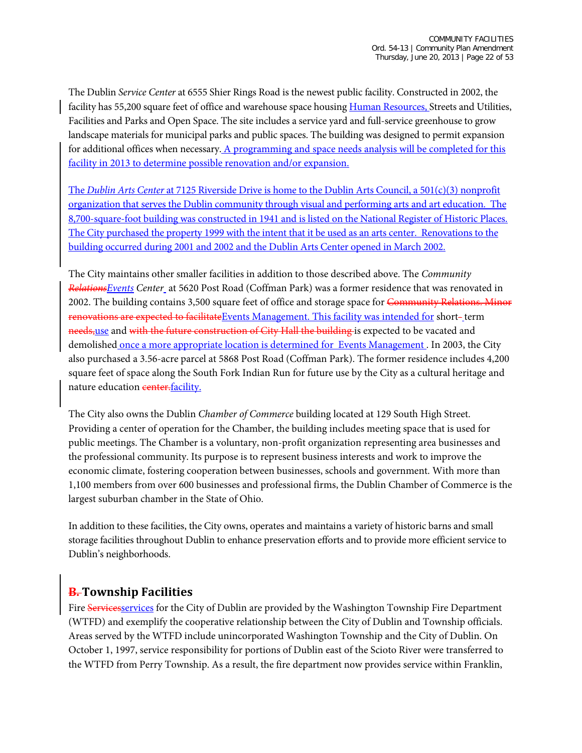The Dublin *Service Center* at 6555 Shier Rings Road is the newest public facility. Constructed in 2002, the facility has 55,200 square feet of office and warehouse space housing Human Resources, Streets and Utilities, Facilities and Parks and Open Space. The site includes a service yard and full-service greenhouse to grow landscape materials for municipal parks and public spaces. The building was designed to permit expansion for additional offices when necessary. A programming and space needs analysis will be completed for this facility in 2013 to determine possible renovation and/or expansion.

The *Dublin Arts Center* at 7125 Riverside Drive is home to the Dublin Arts Council, a 501(c)(3) nonprofit organization that serves the Dublin community through visual and performing arts and art education. The 8,700-square-foot building was constructed in 1941 and is listed on the National Register of Historic Places. The City purchased the property 1999 with the intent that it be used as an arts center. Renovations to the building occurred during 2001 and 2002 and the Dublin Arts Center opened in March 2002.

The City maintains other smaller facilities in addition to those described above. The *Community ~~Relations~~Events Center* at 5620 Post Road (Coffman Park) was a former residence that was renovated in 2002. The building contains 3,500 square feet of office and storage space for ~~Community Relations. Minor renovations are expected to facilitate~~Events Management. This facility was intended for short-~~-~~term ~~needs,~~use and ~~with the future construction of City Hall the building~~ is expected to be vacated and demolished once a more appropriate location is determined for Events Management. In 2003, the City also purchased a 3.56-acre parcel at 5868 Post Road (Coffman Park). The former residence includes 4,200 square feet of space along the South Fork Indian Run for future use by the City as a cultural heritage and nature education ~~center.~~facility.

The City also owns the Dublin *Chamber of Commerce* building located at 129 South High Street. Providing a center of operation for the Chamber, the building includes meeting space that is used for public meetings. The Chamber is a voluntary, non-profit organization representing area businesses and the professional community. Its purpose is to represent business interests and work to improve the economic climate, fostering cooperation between businesses, schools and government. With more than 1,100 members from over 600 businesses and professional firms, the Dublin Chamber of Commerce is the largest suburban chamber in the State of Ohio.

In addition to these facilities, the City owns, operates and maintains a variety of historic barns and small storage facilities throughout Dublin to enhance preservation efforts and to provide more efficient service to Dublin's neighborhoods.

## ~~B.~~ Township Facilities

Fire ~~Services~~services for the City of Dublin are provided by the Washington Township Fire Department (WTFD) and exemplify the cooperative relationship between the City of Dublin and Township officials. Areas served by the WTFD include unincorporated Washington Township and the City of Dublin. On October 1, 1997, service responsibility for portions of Dublin east of the Scioto River were transferred to the WTFD from Perry Township. As a result, the fire department now provides service within Franklin,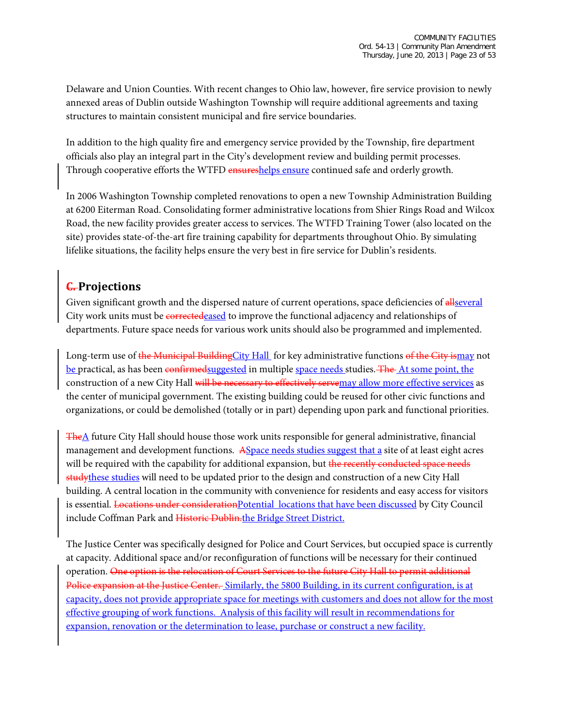Delaware and Union Counties. With recent changes to Ohio law, however, fire service provision to newly annexed areas of Dublin outside Washington Township will require additional agreements and taxing structures to maintain consistent municipal and fire service boundaries.

In addition to the high quality fire and emergency service provided by the Township, fire department officials also play an integral part in the City's development review and building permit processes. Through cooperative efforts the WTFD ~~ensures~~<u>helps ensure</u> continued safe and orderly growth.

In 2006 Washington Township completed renovations to open a new Township Administration Building at 6200 Eiterman Road. Consolidating former administrative locations from Shier Rings Road and Wilcox Road, the new facility provides greater access to services. The WTFD Training Tower (also located on the site) provides state-of-the-art fire training capability for departments throughout Ohio. By simulating lifelike situations, the facility helps ensure the very best in fire service for Dublin's residents.

## ~~C.~~ Projections

Given significant growth and the dispersed nature of current operations, space deficiencies of ~~all~~<u>several</u> City work units must be ~~corrected~~<u>eased</u> to improve the functional adjacency and relationships of departments. Future space needs for various work units should also be programmed and implemented.

Long-term use of ~~the Municipal Building~~<u>City Hall</u> for key administrative functions ~~of the City is~~<u>may</u> not <u>be</u> practical, as has been ~~confirmed~~<u>suggested</u> in multiple <u>space needs</u> studies. ~~The~~ <u>At some point, the</u> construction of a new City Hall ~~will be necessary to effectively serve~~<u>may allow more effective services</u> as the center of municipal government. The existing building could be reused for other civic functions and organizations, or could be demolished (totally or in part) depending upon park and functional priorities.

~~The~~<u>A</u> future City Hall should house those work units responsible for general administrative, financial management and development functions. ~~A~~<u>Space needs studies suggest that a</u> site of at least eight acres will be required with the capability for additional expansion, but ~~the recently conducted space needs study~~<u>these studies</u> will need to be updated prior to the design and construction of a new City Hall building. A central location in the community with convenience for residents and easy access for visitors is essential. ~~Locations under consideration~~<u>Potential locations that have been discussed</u> by City Council include Coffman Park and ~~Historic Dublin.~~<u>the Bridge Street District.</u>

The Justice Center was specifically designed for Police and Court Services, but occupied space is currently at capacity. Additional space and/or reconfiguration of functions will be necessary for their continued operation. ~~One option is the relocation of Court Services to the future City Hall to permit additional Police expansion at the Justice Center.~~ <u>Similarly, the 5800 Building, in its current configuration, is at capacity, does not provide appropriate space for meetings with customers and does not allow for the most effective grouping of work functions. Analysis of this facility will result in recommendations for expansion, renovation or the determination to lease, purchase or construct a new facility.</u>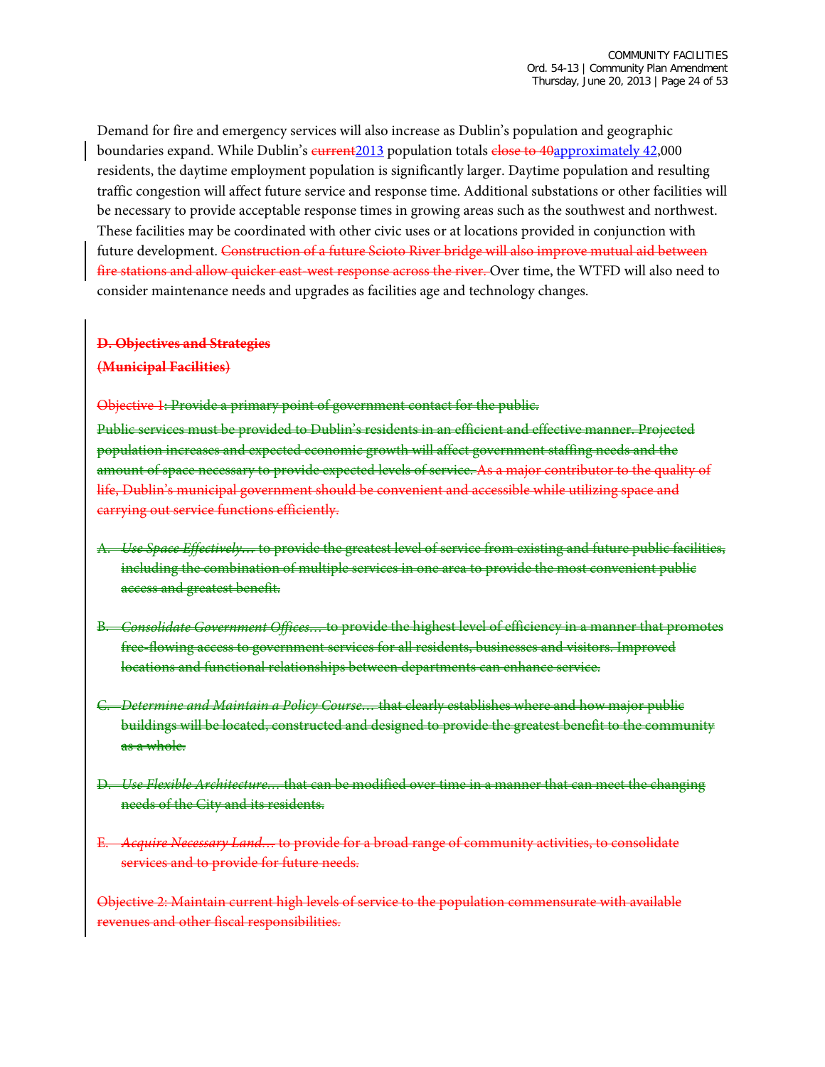Demand for fire and emergency services will also increase as Dublin's population and geographic boundaries expand. While Dublin's ~~current~~2013 population totals ~~close to 40~~approximately 42,000 residents, the daytime employment population is significantly larger. Daytime population and resulting traffic congestion will affect future service and response time. Additional substations or other facilities will be necessary to provide acceptable response times in growing areas such as the southwest and northwest. These facilities may be coordinated with other civic uses or at locations provided in conjunction with future development. ~~Construction of a future Scioto River bridge will also improve mutual aid between fire stations and allow quicker east-west response across the river.~~ Over time, the WTFD will also need to consider maintenance needs and upgrades as facilities age and technology changes.

~~**D. Objectives and Strategies**~~

~~**(Municipal Facilities)**~~

~~Objective 1: Provide a primary point of government contact for the public.~~

~~Public services must be provided to Dublin's residents in an efficient and effective manner. Projected population increases and expected economic growth will affect government staffing needs and the amount of space necessary to provide expected levels of service. As a major contributor to the quality of life, Dublin's municipal government should be convenient and accessible while utilizing space and carrying out service functions efficiently.~~

~~A. *Use Space Effectively…* to provide the greatest level of service from existing and future public facilities, including the combination of multiple services in one area to provide the most convenient public access and greatest benefit.~~

~~B. *Consolidate Government Offices…* to provide the highest level of efficiency in a manner that promotes free-flowing access to government services for all residents, businesses and visitors. Improved locations and functional relationships between departments can enhance service.~~

~~C. *Determine and Maintain a Policy Course…* that clearly establishes where and how major public buildings will be located, constructed and designed to provide the greatest benefit to the community as a whole.~~

~~D. *Use Flexible Architecture…* that can be modified over time in a manner that can meet the changing needs of the City and its residents.~~

~~E. *Acquire Necessary Land…* to provide for a broad range of community activities, to consolidate services and to provide for future needs.~~

~~Objective 2: Maintain current high levels of service to the population commensurate with available revenues and other fiscal responsibilities.~~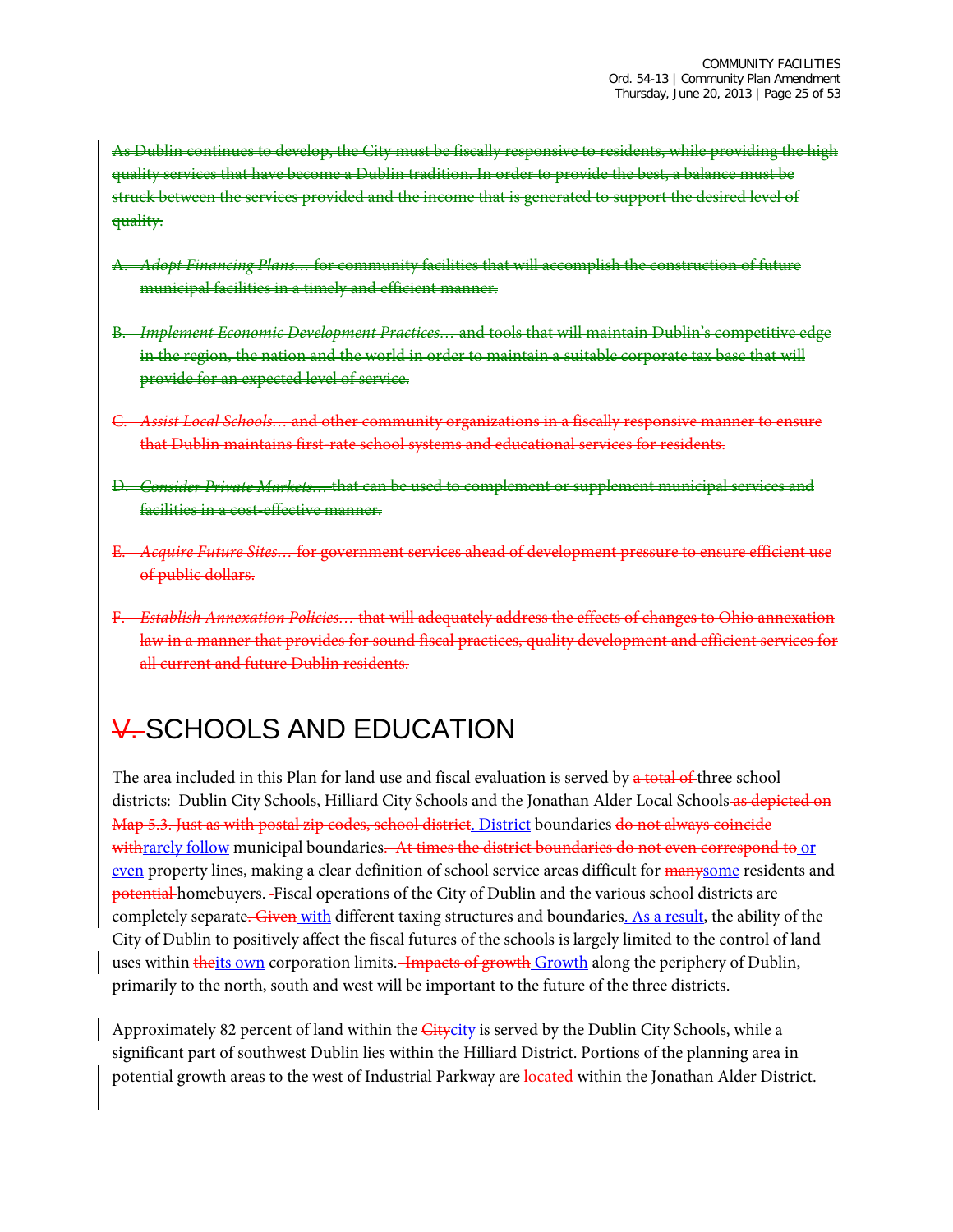~~As Dublin continues to develop, the City must be fiscally responsive to residents, while providing the high quality services that have become a Dublin tradition. In order to provide the best, a balance must be struck between the services provided and the income that is generated to support the desired level of quality.~~

~~A. *Adopt Financing Plans…* for community facilities that will accomplish the construction of future municipal facilities in a timely and efficient manner.~~

~~B. *Implement Economic Development Practices…* and tools that will maintain Dublin's competitive edge in the region, the nation and the world in order to maintain a suitable corporate tax base that will provide for an expected level of service.~~

~~C. *Assist Local Schools…* and other community organizations in a fiscally responsive manner to ensure that Dublin maintains first-rate school systems and educational services for residents.~~

~~D. *Consider Private Markets…* that can be used to complement or supplement municipal services and facilities in a cost-effective manner.~~

~~E. *Acquire Future Sites…* for government services ahead of development pressure to ensure efficient use of public dollars.~~

~~F. *Establish Annexation Policies…* that will adequately address the effects of changes to Ohio annexation law in a manner that provides for sound fiscal practices, quality development and efficient services for all current and future Dublin residents.~~

# ~~V.~~ SCHOOLS AND EDUCATION

The area included in this Plan for land use and fiscal evaluation is served by ~~a total of~~ three school districts: Dublin City Schools, Hilliard City Schools and the Jonathan Alder Local Schools ~~as depicted on Map 5.3. Just as with postal zip codes, school district~~. District boundaries ~~do not always coincide with~~ rarely follow municipal boundaries. ~~At times the district boundaries do not even correspond to~~ or even property lines, making a clear definition of school service areas difficult for ~~many~~ some residents and ~~potential~~ homebuyers. Fiscal operations of the City of Dublin and the various school districts are completely separate. ~~Given~~ with different taxing structures and boundaries. As a result, the ability of the City of Dublin to positively affect the fiscal futures of the schools is largely limited to the control of land uses within ~~the~~ its own corporation limits. ~~Impacts of growth~~ Growth along the periphery of Dublin, primarily to the north, south and west will be important to the future of the three districts.

Approximately 82 percent of land within the ~~City~~ city is served by the Dublin City Schools, while a significant part of southwest Dublin lies within the Hilliard District. Portions of the planning area in potential growth areas to the west of Industrial Parkway are ~~located~~ within the Jonathan Alder District.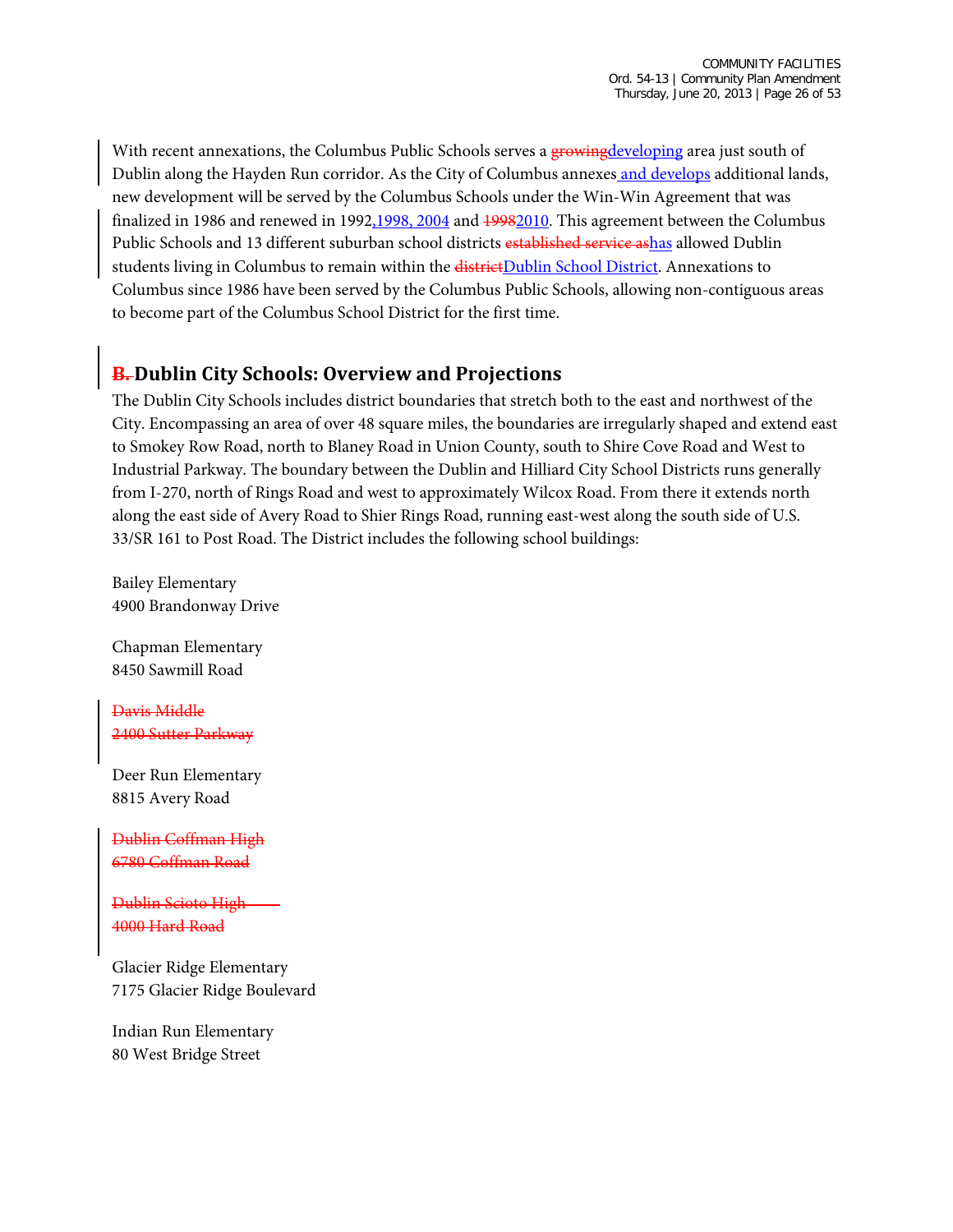With recent annexations, the Columbus Public Schools serves a ~~growing~~developing area just south of Dublin along the Hayden Run corridor. As the City of Columbus annexes and develops additional lands, new development will be served by the Columbus Schools under the Win-Win Agreement that was finalized in 1986 and renewed in 1992, 1998, 2004 and ~~1998~~2010. This agreement between the Columbus Public Schools and 13 different suburban school districts ~~established service as~~has allowed Dublin students living in Columbus to remain within the ~~district~~Dublin School District. Annexations to Columbus since 1986 have been served by the Columbus Public Schools, allowing non-contiguous areas to become part of the Columbus School District for the first time.

## ~~B.~~ Dublin City Schools: Overview and Projections

The Dublin City Schools includes district boundaries that stretch both to the east and northwest of the City. Encompassing an area of over 48 square miles, the boundaries are irregularly shaped and extend east to Smokey Row Road, north to Blaney Road in Union County, south to Shire Cove Road and West to Industrial Parkway. The boundary between the Dublin and Hilliard City School Districts runs generally from I-270, north of Rings Road and west to approximately Wilcox Road. From there it extends north along the east side of Avery Road to Shier Rings Road, running east-west along the south side of U.S. 33/SR 161 to Post Road. The District includes the following school buildings:

Bailey Elementary
4900 Brandonway Drive

Chapman Elementary
8450 Sawmill Road

~~Davis Middle~~
~~2400 Sutter Parkway~~

Deer Run Elementary
8815 Avery Road

~~Dublin Coffman High~~
~~6780 Coffman Road~~

~~Dublin Scioto High~~
~~4000 Hard Road~~

Glacier Ridge Elementary
7175 Glacier Ridge Boulevard

Indian Run Elementary
80 West Bridge Street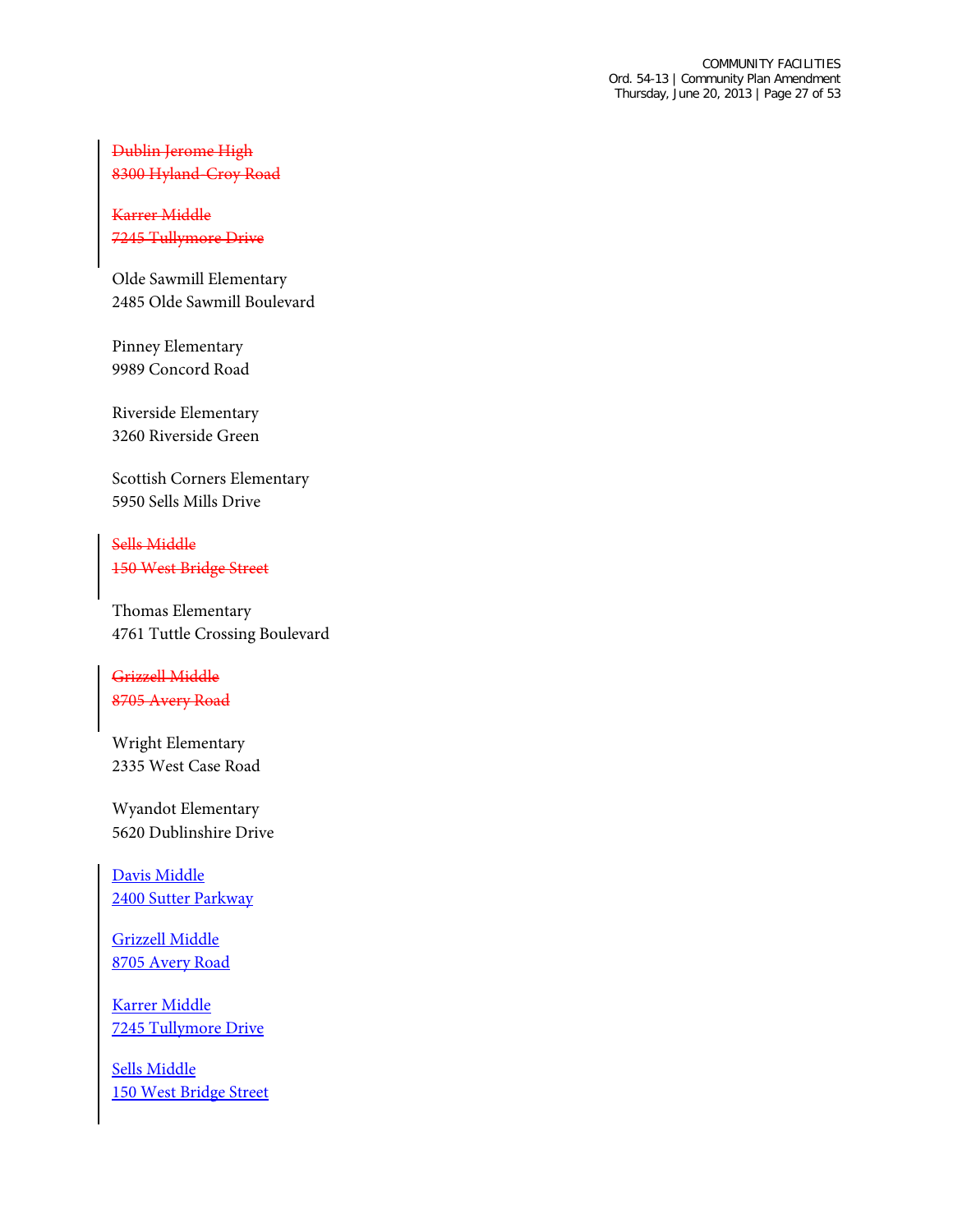~~Dublin Jerome High~~
~~8300 Hyland-Croy Road~~

~~Karrer Middle~~
~~7245 Tullymore Drive~~

Olde Sawmill Elementary
2485 Olde Sawmill Boulevard

Pinney Elementary
9989 Concord Road

Riverside Elementary
3260 Riverside Green

Scottish Corners Elementary
5950 Sells Mills Drive

~~Sells Middle~~
~~150 West Bridge Street~~

Thomas Elementary
4761 Tuttle Crossing Boulevard

~~Grizzell Middle~~
~~8705 Avery Road~~

Wright Elementary
2335 West Case Road

Wyandot Elementary
5620 Dublinshire Drive

<u>Davis Middle</u>
<u>2400 Sutter Parkway</u>

<u>Grizzell Middle</u>
<u>8705 Avery Road</u>

<u>Karrer Middle</u>
<u>7245 Tullymore Drive</u>

<u>Sells Middle</u>
<u>150 West Bridge Street</u>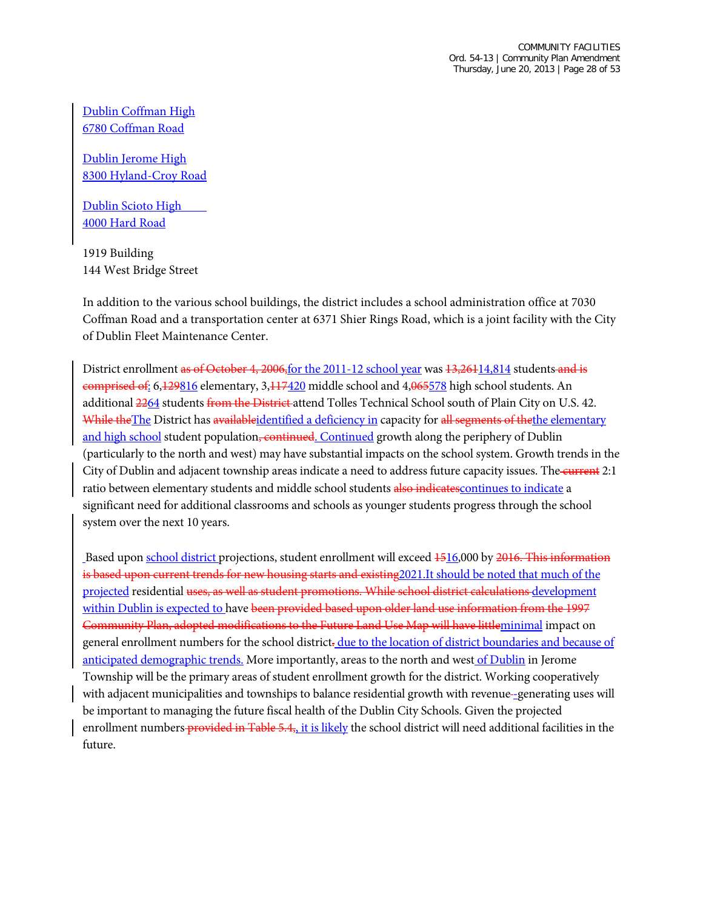Dublin Coffman High
6780 Coffman Road

Dublin Jerome High
8300 Hyland-Croy Road

Dublin Scioto High
4000 Hard Road

1919 Building
144 West Bridge Street

In addition to the various school buildings, the district includes a school administration office at 7030 Coffman Road and a transportation center at 6371 Shier Rings Road, which is a joint facility with the City of Dublin Fleet Maintenance Center.

District enrollment ~~as of October 4, 2006,~~for the 2011-12 school year was ~~13,261~~14,814 students~~ and is comprised of~~: 6,~~129~~816 elementary, 3,~~117~~420 middle school and 4,~~065~~578 high school students. An additional ~~22~~64 students ~~from the District~~ attend Tolles Technical School south of Plain City on U.S. 42. ~~While the~~The District has ~~available~~identified a deficiency in capacity for ~~all segments of the~~the elementary and high school student population~~, continued~~. Continued growth along the periphery of Dublin (particularly to the north and west) may have substantial impacts on the school system. Growth trends in the City of Dublin and adjacent township areas indicate a need to address future capacity issues. The~~ current~~ 2:1 ratio between elementary students and middle school students ~~also indicates~~continues to indicate a significant need for additional classrooms and schools as younger students progress through the school system over the next 10 years.

Based upon school district projections, student enrollment will exceed ~~15~~16,000 by ~~2016. This information is based upon current trends for new housing starts and existing~~2021.It should be noted that much of the projected residential ~~uses, as well as student promotions. While school district calculations~~ development within Dublin is expected to have ~~been provided based upon older land use information from the 1997 Community Plan, adopted modifications to the Future Land Use Map will have little~~minimal impact on general enrollment numbers for the school district~~.~~ due to the location of district boundaries and because of anticipated demographic trends. More importantly, areas to the north and west of Dublin in Jerome Township will be the primary areas of student enrollment growth for the district. Working cooperatively with adjacent municipalities and townships to balance residential growth with revenue-generating uses will be important to managing the future fiscal health of the Dublin City Schools. Given the projected enrollment numbers~~ provided in Table 5.4,~~, it is likely the school district will need additional facilities in the future.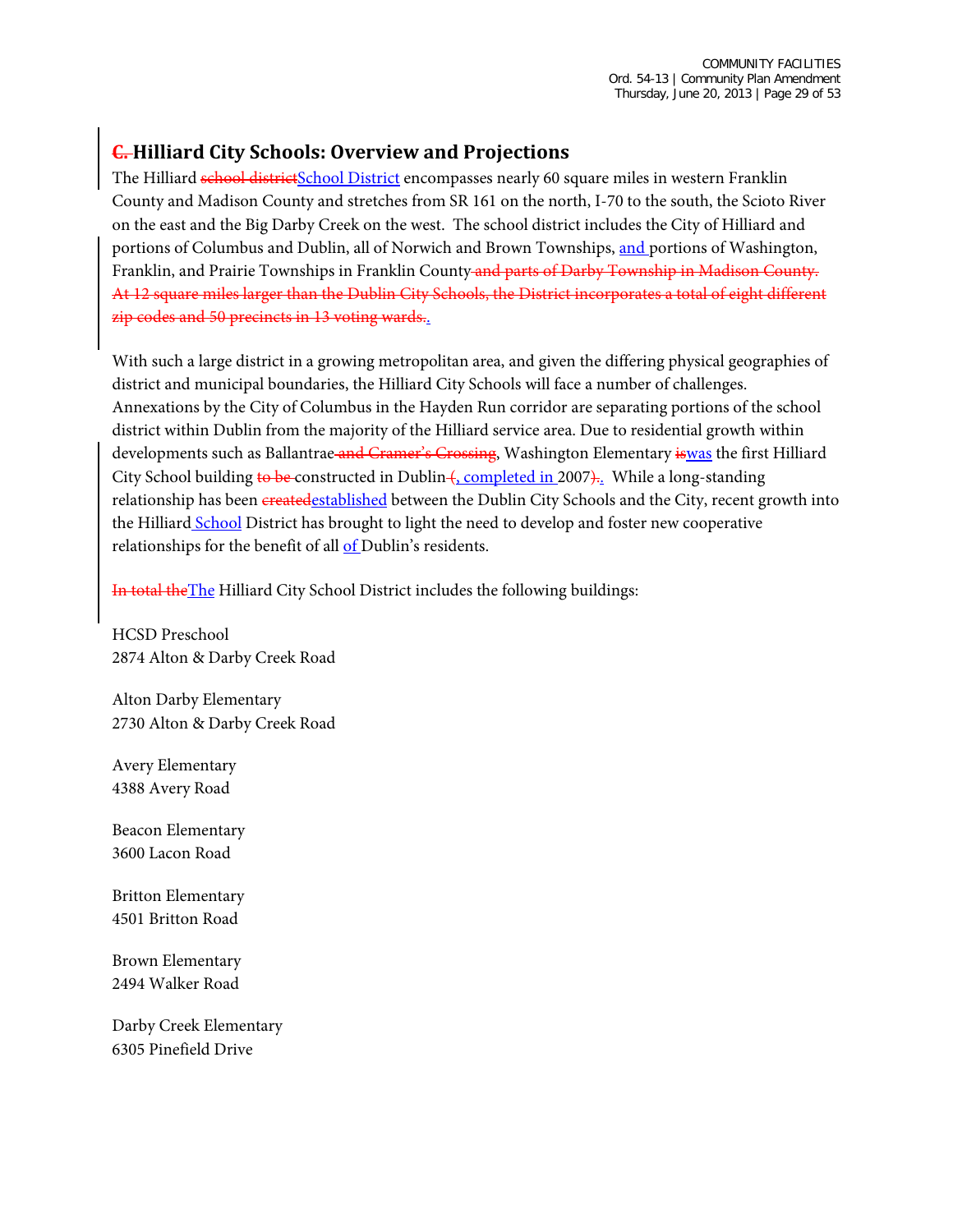## ~~C.~~ Hilliard City Schools: Overview and Projections

The Hilliard ~~school district~~School District encompasses nearly 60 square miles in western Franklin County and Madison County and stretches from SR 161 on the north, I-70 to the south, the Scioto River on the east and the Big Darby Creek on the west. The school district includes the City of Hilliard and portions of Columbus and Dublin, all of Norwich and Brown Townships, and portions of Washington, Franklin, and Prairie Townships in Franklin County~~ and parts of Darby Township in Madison County. At 12 square miles larger than the Dublin City Schools, the District incorporates a total of eight different zip codes and 50 precincts in 13 voting wards.~~.

With such a large district in a growing metropolitan area, and given the differing physical geographies of district and municipal boundaries, the Hilliard City Schools will face a number of challenges. Annexations by the City of Columbus in the Hayden Run corridor are separating portions of the school district within Dublin from the majority of the Hilliard service area. Due to residential growth within developments such as Ballantrae~~ and Cramer's Crossing~~, Washington Elementary ~~is~~was the first Hilliard City School building ~~to be~~ constructed in Dublin~~ (~~, completed in 2007~~)~~. While a long-standing relationship has been ~~created~~established between the Dublin City Schools and the City, recent growth into the Hilliard School District has brought to light the need to develop and foster new cooperative relationships for the benefit of all of Dublin's residents.

~~In total the~~The Hilliard City School District includes the following buildings:

HCSD Preschool
2874 Alton & Darby Creek Road

Alton Darby Elementary
2730 Alton & Darby Creek Road

Avery Elementary
4388 Avery Road

Beacon Elementary
3600 Lacon Road

Britton Elementary
4501 Britton Road

Brown Elementary
2494 Walker Road

Darby Creek Elementary
6305 Pinefield Drive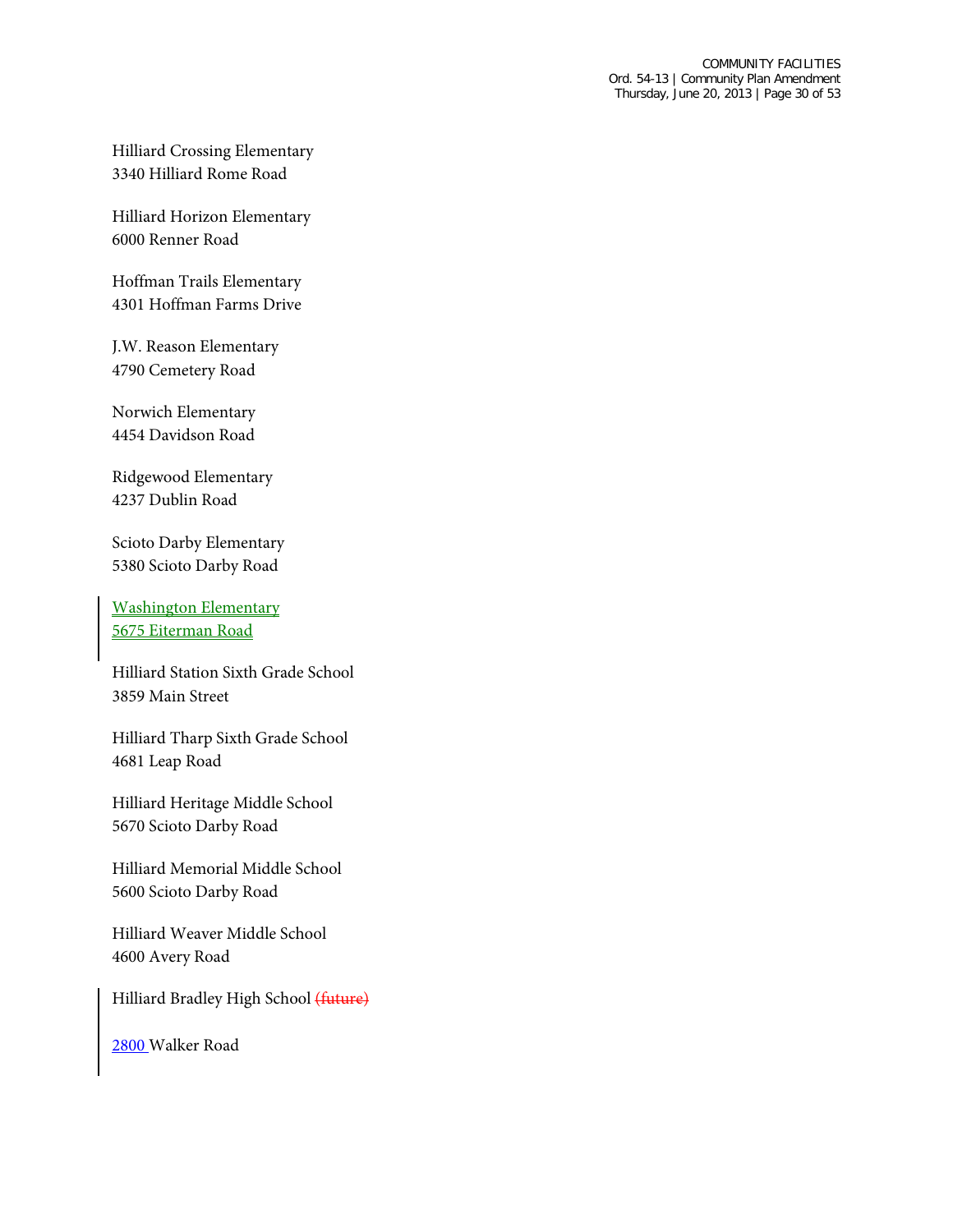Hilliard Crossing Elementary
3340 Hilliard Rome Road

Hilliard Horizon Elementary
6000 Renner Road

Hoffman Trails Elementary
4301 Hoffman Farms Drive

J.W. Reason Elementary
4790 Cemetery Road

Norwich Elementary
4454 Davidson Road

Ridgewood Elementary
4237 Dublin Road

Scioto Darby Elementary
5380 Scioto Darby Road

Washington Elementary
5675 Eiterman Road

Hilliard Station Sixth Grade School
3859 Main Street

Hilliard Tharp Sixth Grade School
4681 Leap Road

Hilliard Heritage Middle School
5670 Scioto Darby Road

Hilliard Memorial Middle School
5600 Scioto Darby Road

Hilliard Weaver Middle School
4600 Avery Road

Hilliard Bradley High School ~~(future)~~

2800 Walker Road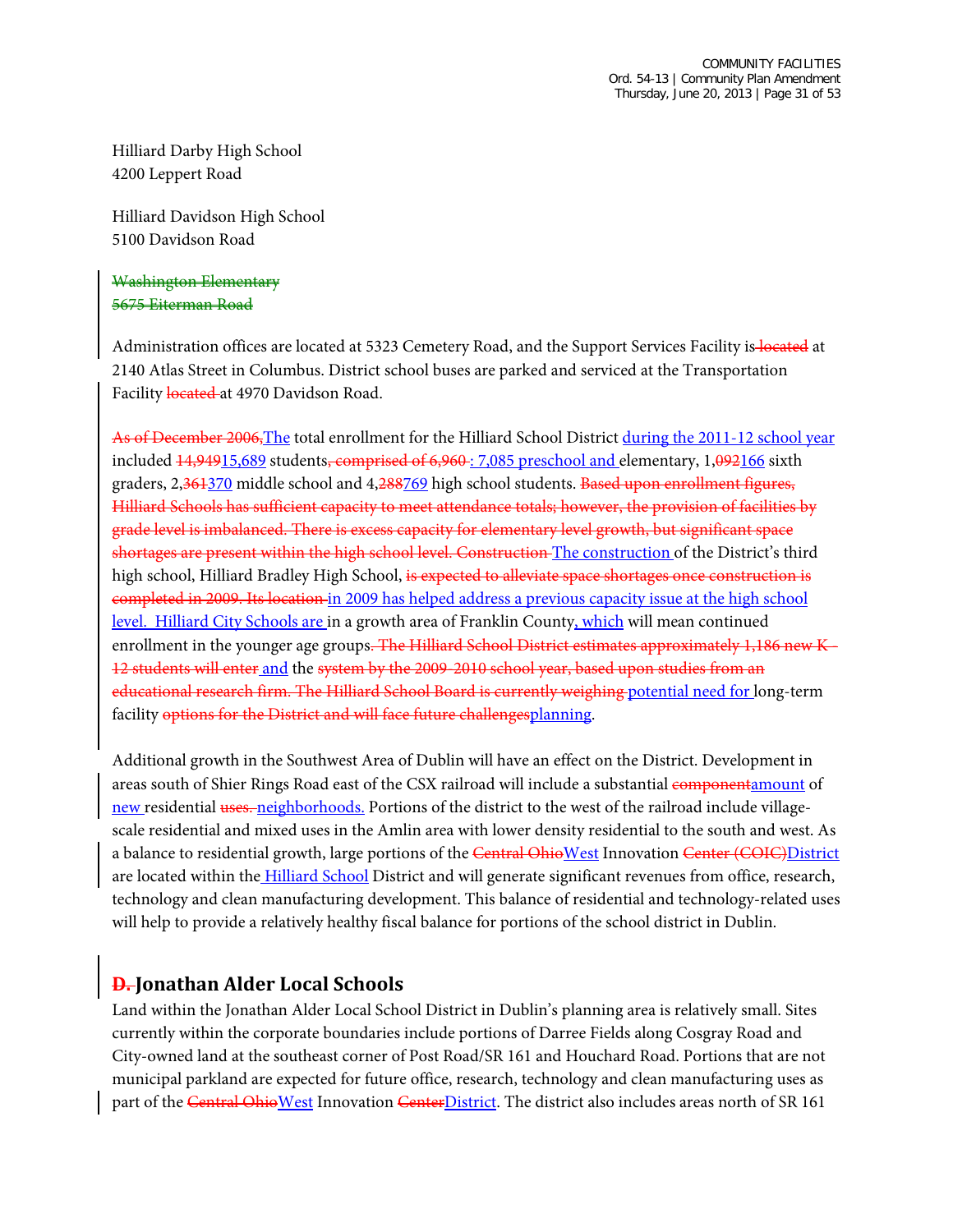Hilliard Darby High School
4200 Leppert Road

Hilliard Davidson High School
5100 Davidson Road

~~Washington Elementary~~
~~5675 Eiterman Road~~

Administration offices are located at 5323 Cemetery Road, and the Support Services Facility is ~~located~~ at 2140 Atlas Street in Columbus. District school buses are parked and serviced at the Transportation Facility ~~located~~ at 4970 Davidson Road.

~~As of December 2006,~~The total enrollment for the Hilliard School District during the 2011-12 school year included ~~14,949~~15,689 students~~, comprised of 6,960~~: 7,085 preschool and elementary, 1,~~092~~166 sixth graders, 2,~~361~~370 middle school and 4,~~288~~769 high school students. ~~Based upon enrollment figures, Hilliard Schools has sufficient capacity to meet attendance totals; however, the provision of facilities by grade level is imbalanced. There is excess capacity for elementary level growth, but significant space shortages are present within the high school level. Construction~~ The construction of the District's third high school, Hilliard Bradley High School, ~~is expected to alleviate space shortages once construction is completed in 2009. Its location~~ in 2009 has helped address a previous capacity issue at the high school level. Hilliard City Schools are in a growth area of Franklin County, which will mean continued enrollment in the younger age groups~~. The Hilliard School District estimates approximately 1,186 new K-12 students will enter~~ and the ~~system by the 2009-2010 school year, based upon studies from an educational research firm. The Hilliard School Board is currently weighing~~ potential need for long-term facility ~~options for the District and will face future challenges~~planning.

Additional growth in the Southwest Area of Dublin will have an effect on the District. Development in areas south of Shier Rings Road east of the CSX railroad will include a substantial ~~component~~amount of new residential ~~uses.~~ neighborhoods. Portions of the district to the west of the railroad include village-scale residential and mixed uses in the Amlin area with lower density residential to the south and west. As a balance to residential growth, large portions of the ~~Central Ohio~~West Innovation ~~Center (COIC)~~District are located within the Hilliard School District and will generate significant revenues from office, research, technology and clean manufacturing development. This balance of residential and technology-related uses will help to provide a relatively healthy fiscal balance for portions of the school district in Dublin.

## ~~D.~~ Jonathan Alder Local Schools

Land within the Jonathan Alder Local School District in Dublin's planning area is relatively small. Sites currently within the corporate boundaries include portions of Darree Fields along Cosgray Road and City-owned land at the southeast corner of Post Road/SR 161 and Houchard Road. Portions that are not municipal parkland are expected for future office, research, technology and clean manufacturing uses as part of the ~~Central Ohio~~West Innovation ~~Center~~District. The district also includes areas north of SR 161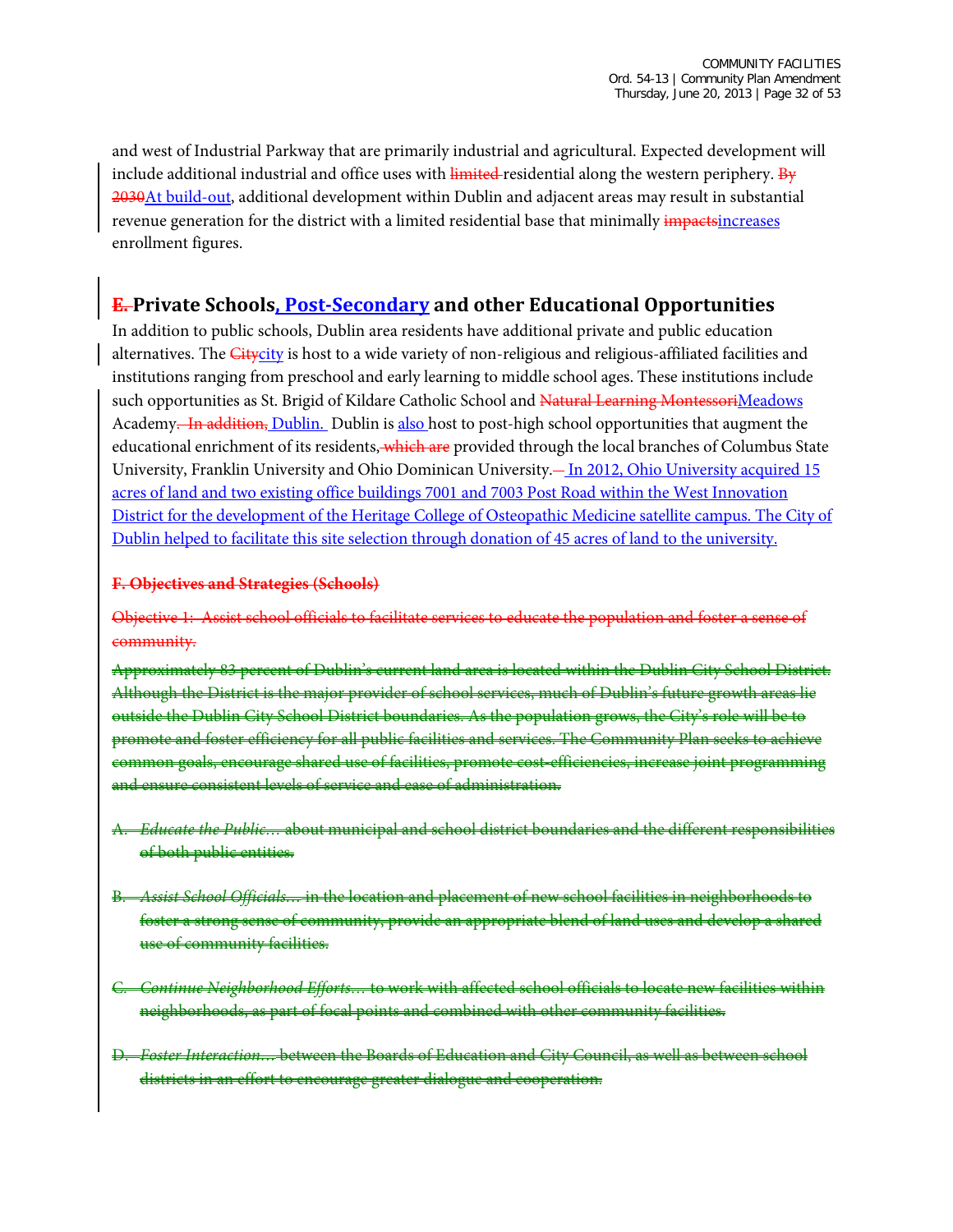and west of Industrial Parkway that are primarily industrial and agricultural. Expected development will include additional industrial and office uses with ~~limited~~ residential along the western periphery. ~~By 2030~~At build-out, additional development within Dublin and adjacent areas may result in substantial revenue generation for the district with a limited residential base that minimally ~~impacts~~increases enrollment figures.

## ~~E.~~ Private Schools, Post-Secondary and other Educational Opportunities

In addition to public schools, Dublin area residents have additional private and public education alternatives. The ~~City~~city is host to a wide variety of non-religious and religious-affiliated facilities and institutions ranging from preschool and early learning to middle school ages. These institutions include such opportunities as St. Brigid of Kildare Catholic School and ~~Natural Learning Montessori~~Meadows Academy. ~~In addition,~~ Dublin. Dublin is also host to post-high school opportunities that augment the educational enrichment of its residents, ~~which are~~ provided through the local branches of Columbus State University, Franklin University and Ohio Dominican University. In 2012, Ohio University acquired 15 acres of land and two existing office buildings 7001 and 7003 Post Road within the West Innovation District for the development of the Heritage College of Osteopathic Medicine satellite campus. The City of Dublin helped to facilitate this site selection through donation of 45 acres of land to the university.

~~**F. Objectives and Strategies (Schools)**~~

~~Objective 1: Assist school officials to facilitate services to educate the population and foster a sense of community.~~

~~Approximately 83 percent of Dublin's current land area is located within the Dublin City School District. Although the District is the major provider of school services, much of Dublin's future growth areas lie outside the Dublin City School District boundaries. As the population grows, the City's role will be to promote and foster efficiency for all public facilities and services. The Community Plan seeks to achieve common goals, encourage shared use of facilities, promote cost-efficiencies, increase joint programming and ensure consistent levels of service and ease of administration.~~

~~A. *Educate the Public…* about municipal and school district boundaries and the different responsibilities of both public entities.~~

~~B. *Assist School Officials…* in the location and placement of new school facilities in neighborhoods to foster a strong sense of community, provide an appropriate blend of land uses and develop a shared use of community facilities.~~

~~C. *Continue Neighborhood Efforts…* to work with affected school officials to locate new facilities within neighborhoods, as part of focal points and combined with other community facilities.~~

~~D. *Foster Interaction…* between the Boards of Education and City Council, as well as between school districts in an effort to encourage greater dialogue and cooperation.~~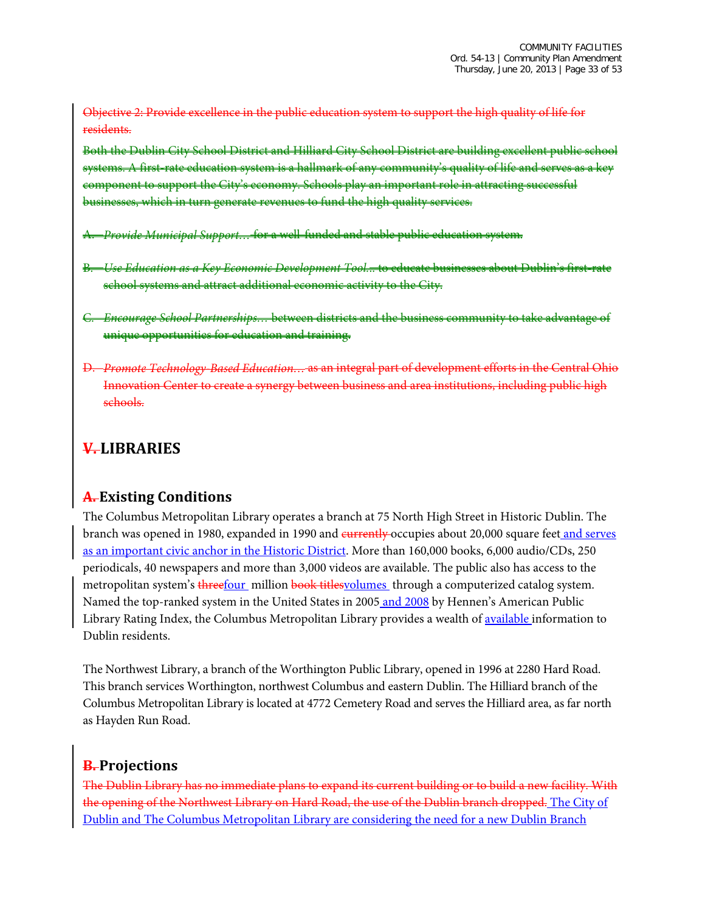~~Objective 2: Provide excellence in the public education system to support the high quality of life for residents.~~

~~Both the Dublin City School District and Hilliard City School District are building excellent public school systems. A first-rate education system is a hallmark of any community's quality of life and serves as a key component to support the City's economy. Schools play an important role in attracting successful businesses, which in turn generate revenues to fund the high quality services.~~

~~A. *Provide Municipal Support…* for a well-funded and stable public education system.~~

~~B. *Use Education as a Key Economic Development Tool…* to educate businesses about Dublin's first-rate school systems and attract additional economic activity to the City.~~

~~C. *Encourage School Partnerships…* between districts and the business community to take advantage of unique opportunities for education and training.~~

~~D. *Promote Technology-Based Education…* as an integral part of development efforts in the Central Ohio Innovation Center to create a synergy between business and area institutions, including public high schools.~~

# ~~V.~~ LIBRARIES

## ~~A.~~ Existing Conditions

The Columbus Metropolitan Library operates a branch at 75 North High Street in Historic Dublin. The branch was opened in 1980, expanded in 1990 and ~~currently~~ occupies about 20,000 square feet and serves as an important civic anchor in the Historic District. More than 160,000 books, 6,000 audio/CDs, 250 periodicals, 40 newspapers and more than 3,000 videos are available. The public also has access to the metropolitan system's ~~three~~four million ~~book titles~~volumes through a computerized catalog system. Named the top-ranked system in the United States in 2005 and 2008 by Hennen's American Public Library Rating Index, the Columbus Metropolitan Library provides a wealth of available information to Dublin residents.

The Northwest Library, a branch of the Worthington Public Library, opened in 1996 at 2280 Hard Road. This branch services Worthington, northwest Columbus and eastern Dublin. The Hilliard branch of the Columbus Metropolitan Library is located at 4772 Cemetery Road and serves the Hilliard area, as far north as Hayden Run Road.

## ~~B.~~ Projections

~~The Dublin Library has no immediate plans to expand its current building or to build a new facility. With the opening of the Northwest Library on Hard Road, the use of the Dublin branch dropped.~~ The City of Dublin and The Columbus Metropolitan Library are considering the need for a new Dublin Branch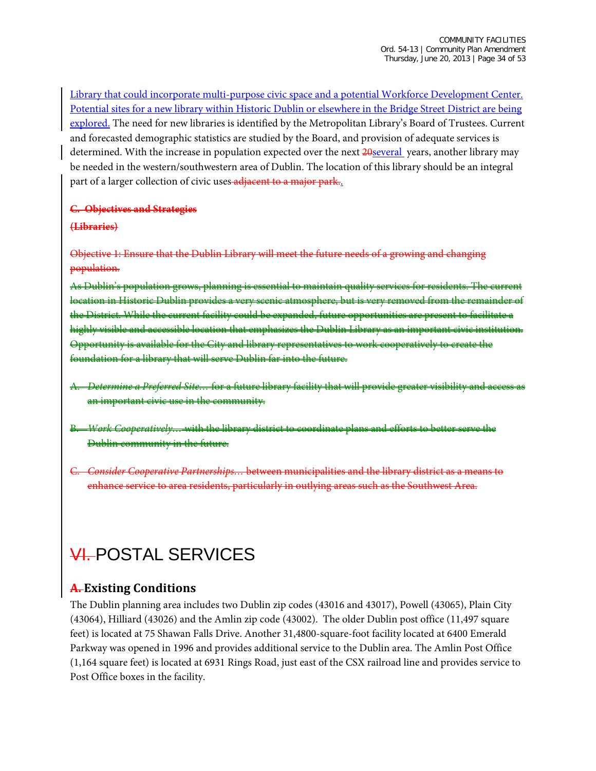Library that could incorporate multi-purpose civic space and a potential Workforce Development Center. Potential sites for a new library within Historic Dublin or elsewhere in the Bridge Street District are being explored. The need for new libraries is identified by the Metropolitan Library's Board of Trustees. Current and forecasted demographic statistics are studied by the Board, and provision of adequate services is determined. With the increase in population expected over the next ~~20~~several years, another library may be needed in the western/southwestern area of Dublin. The location of this library should be an integral part of a larger collection of civic uses ~~adjacent to a major park.~~.

~~**C. Objectives and Strategies**~~

~~**(Libraries)**~~

~~Objective 1: Ensure that the Dublin Library will meet the future needs of a growing and changing population.~~

~~As Dublin's population grows, planning is essential to maintain quality services for residents. The current location in Historic Dublin provides a very scenic atmosphere, but is very removed from the remainder of the District. While the current facility could be expanded, future opportunities are present to facilitate a highly visible and accessible location that emphasizes the Dublin Library as an important civic institution. Opportunity is available for the City and library representatives to work cooperatively to create the foundation for a library that will serve Dublin far into the future.~~

~~A. *Determine a Preferred Site…* for a future library facility that will provide greater visibility and access as an important civic use in the community.~~

~~B. *Work Cooperatively…* with the library district to coordinate plans and efforts to better serve the Dublin community in the future.~~

~~C. *Consider Cooperative Partnerships…* between municipalities and the library district as a means to enhance service to area residents, particularly in outlying areas such as the Southwest Area.~~

# ~~VI.~~ POSTAL SERVICES

## ~~A.~~ Existing Conditions

The Dublin planning area includes two Dublin zip codes (43016 and 43017), Powell (43065), Plain City (43064), Hilliard (43026) and the Amlin zip code (43002). The older Dublin post office (11,497 square feet) is located at 75 Shawan Falls Drive. Another 31,4800-square-foot facility located at 6400 Emerald Parkway was opened in 1996 and provides additional service to the Dublin area. The Amlin Post Office (1,164 square feet) is located at 6931 Rings Road, just east of the CSX railroad line and provides service to Post Office boxes in the facility.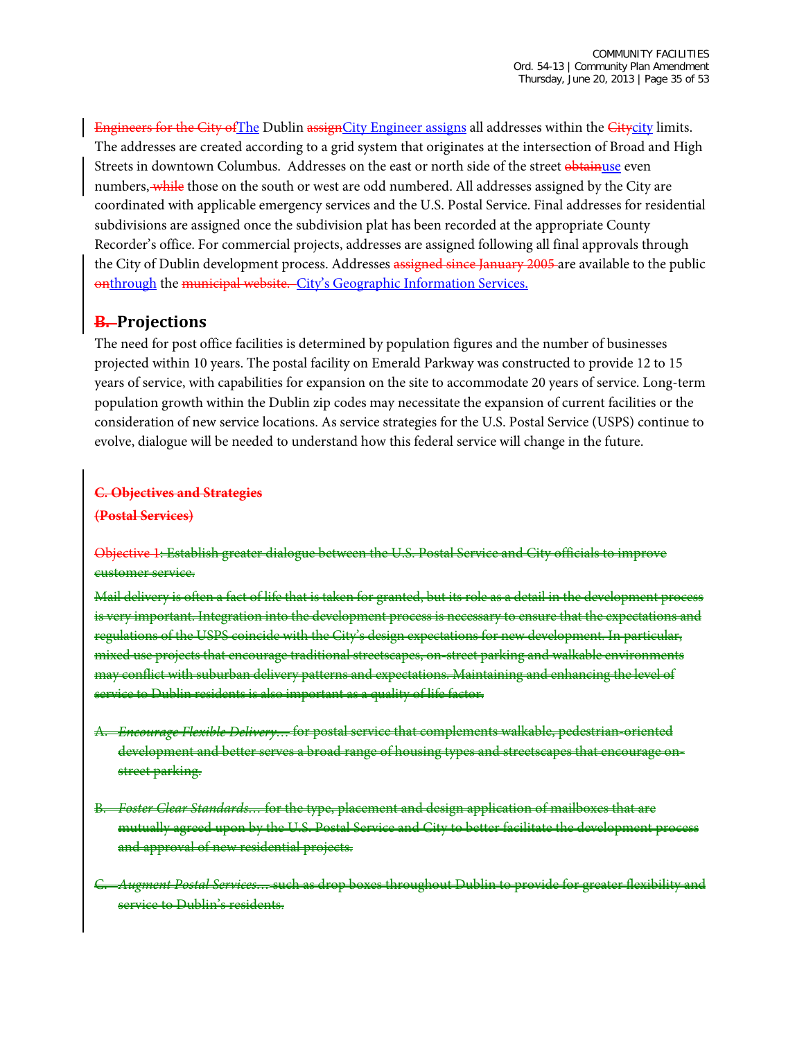~~Engineers for the City of~~The Dublin ~~assign~~City Engineer assigns all addresses within the ~~City~~city limits. The addresses are created according to a grid system that originates at the intersection of Broad and High Streets in downtown Columbus. Addresses on the east or north side of the street ~~obtain~~use even numbers,~~ while~~ those on the south or west are odd numbered. All addresses assigned by the City are coordinated with applicable emergency services and the U.S. Postal Service. Final addresses for residential subdivisions are assigned once the subdivision plat has been recorded at the appropriate County Recorder's office. For commercial projects, addresses are assigned following all final approvals through the City of Dublin development process. Addresses ~~assigned since January 2005~~ are available to the public ~~on~~through the ~~municipal website.~~ City's Geographic Information Services.

## ~~B.~~ Projections

The need for post office facilities is determined by population figures and the number of businesses projected within 10 years. The postal facility on Emerald Parkway was constructed to provide 12 to 15 years of service, with capabilities for expansion on the site to accommodate 20 years of service. Long-term population growth within the Dublin zip codes may necessitate the expansion of current facilities or the consideration of new service locations. As service strategies for the U.S. Postal Service (USPS) continue to evolve, dialogue will be needed to understand how this federal service will change in the future.

**~~C. Objectives and Strategies~~**

**~~(Postal Services)~~**

~~Objective 1: Establish greater dialogue between the U.S. Postal Service and City officials to improve customer service.~~

~~Mail delivery is often a fact of life that is taken for granted, but its role as a detail in the development process is very important. Integration into the development process is necessary to ensure that the expectations and regulations of the USPS coincide with the City's design expectations for new development. In particular, mixed use projects that encourage traditional streetscapes, on-street parking and walkable environments may conflict with suburban delivery patterns and expectations. Maintaining and enhancing the level of service to Dublin residents is also important as a quality of life factor.~~

A. ~~*Encourage Flexible Delivery…* for postal service that complements walkable, pedestrian-oriented development and better serves a broad range of housing types and streetscapes that encourage on-street parking.~~

B. ~~*Foster Clear Standards…* for the type, placement and design application of mailboxes that are mutually agreed upon by the U.S. Postal Service and City to better facilitate the development process and approval of new residential projects.~~

C. ~~*Augment Postal Services…* such as drop boxes throughout Dublin to provide for greater flexibility and service to Dublin's residents.~~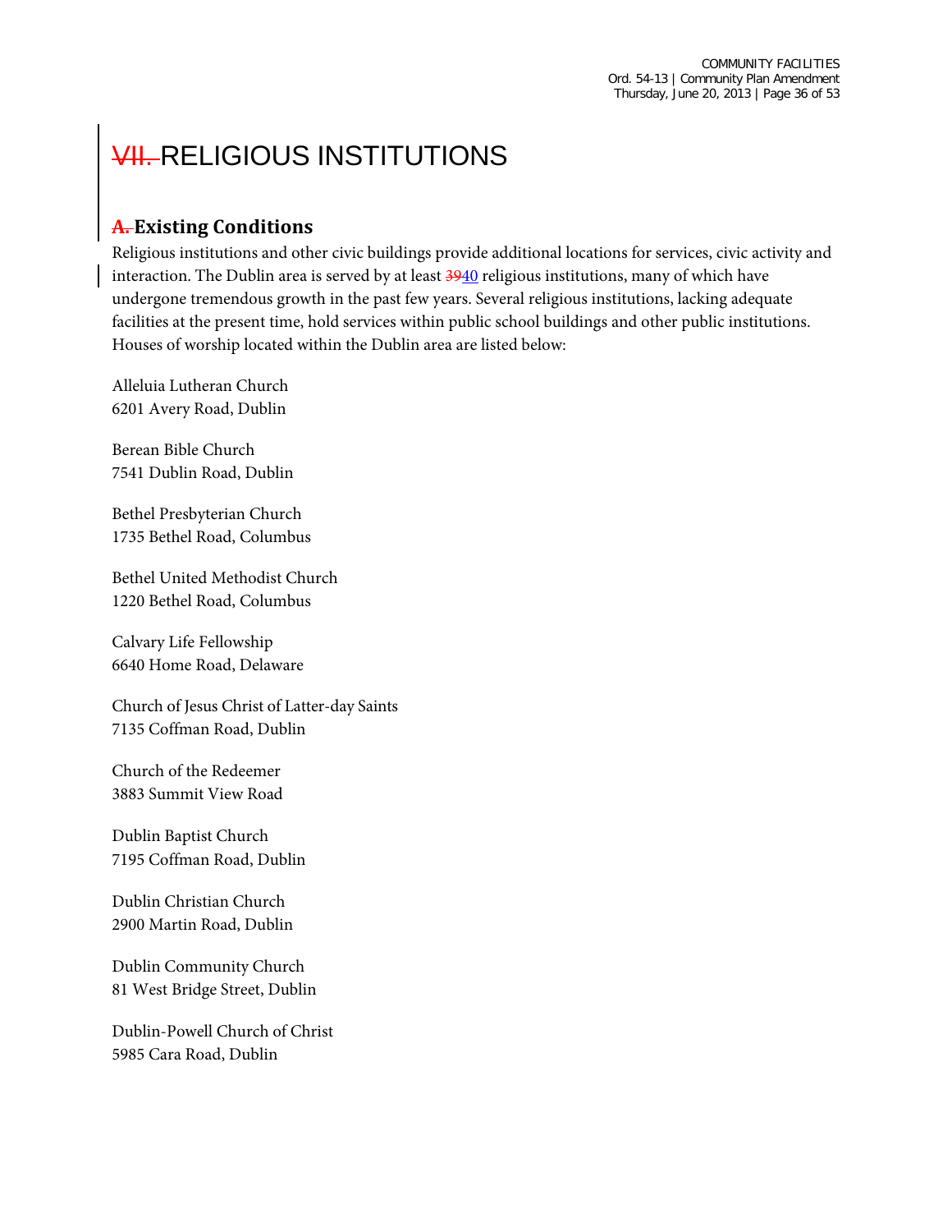# ~~VII.~~ RELIGIOUS INSTITUTIONS

## ~~A.~~ Existing Conditions

Religious institutions and other civic buildings provide additional locations for services, civic activity and interaction. The Dublin area is served by at least ~~39~~40 religious institutions, many of which have undergone tremendous growth in the past few years. Several religious institutions, lacking adequate facilities at the present time, hold services within public school buildings and other public institutions. Houses of worship located within the Dublin area are listed below:

Alleluia Lutheran Church
6201 Avery Road, Dublin

Berean Bible Church
7541 Dublin Road, Dublin

Bethel Presbyterian Church
1735 Bethel Road, Columbus

Bethel United Methodist Church
1220 Bethel Road, Columbus

Calvary Life Fellowship
6640 Home Road, Delaware

Church of Jesus Christ of Latter-day Saints
7135 Coffman Road, Dublin

Church of the Redeemer
3883 Summit View Road

Dublin Baptist Church
7195 Coffman Road, Dublin

Dublin Christian Church
2900 Martin Road, Dublin

Dublin Community Church
81 West Bridge Street, Dublin

Dublin-Powell Church of Christ
5985 Cara Road, Dublin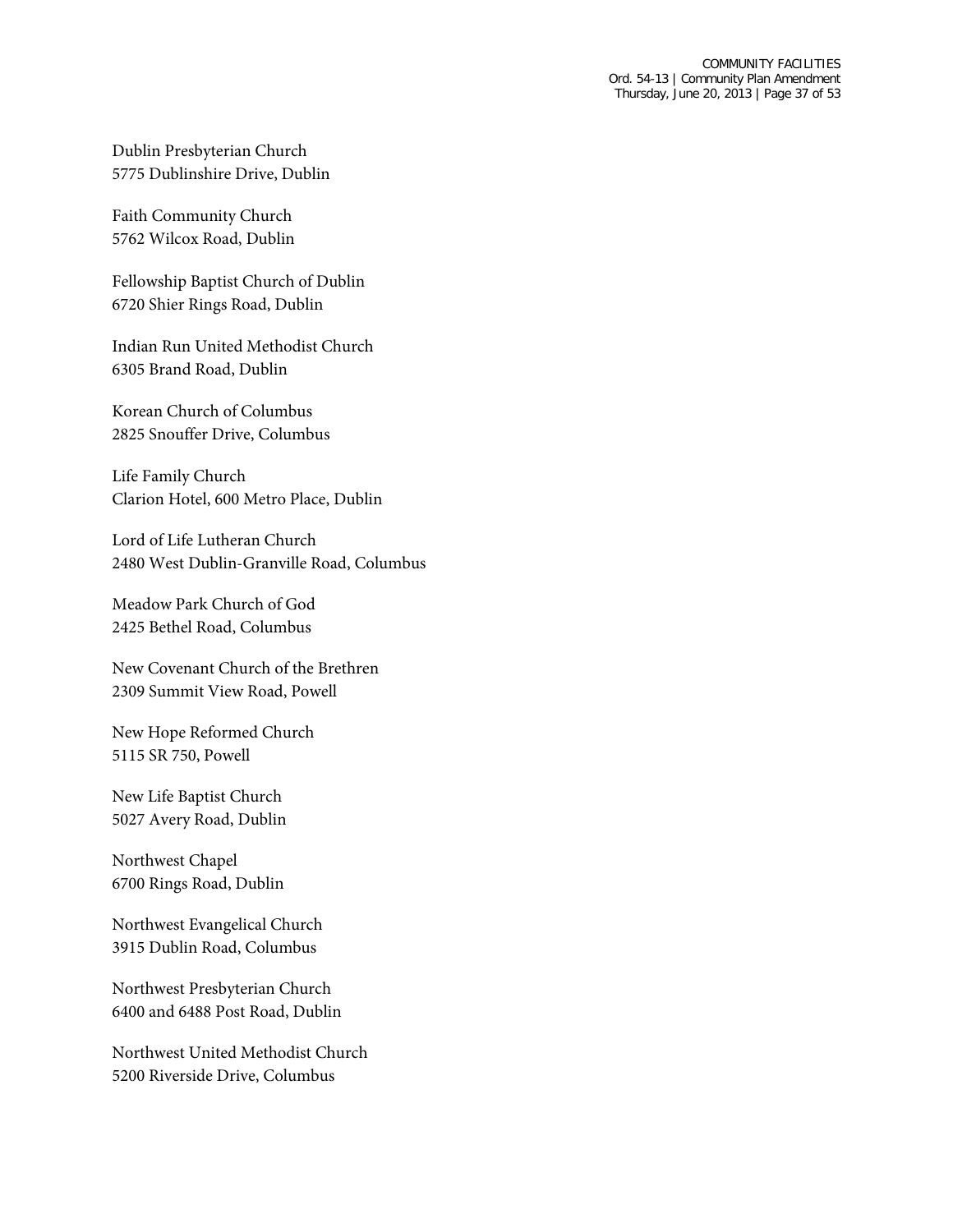Dublin Presbyterian Church
5775 Dublinshire Drive, Dublin

Faith Community Church
5762 Wilcox Road, Dublin

Fellowship Baptist Church of Dublin
6720 Shier Rings Road, Dublin

Indian Run United Methodist Church
6305 Brand Road, Dublin

Korean Church of Columbus
2825 Snouffer Drive, Columbus

Life Family Church
Clarion Hotel, 600 Metro Place, Dublin

Lord of Life Lutheran Church
2480 West Dublin-Granville Road, Columbus

Meadow Park Church of God
2425 Bethel Road, Columbus

New Covenant Church of the Brethren
2309 Summit View Road, Powell

New Hope Reformed Church
5115 SR 750, Powell

New Life Baptist Church
5027 Avery Road, Dublin

Northwest Chapel
6700 Rings Road, Dublin

Northwest Evangelical Church
3915 Dublin Road, Columbus

Northwest Presbyterian Church
6400 and 6488 Post Road, Dublin

Northwest United Methodist Church
5200 Riverside Drive, Columbus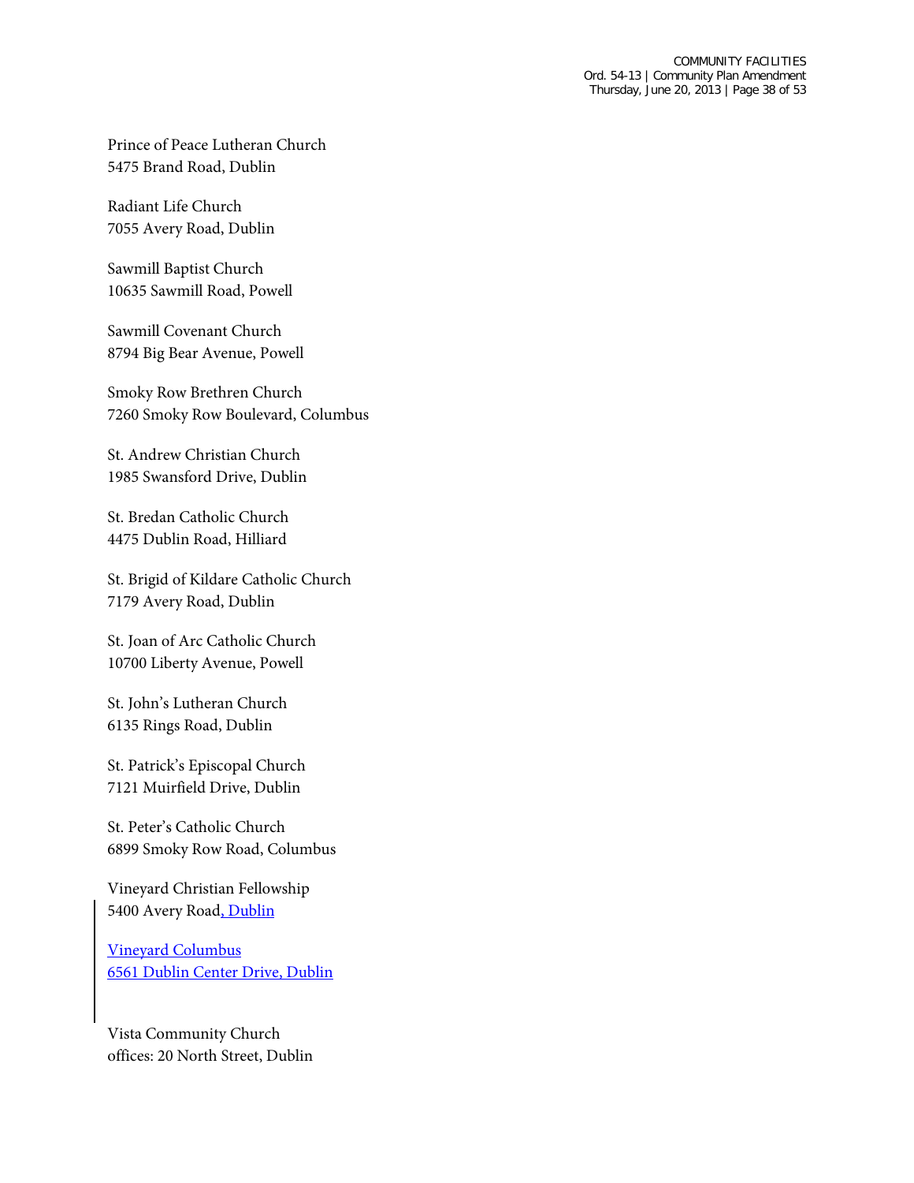Prince of Peace Lutheran Church
5475 Brand Road, Dublin

Radiant Life Church
7055 Avery Road, Dublin

Sawmill Baptist Church
10635 Sawmill Road, Powell

Sawmill Covenant Church
8794 Big Bear Avenue, Powell

Smoky Row Brethren Church
7260 Smoky Row Boulevard, Columbus

St. Andrew Christian Church
1985 Swansford Drive, Dublin

St. Bredan Catholic Church
4475 Dublin Road, Hilliard

St. Brigid of Kildare Catholic Church
7179 Avery Road, Dublin

St. Joan of Arc Catholic Church
10700 Liberty Avenue, Powell

St. John's Lutheran Church
6135 Rings Road, Dublin

St. Patrick's Episcopal Church
7121 Muirfield Drive, Dublin

St. Peter's Catholic Church
6899 Smoky Row Road, Columbus

Vineyard Christian Fellowship
5400 Avery Road, Dublin

Vineyard Columbus
6561 Dublin Center Drive, Dublin

Vista Community Church
offices: 20 North Street, Dublin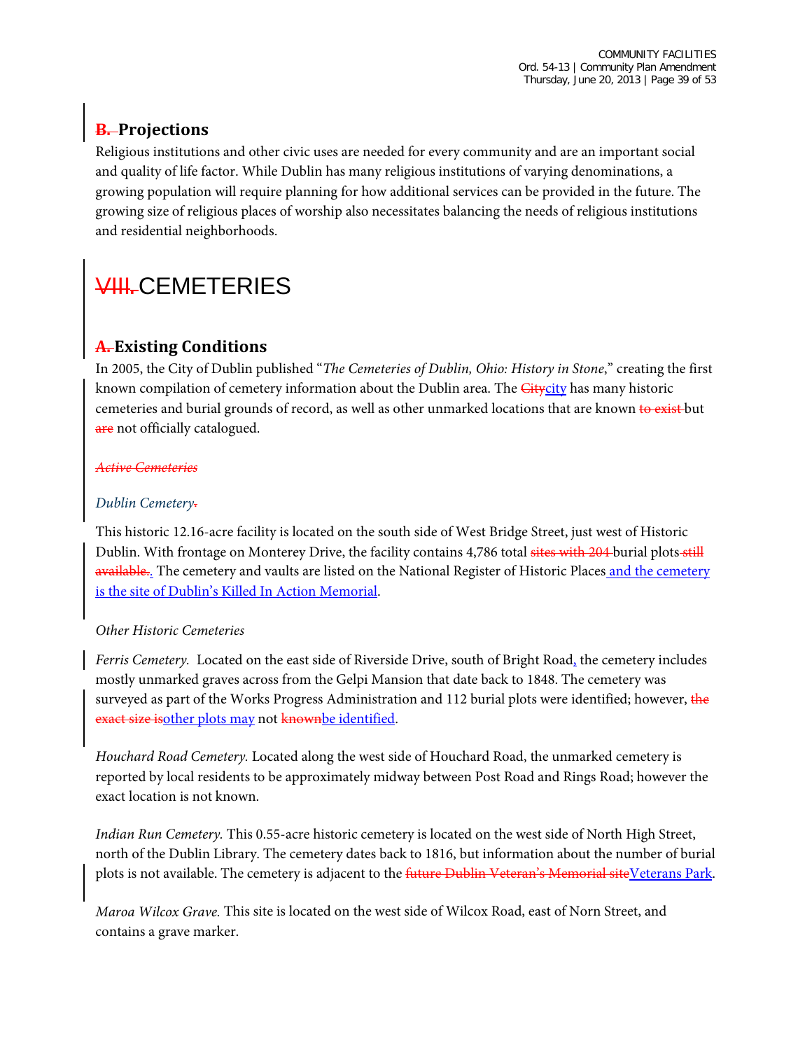## ~~B.~~ Projections

Religious institutions and other civic uses are needed for every community and are an important social and quality of life factor. While Dublin has many religious institutions of varying denominations, a growing population will require planning for how additional services can be provided in the future. The growing size of religious places of worship also necessitates balancing the needs of religious institutions and residential neighborhoods.

# ~~VIII.~~ CEMETERIES

## ~~A.~~ Existing Conditions

In 2005, the City of Dublin published "*The Cemeteries of Dublin, Ohio: History in Stone*," creating the first known compilation of cemetery information about the Dublin area. The ~~City~~city has many historic cemeteries and burial grounds of record, as well as other unmarked locations that are known ~~to exist~~ but ~~are~~ not officially catalogued.

~~*Active Cemeteries*~~

*Dublin Cemetery*~~.~~

This historic 12.16-acre facility is located on the south side of West Bridge Street, just west of Historic Dublin. With frontage on Monterey Drive, the facility contains 4,786 total ~~sites with 204~~ burial plots ~~still available.~~. The cemetery and vaults are listed on the National Register of Historic Places and the cemetery is the site of Dublin's Killed In Action Memorial.

*Other Historic Cemeteries*

*Ferris Cemetery.* Located on the east side of Riverside Drive, south of Bright Road, the cemetery includes mostly unmarked graves across from the Gelpi Mansion that date back to 1848. The cemetery was surveyed as part of the Works Progress Administration and 112 burial plots were identified; however, ~~the exact size is~~other plots may not ~~known~~be identified.

*Houchard Road Cemetery.* Located along the west side of Houchard Road, the unmarked cemetery is reported by local residents to be approximately midway between Post Road and Rings Road; however the exact location is not known.

*Indian Run Cemetery.* This 0.55-acre historic cemetery is located on the west side of North High Street, north of the Dublin Library. The cemetery dates back to 1816, but information about the number of burial plots is not available. The cemetery is adjacent to the ~~future Dublin Veteran's Memorial site~~Veterans Park.

*Maroa Wilcox Grave.* This site is located on the west side of Wilcox Road, east of Norn Street, and contains a grave marker.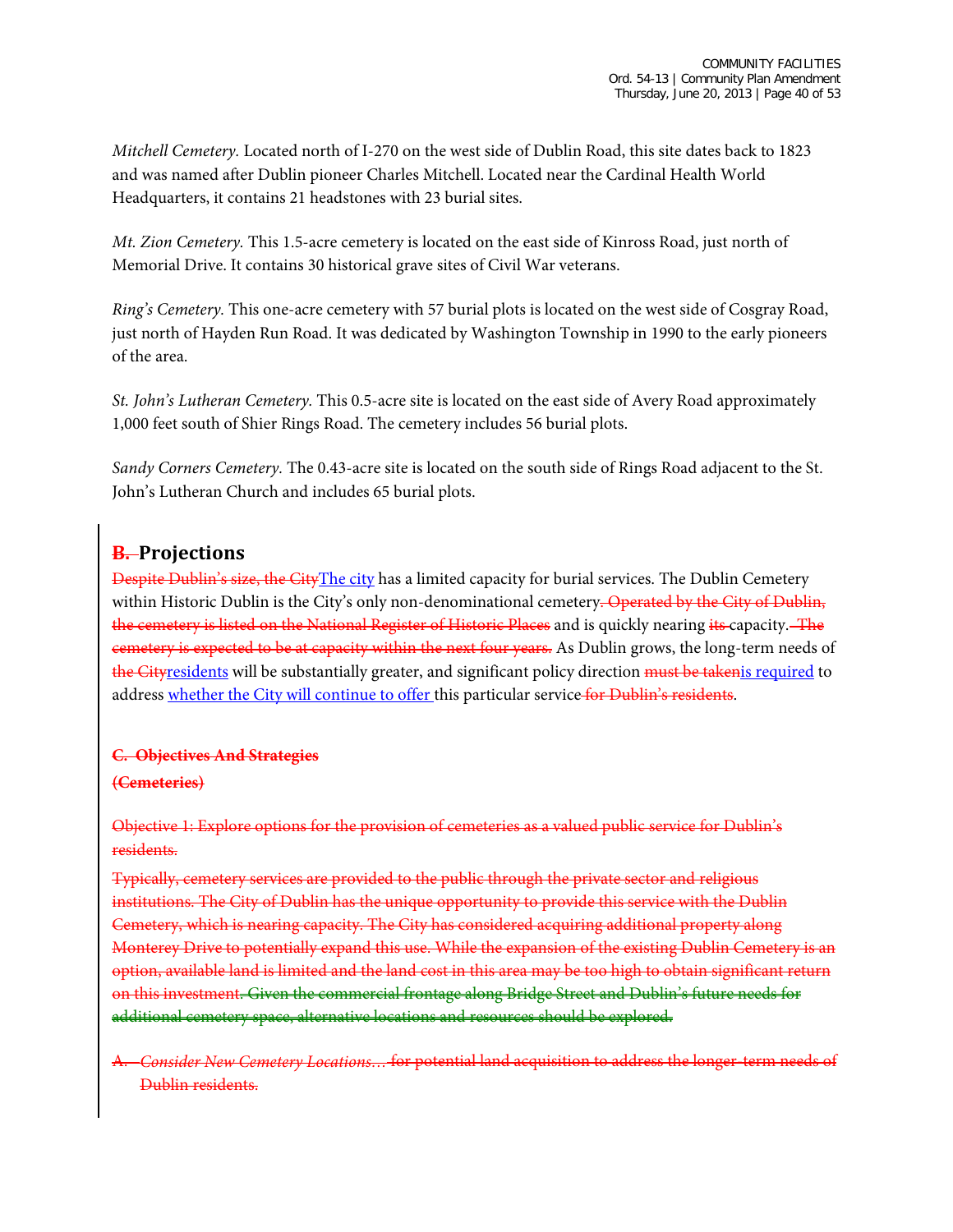*Mitchell Cemetery.* Located north of I-270 on the west side of Dublin Road, this site dates back to 1823 and was named after Dublin pioneer Charles Mitchell. Located near the Cardinal Health World Headquarters, it contains 21 headstones with 23 burial sites.

*Mt. Zion Cemetery.* This 1.5-acre cemetery is located on the east side of Kinross Road, just north of Memorial Drive. It contains 30 historical grave sites of Civil War veterans.

*Ring's Cemetery.* This one-acre cemetery with 57 burial plots is located on the west side of Cosgray Road, just north of Hayden Run Road. It was dedicated by Washington Township in 1990 to the early pioneers of the area.

*St. John's Lutheran Cemetery.* This 0.5-acre site is located on the east side of Avery Road approximately 1,000 feet south of Shier Rings Road. The cemetery includes 56 burial plots.

*Sandy Corners Cemetery.* The 0.43-acre site is located on the south side of Rings Road adjacent to the St. John's Lutheran Church and includes 65 burial plots.

## ~~B.~~ Projections

~~Despite Dublin's size, the City~~<u>The city</u> has a limited capacity for burial services. The Dublin Cemetery within Historic Dublin is the City's only non-denominational cemetery~~. Operated by the City of Dublin, the cemetery is listed on the National Register of Historic Places~~ and is quickly nearing ~~its~~ capacity. ~~The cemetery is expected to be at capacity within the next four years.~~ As Dublin grows, the long-term needs of ~~the City~~<u>residents</u> will be substantially greater, and significant policy direction ~~must be taken~~<u>is required</u> to address <u>whether the City will continue to offer</u> this particular service ~~for Dublin's residents~~.

~~**C. Objectives And Strategies**~~

~~**(Cemeteries)**~~

~~Objective 1: Explore options for the provision of cemeteries as a valued public service for Dublin's residents.~~

~~Typically, cemetery services are provided to the public through the private sector and religious institutions. The City of Dublin has the unique opportunity to provide this service with the Dublin Cemetery, which is nearing capacity. The City has considered acquiring additional property along Monterey Drive to potentially expand this use. While the expansion of the existing Dublin Cemetery is an option, available land is limited and the land cost in this area may be too high to obtain significant return on this investment. Given the commercial frontage along Bridge Street and Dublin's future needs for additional cemetery space, alternative locations and resources should be explored.~~

~~A. *Consider New Cemetery Locations…* for potential land acquisition to address the longer-term needs of Dublin residents.~~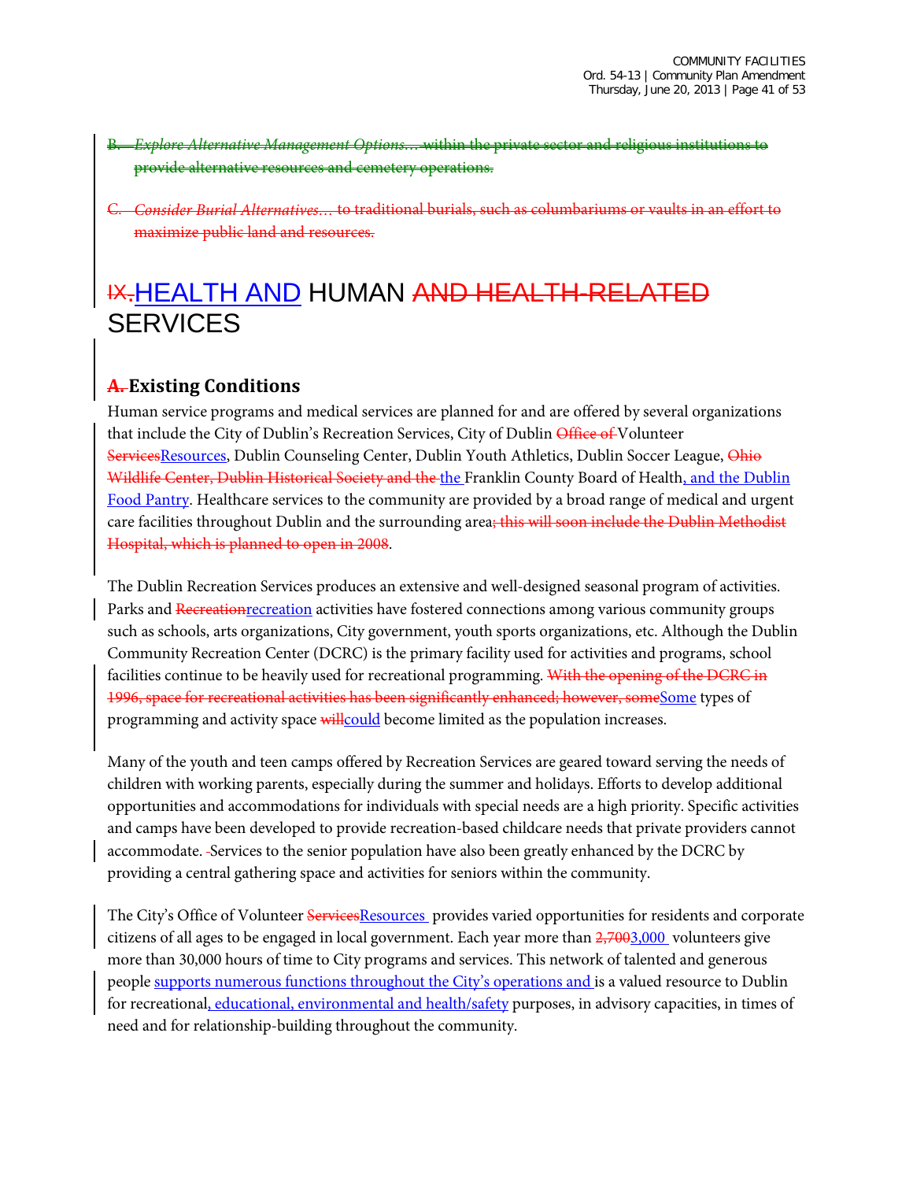B. *Explore Alternative Management Options…* within the private sector and religious institutions to provide alternative resources and cemetery operations.

C. *Consider Burial Alternatives…* to traditional burials, such as columbariums or vaults in an effort to maximize public land and resources.

# IX. HEALTH AND HUMAN AND HEALTH-RELATED SERVICES

## A. Existing Conditions

Human service programs and medical services are planned for and are offered by several organizations that include the City of Dublin's Recreation Services, City of Dublin Office of Volunteer ServicesResources, Dublin Counseling Center, Dublin Youth Athletics, Dublin Soccer League, Ohio Wildlife Center, Dublin Historical Society and the the Franklin County Board of Health, and the Dublin Food Pantry. Healthcare services to the community are provided by a broad range of medical and urgent care facilities throughout Dublin and the surrounding area; this will soon include the Dublin Methodist Hospital, which is planned to open in 2008.

The Dublin Recreation Services produces an extensive and well-designed seasonal program of activities. Parks and Recreationrecreation activities have fostered connections among various community groups such as schools, arts organizations, City government, youth sports organizations, etc. Although the Dublin Community Recreation Center (DCRC) is the primary facility used for activities and programs, school facilities continue to be heavily used for recreational programming. With the opening of the DCRC in 1996, space for recreational activities has been significantly enhanced; however, someSome types of programming and activity space willcould become limited as the population increases.

Many of the youth and teen camps offered by Recreation Services are geared toward serving the needs of children with working parents, especially during the summer and holidays. Efforts to develop additional opportunities and accommodations for individuals with special needs are a high priority. Specific activities and camps have been developed to provide recreation-based childcare needs that private providers cannot accommodate. Services to the senior population have also been greatly enhanced by the DCRC by providing a central gathering space and activities for seniors within the community.

The City's Office of Volunteer ServicesResources provides varied opportunities for residents and corporate citizens of all ages to be engaged in local government. Each year more than 2,7003,000 volunteers give more than 30,000 hours of time to City programs and services. This network of talented and generous people supports numerous functions throughout the City's operations and is a valued resource to Dublin for recreational, educational, environmental and health/safety purposes, in advisory capacities, in times of need and for relationship-building throughout the community.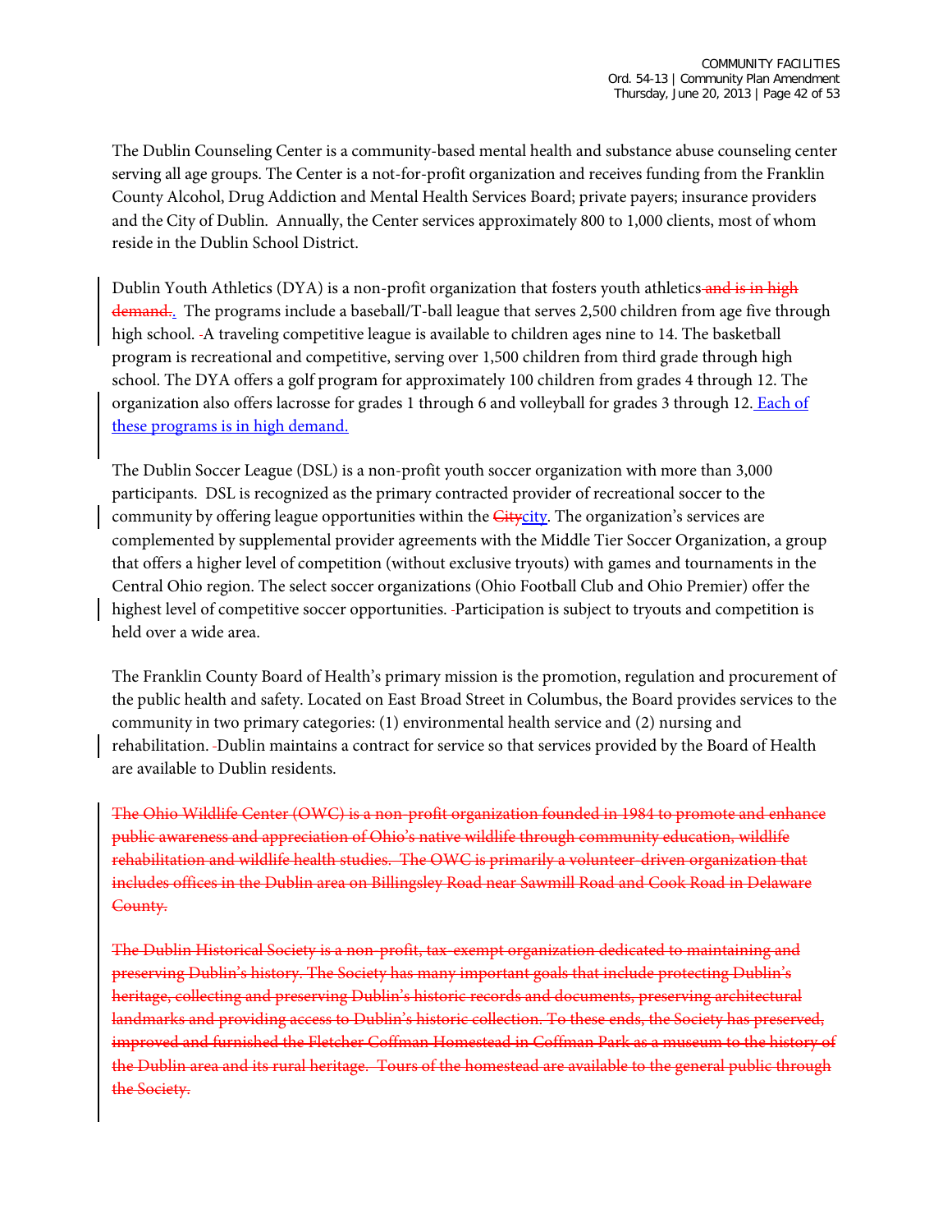The Dublin Counseling Center is a community-based mental health and substance abuse counseling center serving all age groups. The Center is a not-for-profit organization and receives funding from the Franklin County Alcohol, Drug Addiction and Mental Health Services Board; private payers; insurance providers and the City of Dublin. Annually, the Center services approximately 800 to 1,000 clients, most of whom reside in the Dublin School District.

Dublin Youth Athletics (DYA) is a non-profit organization that fosters youth athletics~~ and is in high demand.~~<u>.</u> The programs include a baseball/T-ball league that serves 2,500 children from age five through high school. A traveling competitive league is available to children ages nine to 14. The basketball program is recreational and competitive, serving over 1,500 children from third grade through high school. The DYA offers a golf program for approximately 100 children from grades 4 through 12. The organization also offers lacrosse for grades 1 through 6 and volleyball for grades 3 through 12.<u> Each of these programs is in high demand.</u>

The Dublin Soccer League (DSL) is a non-profit youth soccer organization with more than 3,000 participants. DSL is recognized as the primary contracted provider of recreational soccer to the community by offering league opportunities within the ~~City~~<u>city</u>. The organization's services are complemented by supplemental provider agreements with the Middle Tier Soccer Organization, a group that offers a higher level of competition (without exclusive tryouts) with games and tournaments in the Central Ohio region. The select soccer organizations (Ohio Football Club and Ohio Premier) offer the highest level of competitive soccer opportunities. Participation is subject to tryouts and competition is held over a wide area.

The Franklin County Board of Health's primary mission is the promotion, regulation and procurement of the public health and safety. Located on East Broad Street in Columbus, the Board provides services to the community in two primary categories: (1) environmental health service and (2) nursing and rehabilitation. Dublin maintains a contract for service so that services provided by the Board of Health are available to Dublin residents.

~~The Ohio Wildlife Center (OWC) is a non-profit organization founded in 1984 to promote and enhance public awareness and appreciation of Ohio's native wildlife through community education, wildlife rehabilitation and wildlife health studies. The OWC is primarily a volunteer-driven organization that includes offices in the Dublin area on Billingsley Road near Sawmill Road and Cook Road in Delaware County.~~

~~The Dublin Historical Society is a non-profit, tax-exempt organization dedicated to maintaining and preserving Dublin's history. The Society has many important goals that include protecting Dublin's heritage, collecting and preserving Dublin's historic records and documents, preserving architectural landmarks and providing access to Dublin's historic collection. To these ends, the Society has preserved, improved and furnished the Fletcher Coffman Homestead in Coffman Park as a museum to the history of the Dublin area and its rural heritage. Tours of the homestead are available to the general public through the Society.~~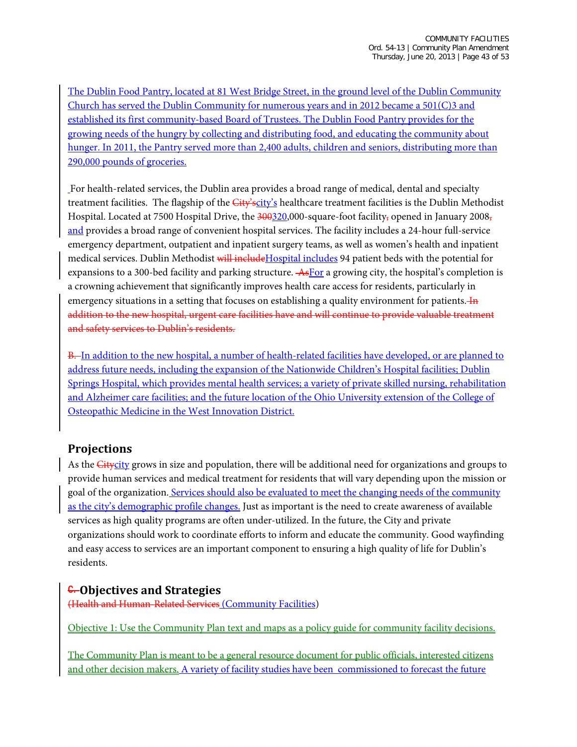The Dublin Food Pantry, located at 81 West Bridge Street, in the ground level of the Dublin Community Church has served the Dublin Community for numerous years and in 2012 became a 501(C)3 and established its first community-based Board of Trustees. The Dublin Food Pantry provides for the growing needs of the hungry by collecting and distributing food, and educating the community about hunger. In 2011, the Pantry served more than 2,400 adults, children and seniors, distributing more than 290,000 pounds of groceries.

For health-related services, the Dublin area provides a broad range of medical, dental and specialty treatment facilities. The flagship of the ~~City's~~city's healthcare treatment facilities is the Dublin Methodist Hospital. Located at 7500 Hospital Drive, the ~~300~~320,000-square-foot facility~~,~~ opened in January 2008~~,~~ and provides a broad range of convenient hospital services. The facility includes a 24-hour full-service emergency department, outpatient and inpatient surgery teams, as well as women's health and inpatient medical services. Dublin Methodist ~~will include~~Hospital includes 94 patient beds with the potential for expansions to a 300-bed facility and parking structure. ~~As~~For a growing city, the hospital's completion is a crowning achievement that significantly improves health care access for residents, particularly in emergency situations in a setting that focuses on establishing a quality environment for patients. ~~In addition to the new hospital, urgent care facilities have and will continue to provide valuable treatment and safety services to Dublin's residents.~~

~~B.~~ In addition to the new hospital, a number of health-related facilities have developed, or are planned to address future needs, including the expansion of the Nationwide Children's Hospital facilities; Dublin Springs Hospital, which provides mental health services; a variety of private skilled nursing, rehabilitation and Alzheimer care facilities; and the future location of the Ohio University extension of the College of Osteopathic Medicine in the West Innovation District.

## Projections

As the ~~City~~city grows in size and population, there will be additional need for organizations and groups to provide human services and medical treatment for residents that will vary depending upon the mission or goal of the organization. Services should also be evaluated to meet the changing needs of the community as the city's demographic profile changes. Just as important is the need to create awareness of available services as high quality programs are often under-utilized. In the future, the City and private organizations should work to coordinate efforts to inform and educate the community. Good wayfinding and easy access to services are an important component to ensuring a high quality of life for Dublin's residents.

## ~~C.~~ Objectives and Strategies

~~(Health and Human-Related Services~~ (Community Facilities)

Objective 1: Use the Community Plan text and maps as a policy guide for community facility decisions.

The Community Plan is meant to be a general resource document for public officials, interested citizens and other decision makers. A variety of facility studies have been commissioned to forecast the future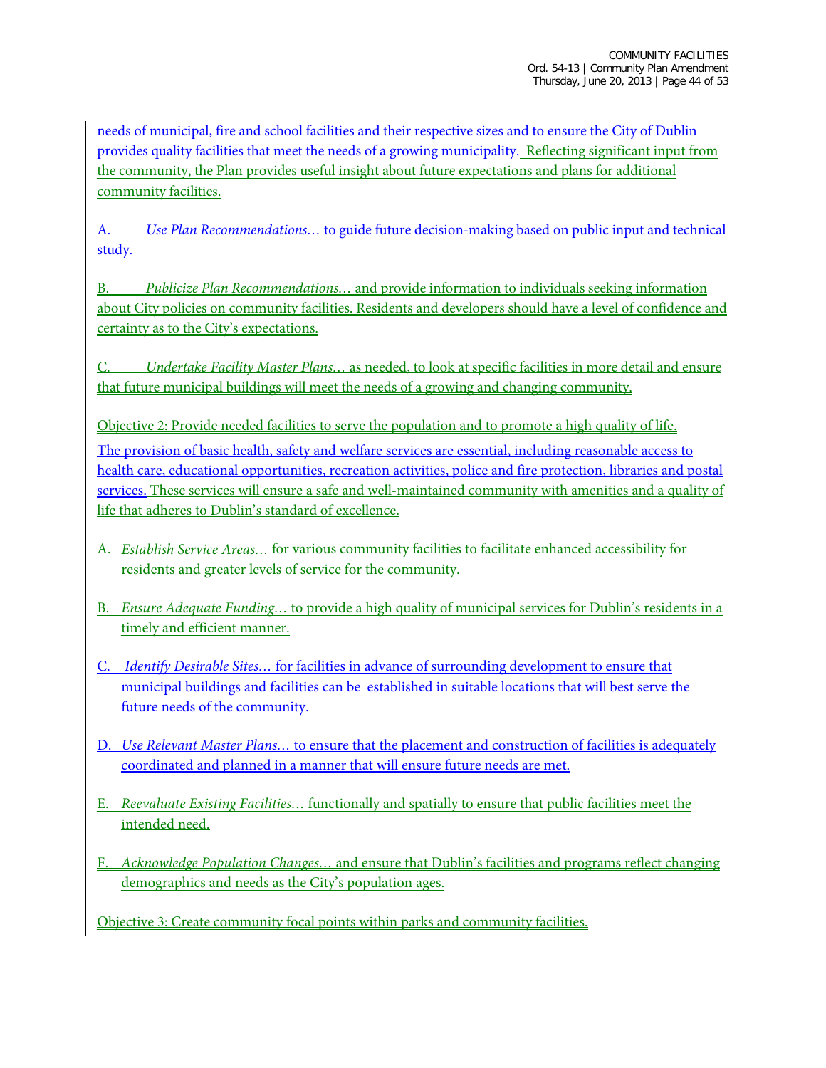needs of municipal, fire and school facilities and their respective sizes and to ensure the City of Dublin provides quality facilities that meet the needs of a growing municipality. Reflecting significant input from the community, the Plan provides useful insight about future expectations and plans for additional community facilities.

A. *Use Plan Recommendations…* to guide future decision-making based on public input and technical study.

B. *Publicize Plan Recommendations…* and provide information to individuals seeking information about City policies on community facilities. Residents and developers should have a level of confidence and certainty as to the City's expectations.

C. *Undertake Facility Master Plans…* as needed, to look at specific facilities in more detail and ensure that future municipal buildings will meet the needs of a growing and changing community.

Objective 2: Provide needed facilities to serve the population and to promote a high quality of life.

The provision of basic health, safety and welfare services are essential, including reasonable access to health care, educational opportunities, recreation activities, police and fire protection, libraries and postal services. These services will ensure a safe and well-maintained community with amenities and a quality of life that adheres to Dublin's standard of excellence.

A. *Establish Service Areas…* for various community facilities to facilitate enhanced accessibility for residents and greater levels of service for the community.

B. *Ensure Adequate Funding…* to provide a high quality of municipal services for Dublin's residents in a timely and efficient manner.

C. *Identify Desirable Sites…* for facilities in advance of surrounding development to ensure that municipal buildings and facilities can be established in suitable locations that will best serve the future needs of the community.

D. *Use Relevant Master Plans…* to ensure that the placement and construction of facilities is adequately coordinated and planned in a manner that will ensure future needs are met.

E. *Reevaluate Existing Facilities…* functionally and spatially to ensure that public facilities meet the intended need.

F. *Acknowledge Population Changes…* and ensure that Dublin's facilities and programs reflect changing demographics and needs as the City's population ages.

Objective 3: Create community focal points within parks and community facilities.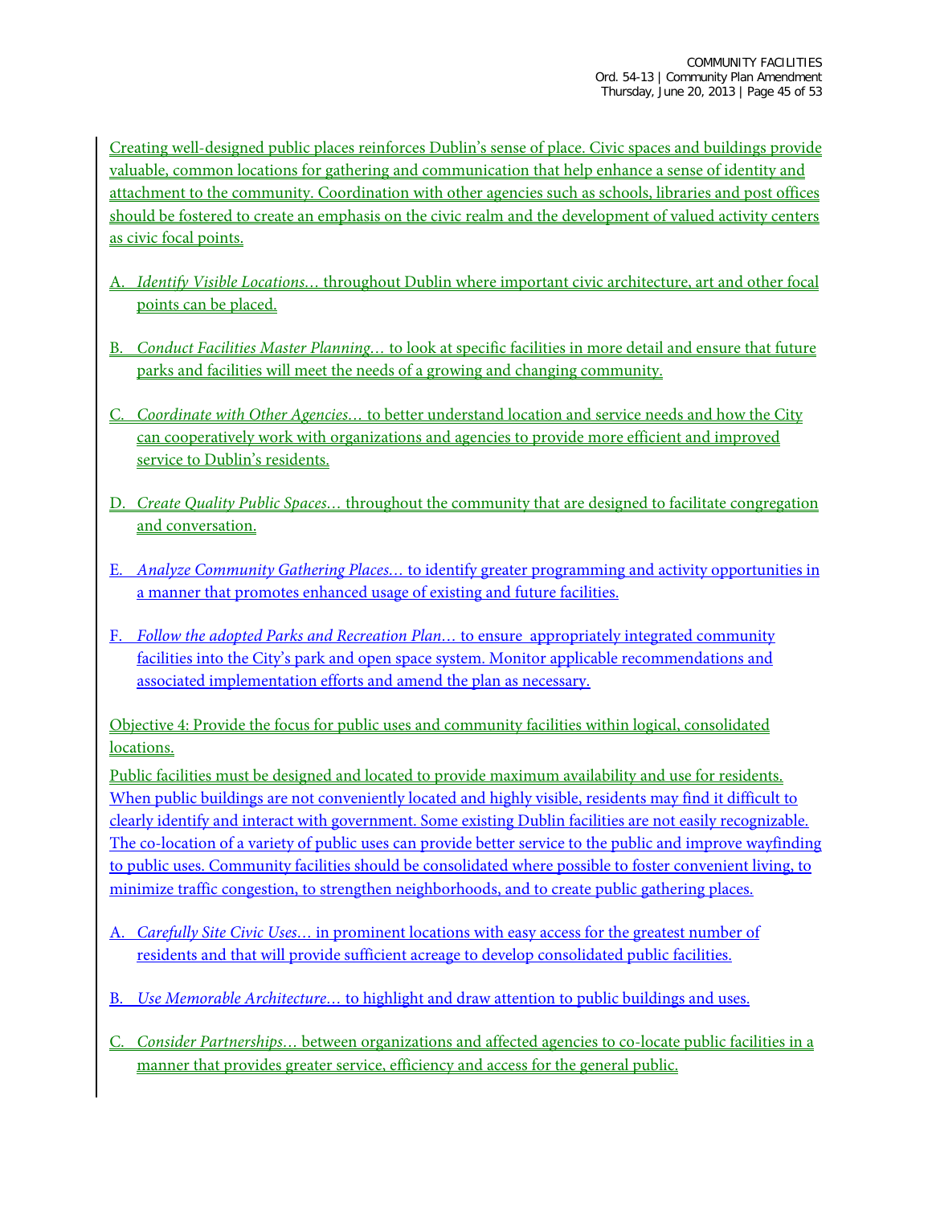Creating well-designed public places reinforces Dublin's sense of place. Civic spaces and buildings provide valuable, common locations for gathering and communication that help enhance a sense of identity and attachment to the community. Coordination with other agencies such as schools, libraries and post offices should be fostered to create an emphasis on the civic realm and the development of valued activity centers as civic focal points.

A. *Identify Visible Locations…* throughout Dublin where important civic architecture, art and other focal points can be placed.

B. *Conduct Facilities Master Planning…* to look at specific facilities in more detail and ensure that future parks and facilities will meet the needs of a growing and changing community.

C. *Coordinate with Other Agencies…* to better understand location and service needs and how the City can cooperatively work with organizations and agencies to provide more efficient and improved service to Dublin's residents.

D. *Create Quality Public Spaces…* throughout the community that are designed to facilitate congregation and conversation.

E. *Analyze Community Gathering Places…* to identify greater programming and activity opportunities in a manner that promotes enhanced usage of existing and future facilities.

F. *Follow the adopted Parks and Recreation Plan…* to ensure appropriately integrated community facilities into the City's park and open space system. Monitor applicable recommendations and associated implementation efforts and amend the plan as necessary.

Objective 4: Provide the focus for public uses and community facilities within logical, consolidated locations.

Public facilities must be designed and located to provide maximum availability and use for residents. When public buildings are not conveniently located and highly visible, residents may find it difficult to clearly identify and interact with government. Some existing Dublin facilities are not easily recognizable. The co-location of a variety of public uses can provide better service to the public and improve wayfinding to public uses. Community facilities should be consolidated where possible to foster convenient living, to minimize traffic congestion, to strengthen neighborhoods, and to create public gathering places.

A. *Carefully Site Civic Uses…* in prominent locations with easy access for the greatest number of residents and that will provide sufficient acreage to develop consolidated public facilities.

B. *Use Memorable Architecture…* to highlight and draw attention to public buildings and uses.

C. *Consider Partnerships…* between organizations and affected agencies to co-locate public facilities in a manner that provides greater service, efficiency and access for the general public.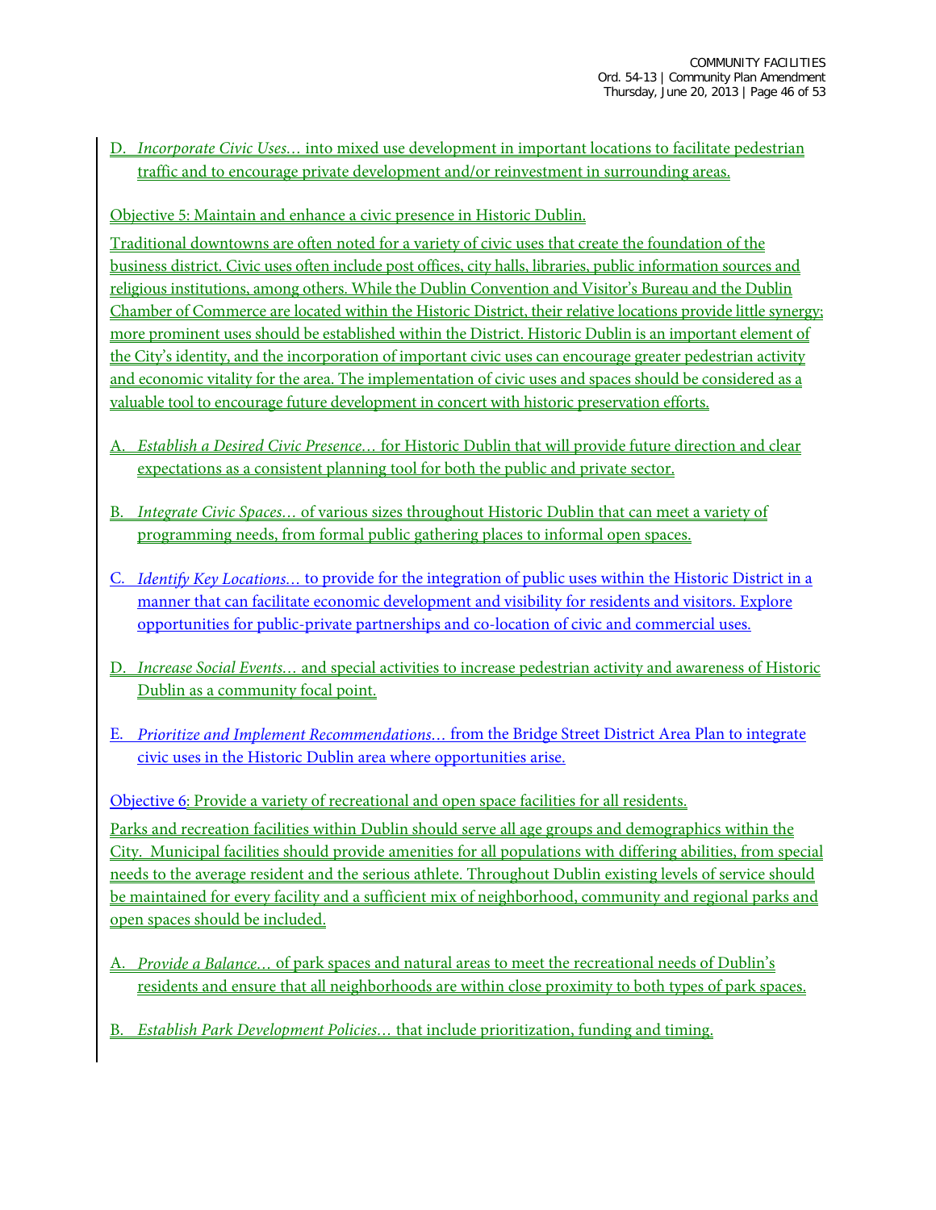D. *Incorporate Civic Uses…* into mixed use development in important locations to facilitate pedestrian traffic and to encourage private development and/or reinvestment in surrounding areas.

Objective 5: Maintain and enhance a civic presence in Historic Dublin.

Traditional downtowns are often noted for a variety of civic uses that create the foundation of the business district. Civic uses often include post offices, city halls, libraries, public information sources and religious institutions, among others. While the Dublin Convention and Visitor's Bureau and the Dublin Chamber of Commerce are located within the Historic District, their relative locations provide little synergy; more prominent uses should be established within the District. Historic Dublin is an important element of the City's identity, and the incorporation of important civic uses can encourage greater pedestrian activity and economic vitality for the area. The implementation of civic uses and spaces should be considered as a valuable tool to encourage future development in concert with historic preservation efforts.

A. *Establish a Desired Civic Presence…* for Historic Dublin that will provide future direction and clear expectations as a consistent planning tool for both the public and private sector.

B. *Integrate Civic Spaces…* of various sizes throughout Historic Dublin that can meet a variety of programming needs, from formal public gathering places to informal open spaces.

C. *Identify Key Locations…* to provide for the integration of public uses within the Historic District in a manner that can facilitate economic development and visibility for residents and visitors. Explore opportunities for public-private partnerships and co-location of civic and commercial uses.

D. *Increase Social Events…* and special activities to increase pedestrian activity and awareness of Historic Dublin as a community focal point.

E. *Prioritize and Implement Recommendations…* from the Bridge Street District Area Plan to integrate civic uses in the Historic Dublin area where opportunities arise.

Objective 6: Provide a variety of recreational and open space facilities for all residents.

Parks and recreation facilities within Dublin should serve all age groups and demographics within the City. Municipal facilities should provide amenities for all populations with differing abilities, from special needs to the average resident and the serious athlete. Throughout Dublin existing levels of service should be maintained for every facility and a sufficient mix of neighborhood, community and regional parks and open spaces should be included.

A. *Provide a Balance…* of park spaces and natural areas to meet the recreational needs of Dublin's residents and ensure that all neighborhoods are within close proximity to both types of park spaces.

B. *Establish Park Development Policies…* that include prioritization, funding and timing.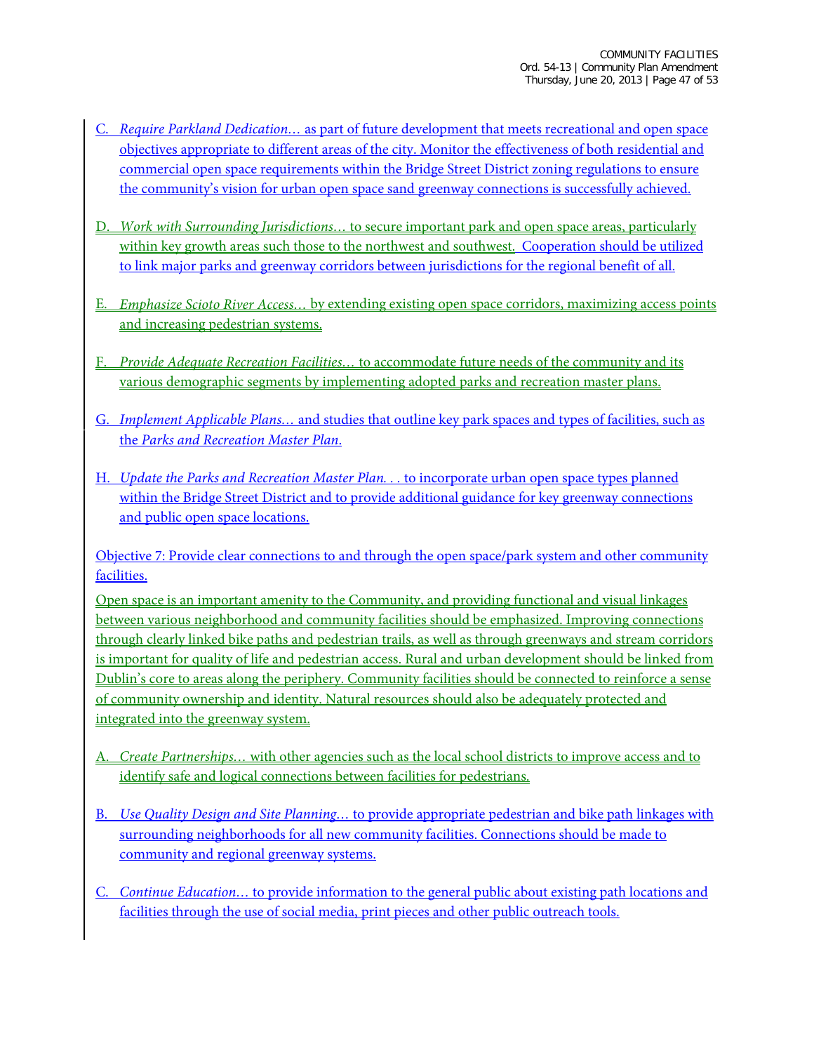C. *Require Parkland Dedication…* as part of future development that meets recreational and open space objectives appropriate to different areas of the city. Monitor the effectiveness of both residential and commercial open space requirements within the Bridge Street District zoning regulations to ensure the community's vision for urban open space sand greenway connections is successfully achieved.

D. *Work with Surrounding Jurisdictions…* to secure important park and open space areas, particularly within key growth areas such those to the northwest and southwest. Cooperation should be utilized to link major parks and greenway corridors between jurisdictions for the regional benefit of all.

E. *Emphasize Scioto River Access…* by extending existing open space corridors, maximizing access points and increasing pedestrian systems.

F. *Provide Adequate Recreation Facilities…* to accommodate future needs of the community and its various demographic segments by implementing adopted parks and recreation master plans.

G. *Implement Applicable Plans…* and studies that outline key park spaces and types of facilities, such as the *Parks and Recreation Master Plan*.

H. *Update the Parks and Recreation Master Plan. . .* to incorporate urban open space types planned within the Bridge Street District and to provide additional guidance for key greenway connections and public open space locations.

Objective 7: Provide clear connections to and through the open space/park system and other community facilities.

Open space is an important amenity to the Community, and providing functional and visual linkages between various neighborhood and community facilities should be emphasized. Improving connections through clearly linked bike paths and pedestrian trails, as well as through greenways and stream corridors is important for quality of life and pedestrian access. Rural and urban development should be linked from Dublin's core to areas along the periphery. Community facilities should be connected to reinforce a sense of community ownership and identity. Natural resources should also be adequately protected and integrated into the greenway system.

A. *Create Partnerships…* with other agencies such as the local school districts to improve access and to identify safe and logical connections between facilities for pedestrians.

B. *Use Quality Design and Site Planning…* to provide appropriate pedestrian and bike path linkages with surrounding neighborhoods for all new community facilities. Connections should be made to community and regional greenway systems.

C. *Continue Education…* to provide information to the general public about existing path locations and facilities through the use of social media, print pieces and other public outreach tools.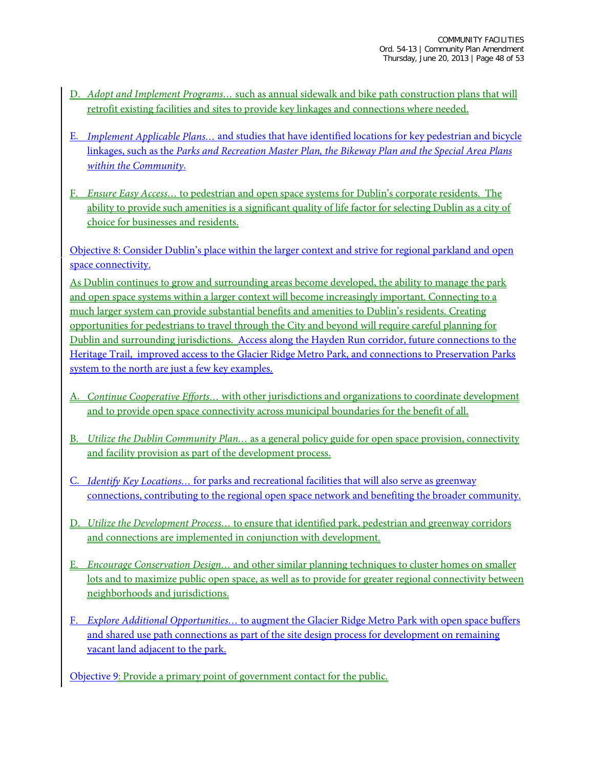D. *Adopt and Implement Programs…* such as annual sidewalk and bike path construction plans that will retrofit existing facilities and sites to provide key linkages and connections where needed.

E. *Implement Applicable Plans…* and studies that have identified locations for key pedestrian and bicycle linkages, such as the *Parks and Recreation Master Plan, the Bikeway Plan and the Special Area Plans within the Community.*

F. *Ensure Easy Access…* to pedestrian and open space systems for Dublin's corporate residents. The ability to provide such amenities is a significant quality of life factor for selecting Dublin as a city of choice for businesses and residents.

Objective 8: Consider Dublin's place within the larger context and strive for regional parkland and open space connectivity.

As Dublin continues to grow and surrounding areas become developed, the ability to manage the park and open space systems within a larger context will become increasingly important. Connecting to a much larger system can provide substantial benefits and amenities to Dublin's residents. Creating opportunities for pedestrians to travel through the City and beyond will require careful planning for Dublin and surrounding jurisdictions. Access along the Hayden Run corridor, future connections to the Heritage Trail, improved access to the Glacier Ridge Metro Park, and connections to Preservation Parks system to the north are just a few key examples.

A. *Continue Cooperative Efforts…* with other jurisdictions and organizations to coordinate development and to provide open space connectivity across municipal boundaries for the benefit of all.

B. *Utilize the Dublin Community Plan…* as a general policy guide for open space provision, connectivity and facility provision as part of the development process.

C. *Identify Key Locations…* for parks and recreational facilities that will also serve as greenway connections, contributing to the regional open space network and benefiting the broader community.

D. *Utilize the Development Process…* to ensure that identified park, pedestrian and greenway corridors and connections are implemented in conjunction with development.

E. *Encourage Conservation Design…* and other similar planning techniques to cluster homes on smaller lots and to maximize public open space, as well as to provide for greater regional connectivity between neighborhoods and jurisdictions.

F. *Explore Additional Opportunities…* to augment the Glacier Ridge Metro Park with open space buffers and shared use path connections as part of the site design process for development on remaining vacant land adjacent to the park.

Objective 9: Provide a primary point of government contact for the public.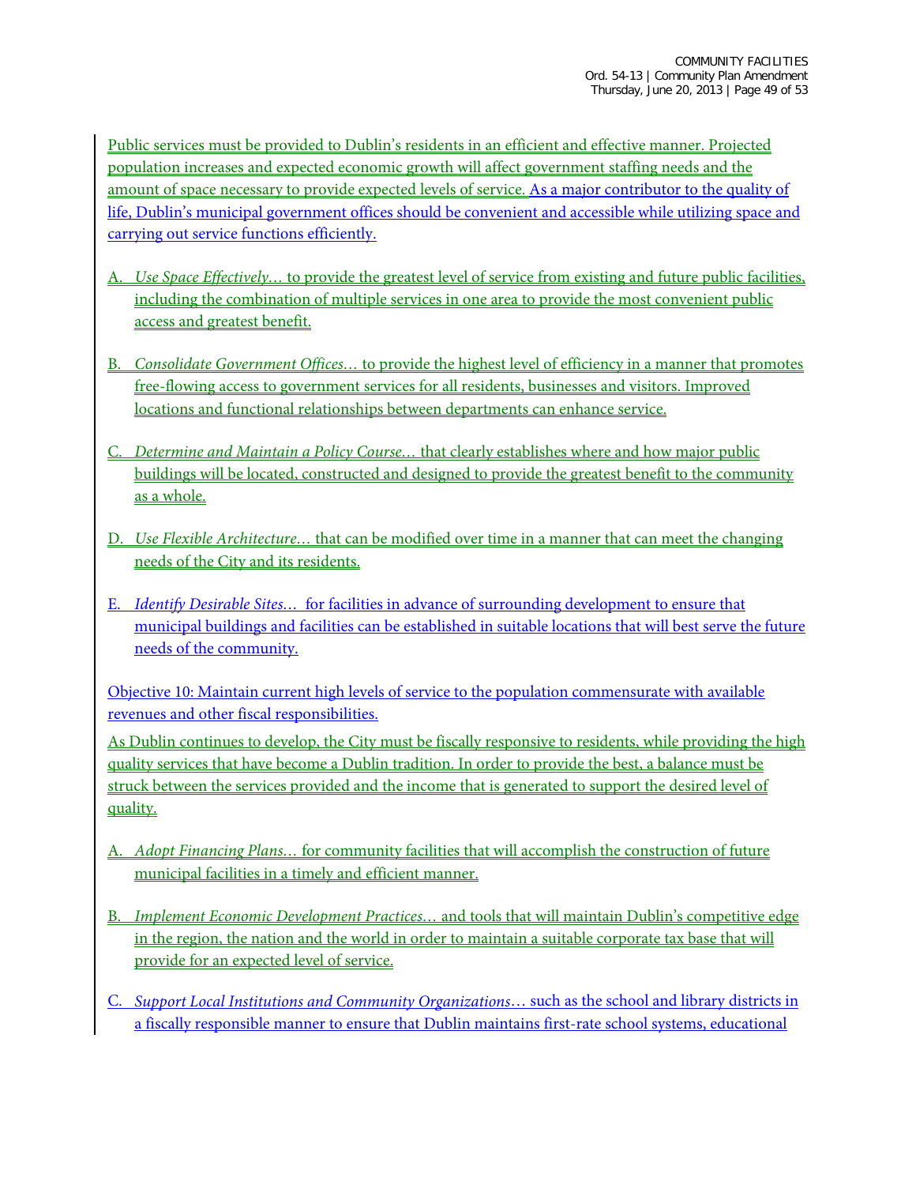Public services must be provided to Dublin's residents in an efficient and effective manner. Projected population increases and expected economic growth will affect government staffing needs and the amount of space necessary to provide expected levels of service. As a major contributor to the quality of life, Dublin's municipal government offices should be convenient and accessible while utilizing space and carrying out service functions efficiently.

A. *Use Space Effectively…* to provide the greatest level of service from existing and future public facilities, including the combination of multiple services in one area to provide the most convenient public access and greatest benefit.

B. *Consolidate Government Offices…* to provide the highest level of efficiency in a manner that promotes free-flowing access to government services for all residents, businesses and visitors. Improved locations and functional relationships between departments can enhance service.

C. *Determine and Maintain a Policy Course…* that clearly establishes where and how major public buildings will be located, constructed and designed to provide the greatest benefit to the community as a whole.

D. *Use Flexible Architecture…* that can be modified over time in a manner that can meet the changing needs of the City and its residents.

E. *Identify Desirable Sites…* for facilities in advance of surrounding development to ensure that municipal buildings and facilities can be established in suitable locations that will best serve the future needs of the community.

Objective 10: Maintain current high levels of service to the population commensurate with available revenues and other fiscal responsibilities.

As Dublin continues to develop, the City must be fiscally responsive to residents, while providing the high quality services that have become a Dublin tradition. In order to provide the best, a balance must be struck between the services provided and the income that is generated to support the desired level of quality.

A. *Adopt Financing Plans…* for community facilities that will accomplish the construction of future municipal facilities in a timely and efficient manner.

B. *Implement Economic Development Practices…* and tools that will maintain Dublin's competitive edge in the region, the nation and the world in order to maintain a suitable corporate tax base that will provide for an expected level of service.

C. *Support Local Institutions and Community Organizations…* such as the school and library districts in a fiscally responsible manner to ensure that Dublin maintains first-rate school systems, educational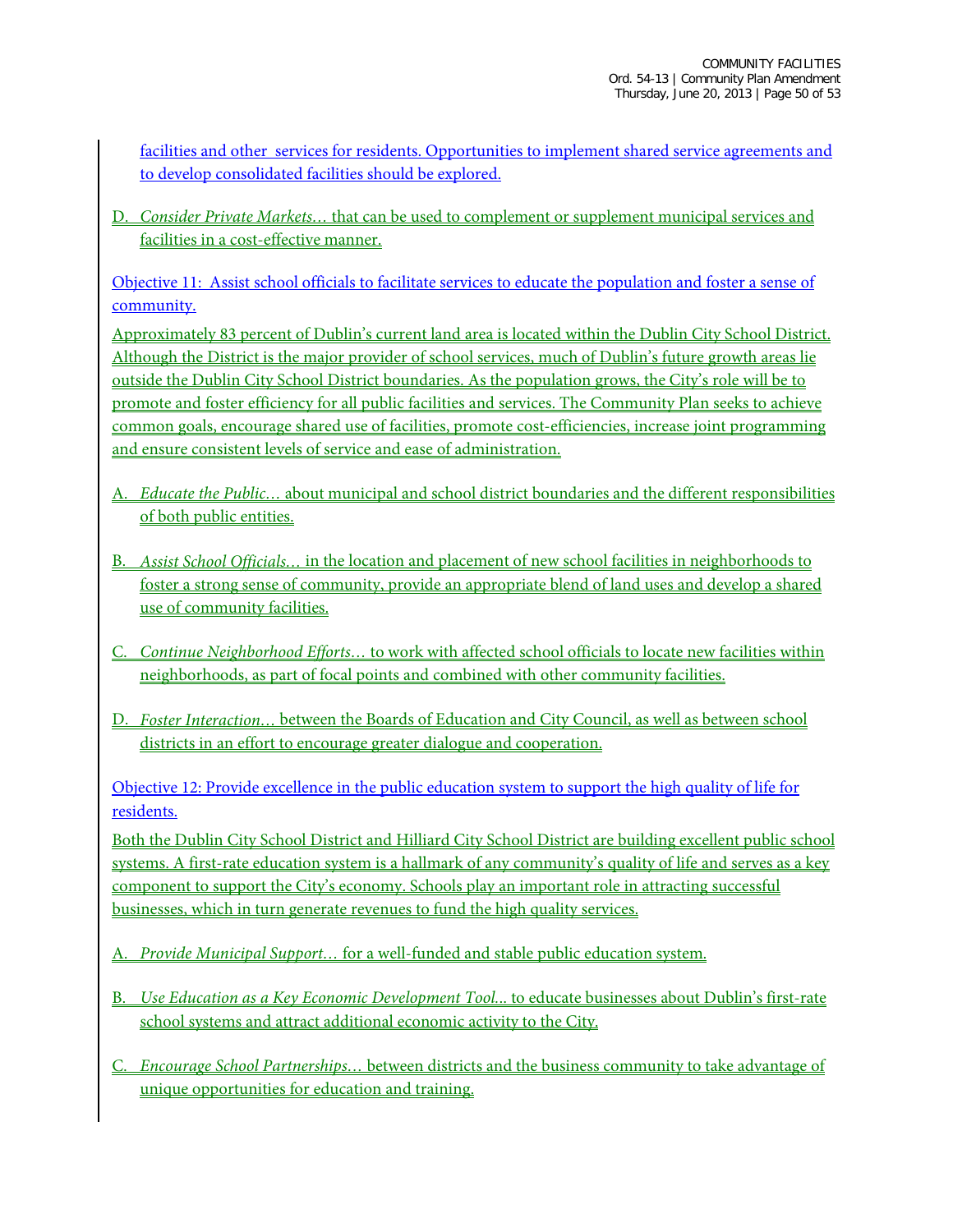facilities and other services for residents. Opportunities to implement shared service agreements and to develop consolidated facilities should be explored.

D. *Consider Private Markets…* that can be used to complement or supplement municipal services and facilities in a cost-effective manner.

Objective 11: Assist school officials to facilitate services to educate the population and foster a sense of community.

Approximately 83 percent of Dublin's current land area is located within the Dublin City School District. Although the District is the major provider of school services, much of Dublin's future growth areas lie outside the Dublin City School District boundaries. As the population grows, the City's role will be to promote and foster efficiency for all public facilities and services. The Community Plan seeks to achieve common goals, encourage shared use of facilities, promote cost-efficiencies, increase joint programming and ensure consistent levels of service and ease of administration.

A. *Educate the Public…* about municipal and school district boundaries and the different responsibilities of both public entities.

B. *Assist School Officials…* in the location and placement of new school facilities in neighborhoods to foster a strong sense of community, provide an appropriate blend of land uses and develop a shared use of community facilities.

C. *Continue Neighborhood Efforts…* to work with affected school officials to locate new facilities within neighborhoods, as part of focal points and combined with other community facilities.

D. *Foster Interaction…* between the Boards of Education and City Council, as well as between school districts in an effort to encourage greater dialogue and cooperation.

Objective 12: Provide excellence in the public education system to support the high quality of life for residents.

Both the Dublin City School District and Hilliard City School District are building excellent public school systems. A first-rate education system is a hallmark of any community's quality of life and serves as a key component to support the City's economy. Schools play an important role in attracting successful businesses, which in turn generate revenues to fund the high quality services.

A. *Provide Municipal Support…* for a well-funded and stable public education system.

B. *Use Education as a Key Economic Development Tool…* to educate businesses about Dublin's first-rate school systems and attract additional economic activity to the City.

C. *Encourage School Partnerships…* between districts and the business community to take advantage of unique opportunities for education and training.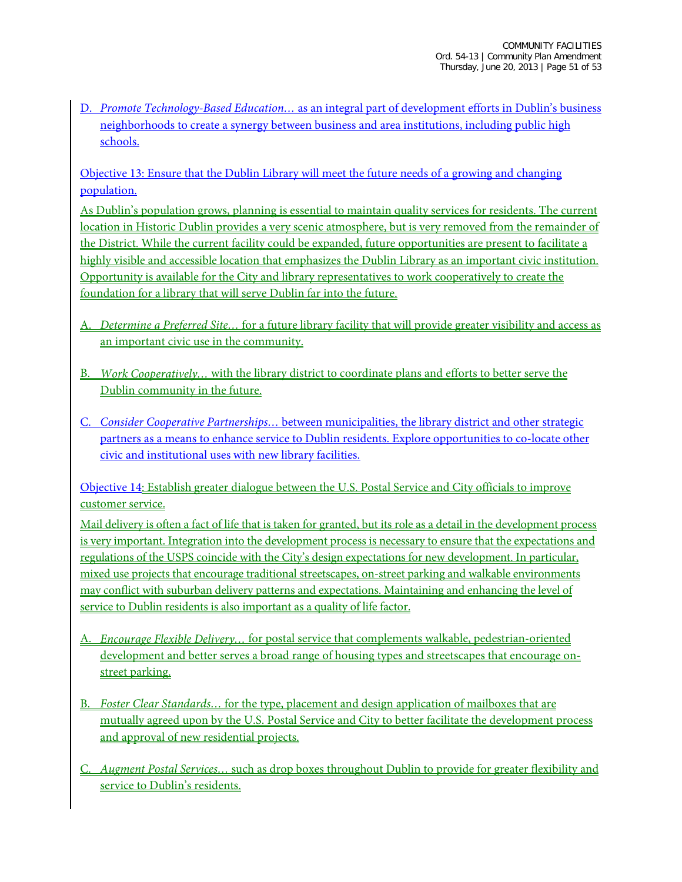D. *Promote Technology-Based Education…* as an integral part of development efforts in Dublin's business neighborhoods to create a synergy between business and area institutions, including public high schools.

Objective 13: Ensure that the Dublin Library will meet the future needs of a growing and changing population.

As Dublin's population grows, planning is essential to maintain quality services for residents. The current location in Historic Dublin provides a very scenic atmosphere, but is very removed from the remainder of the District. While the current facility could be expanded, future opportunities are present to facilitate a highly visible and accessible location that emphasizes the Dublin Library as an important civic institution. Opportunity is available for the City and library representatives to work cooperatively to create the foundation for a library that will serve Dublin far into the future.

A. *Determine a Preferred Site…* for a future library facility that will provide greater visibility and access as an important civic use in the community.

B. *Work Cooperatively…* with the library district to coordinate plans and efforts to better serve the Dublin community in the future.

C. *Consider Cooperative Partnerships…* between municipalities, the library district and other strategic partners as a means to enhance service to Dublin residents. Explore opportunities to co-locate other civic and institutional uses with new library facilities.

Objective 14: Establish greater dialogue between the U.S. Postal Service and City officials to improve customer service.

Mail delivery is often a fact of life that is taken for granted, but its role as a detail in the development process is very important. Integration into the development process is necessary to ensure that the expectations and regulations of the USPS coincide with the City's design expectations for new development. In particular, mixed use projects that encourage traditional streetscapes, on-street parking and walkable environments may conflict with suburban delivery patterns and expectations. Maintaining and enhancing the level of service to Dublin residents is also important as a quality of life factor.

A. *Encourage Flexible Delivery…* for postal service that complements walkable, pedestrian-oriented development and better serves a broad range of housing types and streetscapes that encourage on-street parking.

B. *Foster Clear Standards…* for the type, placement and design application of mailboxes that are mutually agreed upon by the U.S. Postal Service and City to better facilitate the development process and approval of new residential projects.

C. *Augment Postal Services…* such as drop boxes throughout Dublin to provide for greater flexibility and service to Dublin's residents.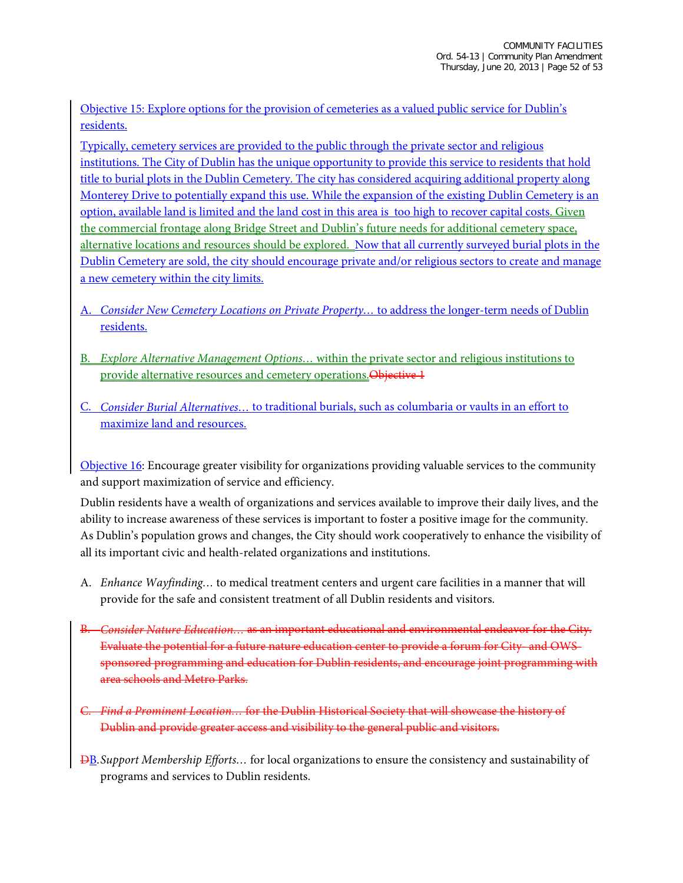Objective 15: Explore options for the provision of cemeteries as a valued public service for Dublin's residents.

Typically, cemetery services are provided to the public through the private sector and religious institutions. The City of Dublin has the unique opportunity to provide this service to residents that hold title to burial plots in the Dublin Cemetery. The city has considered acquiring additional property along Monterey Drive to potentially expand this use. While the expansion of the existing Dublin Cemetery is an option, available land is limited and the land cost in this area is too high to recover capital costs. Given the commercial frontage along Bridge Street and Dublin's future needs for additional cemetery space, alternative locations and resources should be explored. Now that all currently surveyed burial plots in the Dublin Cemetery are sold, the city should encourage private and/or religious sectors to create and manage a new cemetery within the city limits.

A. *Consider New Cemetery Locations on Private Property…* to address the longer-term needs of Dublin residents.

B. *Explore Alternative Management Options…* within the private sector and religious institutions to provide alternative resources and cemetery operations. ~~Objective 1~~

C. *Consider Burial Alternatives…* to traditional burials, such as columbaria or vaults in an effort to maximize land and resources.

Objective 16: Encourage greater visibility for organizations providing valuable services to the community and support maximization of service and efficiency.

Dublin residents have a wealth of organizations and services available to improve their daily lives, and the ability to increase awareness of these services is important to foster a positive image for the community. As Dublin's population grows and changes, the City should work cooperatively to enhance the visibility of all its important civic and health-related organizations and institutions.

A. *Enhance Wayfinding…* to medical treatment centers and urgent care facilities in a manner that will provide for the safe and consistent treatment of all Dublin residents and visitors.

~~B. *Consider Nature Education…* as an important educational and environmental endeavor for the City. Evaluate the potential for a future nature education center to provide a forum for City- and OWS-sponsored programming and education for Dublin residents, and encourage joint programming with area schools and Metro Parks.~~

~~C. *Find a Prominent Location…* for the Dublin Historical Society that will showcase the history of Dublin and provide greater access and visibility to the general public and visitors.~~

~~D~~B. *Support Membership Efforts…* for local organizations to ensure the consistency and sustainability of programs and services to Dublin residents.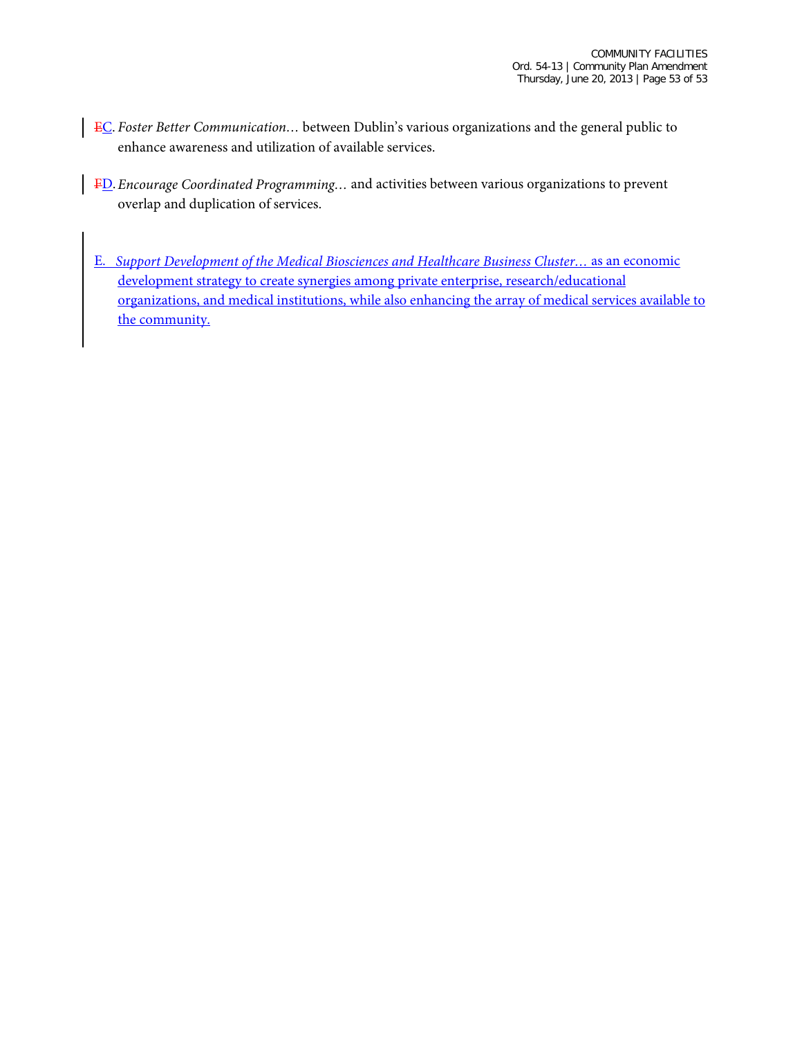~~E~~C. *Foster Better Communication…* between Dublin's various organizations and the general public to enhance awareness and utilization of available services.

~~F~~D. *Encourage Coordinated Programming…* and activities between various organizations to prevent overlap and duplication of services.

E. *Support Development of the Medical Biosciences and Healthcare Business Cluster…* as an economic development strategy to create synergies among private enterprise, research/educational organizations, and medical institutions, while also enhancing the array of medical services available to the community.